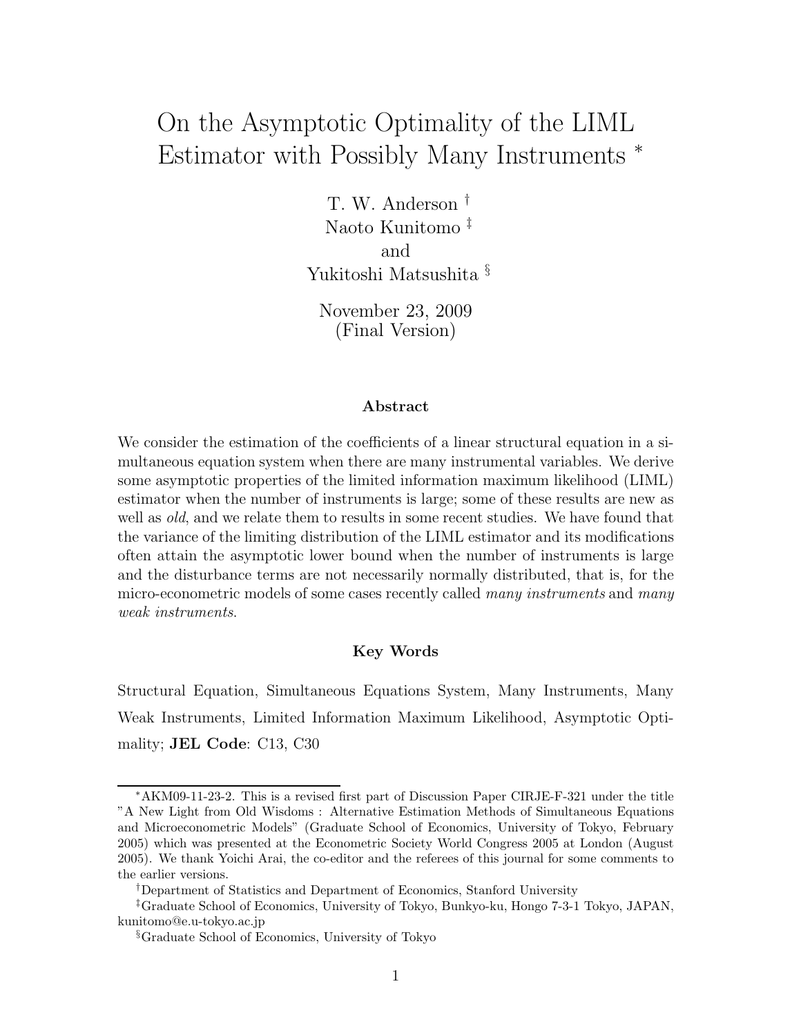# On the Asymptotic Optimality of the LIML Estimator with Possibly Many Instruments [*]

T. W. Anderson [†]
Naoto Kunitomo [‡]
and
Yukitoshi Matsushita [§]

November 23, 2009
(Final Version)

### Abstract

We consider the estimation of the coefficients of a linear structural equation in a simultaneous equation system when there are many instrumental variables. We derive some asymptotic properties of the limited information maximum likelihood (LIML) estimator when the number of instruments is large; some of these results are new as well as *old*, and we relate them to results in some recent studies. We have found that the variance of the limiting distribution of the LIML estimator and its modifications often attain the asymptotic lower bound when the number of instruments is large and the disturbance terms are not necessarily normally distributed, that is, for the micro-econometric models of some cases recently called *many instruments* and *many weak instruments*.

### Key Words

Structural Equation, Simultaneous Equations System, Many Instruments, Many Weak Instruments, Limited Information Maximum Likelihood, Asymptotic Optimality; **JEL Code**: C13, C30

---

[*] AKM09-11-23-2. This is a revised first part of Discussion Paper CIRJE-F-321 under the title "A New Light from Old Wisdoms : Alternative Estimation Methods of Simultaneous Equations and Microeconometric Models" (Graduate School of Economics, University of Tokyo, February 2005) which was presented at the Econometric Society World Congress 2005 at London (August 2005). We thank Yoichi Arai, the co-editor and the referees of this journal for some comments to the earlier versions.

[†] Department of Statistics and Department of Economics, Stanford University

[‡] Graduate School of Economics, University of Tokyo, Bunkyo-ku, Hongo 7-3-1 Tokyo, JAPAN, kunitomo@e.u-tokyo.ac.jp

[§] Graduate School of Economics, University of Tokyo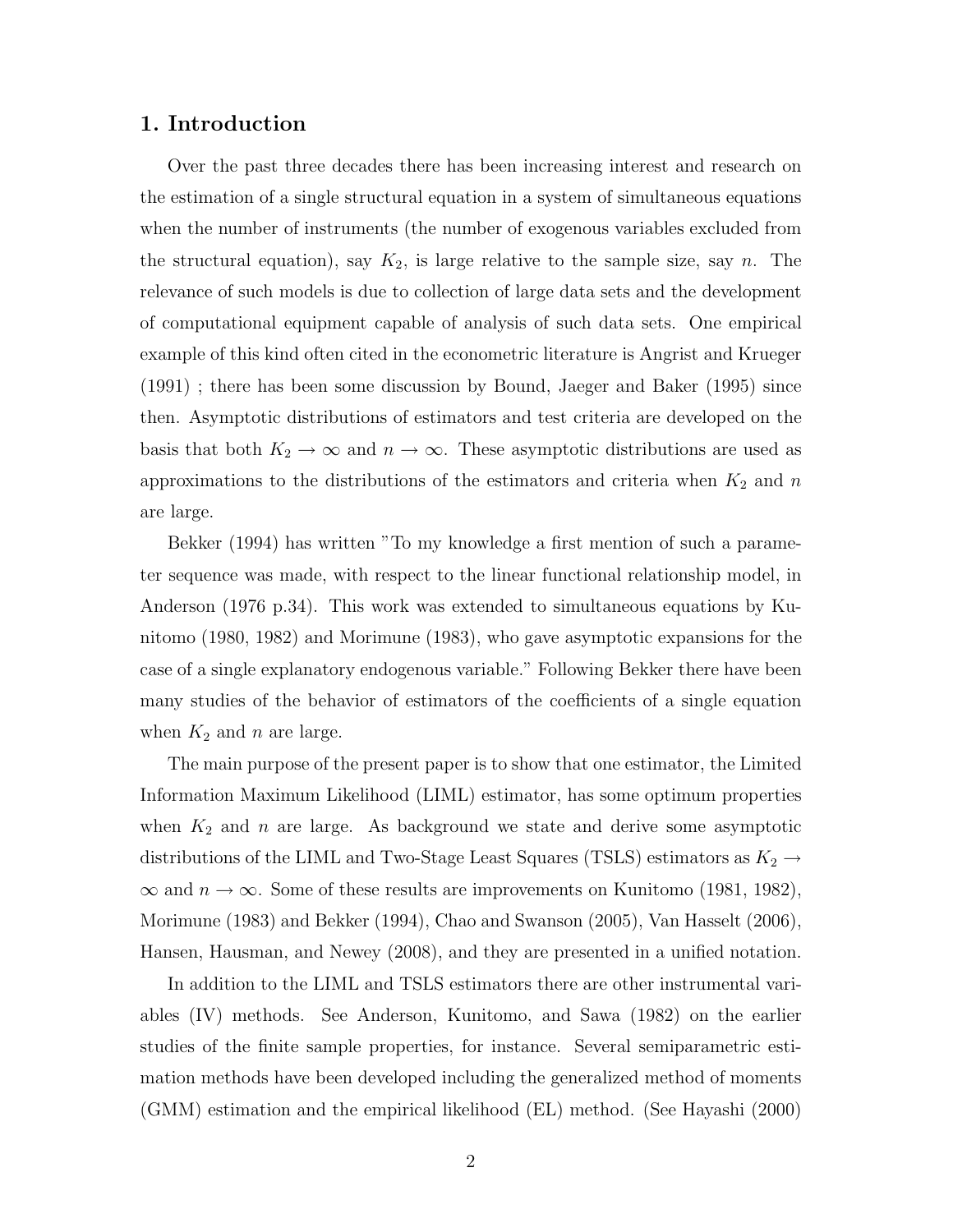## 1. Introduction

Over the past three decades there has been increasing interest and research on the estimation of a single structural equation in a system of simultaneous equations when the number of instruments (the number of exogenous variables excluded from the structural equation), say $K_2$, is large relative to the sample size, say $n$. The relevance of such models is due to collection of large data sets and the development of computational equipment capable of analysis of such data sets. One empirical example of this kind often cited in the econometric literature is Angrist and Krueger (1991) ; there has been some discussion by Bound, Jaeger and Baker (1995) since then. Asymptotic distributions of estimators and test criteria are developed on the basis that both $K_2 \to \infty$ and $n \to \infty$. These asymptotic distributions are used as approximations to the distributions of the estimators and criteria when $K_2$ and $n$ are large.

Bekker (1994) has written "To my knowledge a first mention of such a parameter sequence was made, with respect to the linear functional relationship model, in Anderson (1976 p.34). This work was extended to simultaneous equations by Kunitomo (1980, 1982) and Morimune (1983), who gave asymptotic expansions for the case of a single explanatory endogenous variable." Following Bekker there have been many studies of the behavior of estimators of the coefficients of a single equation when $K_2$ and $n$ are large.

The main purpose of the present paper is to show that one estimator, the Limited Information Maximum Likelihood (LIML) estimator, has some optimum properties when $K_2$ and $n$ are large. As background we state and derive some asymptotic distributions of the LIML and Two-Stage Least Squares (TSLS) estimators as $K_2 \to \infty$ and $n \to \infty$. Some of these results are improvements on Kunitomo (1981, 1982), Morimune (1983) and Bekker (1994), Chao and Swanson (2005), Van Hasselt (2006), Hansen, Hausman, and Newey (2008), and they are presented in a unified notation.

In addition to the LIML and TSLS estimators there are other instrumental variables (IV) methods. See Anderson, Kunitomo, and Sawa (1982) on the earlier studies of the finite sample properties, for instance. Several semiparametric estimation methods have been developed including the generalized method of moments (GMM) estimation and the empirical likelihood (EL) method. (See Hayashi (2000)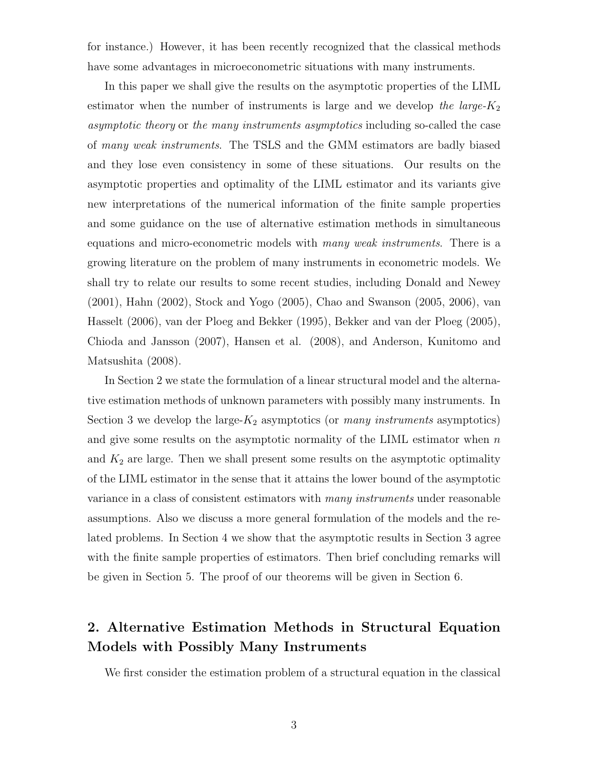for instance.) However, it has been recently recognized that the classical methods have some advantages in microeconometric situations with many instruments.

In this paper we shall give the results on the asymptotic properties of the LIML estimator when the number of instruments is large and we develop *the large-$K_2$ asymptotic theory* or *the many instruments asymptotics* including so-called the case of *many weak instruments*. The TSLS and the GMM estimators are badly biased and they lose even consistency in some of these situations. Our results on the asymptotic properties and optimality of the LIML estimator and its variants give new interpretations of the numerical information of the finite sample properties and some guidance on the use of alternative estimation methods in simultaneous equations and micro-econometric models with *many weak instruments*. There is a growing literature on the problem of many instruments in econometric models. We shall try to relate our results to some recent studies, including Donald and Newey (2001), Hahn (2002), Stock and Yogo (2005), Chao and Swanson (2005, 2006), van Hasselt (2006), van der Ploeg and Bekker (1995), Bekker and van der Ploeg (2005), Chioda and Jansson (2007), Hansen et al. (2008), and Anderson, Kunitomo and Matsushita (2008).

In Section 2 we state the formulation of a linear structural model and the alternative estimation methods of unknown parameters with possibly many instruments. In Section 3 we develop the large-$K_2$ asymptotics (or *many instruments* asymptotics) and give some results on the asymptotic normality of the LIML estimator when $n$ and $K_2$ are large. Then we shall present some results on the asymptotic optimality of the LIML estimator in the sense that it attains the lower bound of the asymptotic variance in a class of consistent estimators with *many instruments* under reasonable assumptions. Also we discuss a more general formulation of the models and the related problems. In Section 4 we show that the asymptotic results in Section 3 agree with the finite sample properties of estimators. Then brief concluding remarks will be given in Section 5. The proof of our theorems will be given in Section 6.

## 2. Alternative Estimation Methods in Structural Equation Models with Possibly Many Instruments

We first consider the estimation problem of a structural equation in the classical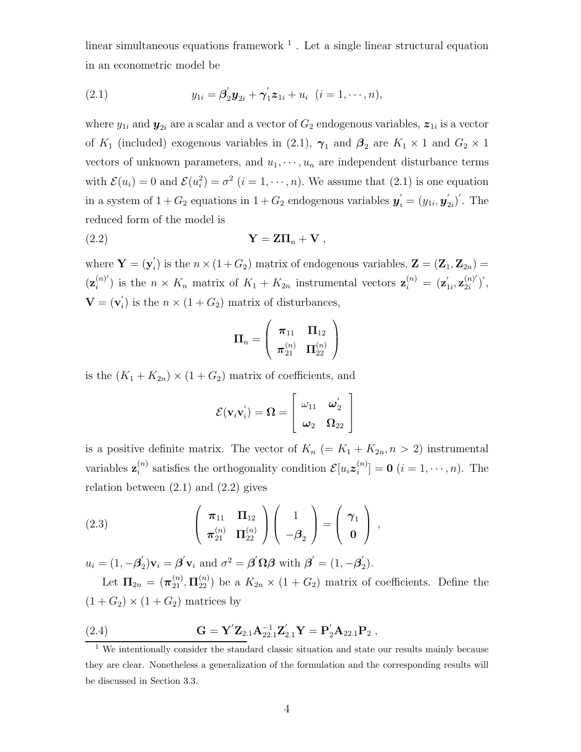linear simultaneous equations framework [1] . Let a single linear structural equation in an econometric model be

$$y_{1i} = \boldsymbol{\beta}_2^{'} \boldsymbol{y}_{2i} + \boldsymbol{\gamma}_1^{'} \boldsymbol{z}_{1i} + u_i \quad (i = 1, \cdots, n), \tag{2.1}$$

where $y_{1i}$ and $\boldsymbol{y}_{2i}$ are a scalar and a vector of $G_2$ endogenous variables, $\boldsymbol{z}_{1i}$ is a vector of $K_1$ (included) exogenous variables in (2.1), $\boldsymbol{\gamma}_1$ and $\boldsymbol{\beta}_2$ are $K_1 \times 1$ and $G_2 \times 1$ vectors of unknown parameters, and $u_1, \cdots, u_n$ are independent disturbance terms with $\mathcal{E}(u_i) = 0$ and $\mathcal{E}(u_i^2) = \sigma^2$ $(i = 1, \cdots, n)$. We assume that (2.1) is one equation in a system of $1 + G_2$ equations in $1 + G_2$ endogenous variables $\boldsymbol{y}_i^{'} = (y_{1i}, \boldsymbol{y}_{2i}^{'})^{'}$. The reduced form of the model is

$$\mathbf{Y} = \mathbf{Z}\boldsymbol{\Pi}_n + \mathbf{V} \ , \tag{2.2}$$

where $\mathbf{Y} = (\mathbf{y}_i^{'})$ is the $n \times (1 + G_2)$ matrix of endogenous variables, $\mathbf{Z} = (\mathbf{Z}_1, \mathbf{Z}_{2n}) = (\mathbf{z}_i^{(n)'})$ is the $n \times K_n$ matrix of $K_1 + K_{2n}$ instrumental vectors $\mathbf{z}_i^{(n)} = (\mathbf{z}_{1i}^{'}, \mathbf{z}_{2i}^{(n)'})^{'}$, $\mathbf{V} = (\mathbf{v}_i^{'})$ is the $n \times (1 + G_2)$ matrix of disturbances,

$$\boldsymbol{\Pi}_n = \begin{pmatrix} \boldsymbol{\pi}_{11} & \boldsymbol{\Pi}_{12} \\ \boldsymbol{\pi}_{21}^{(n)} & \boldsymbol{\Pi}_{22}^{(n)} \end{pmatrix}$$

is the $(K_1 + K_{2n}) \times (1 + G_2)$ matrix of coefficients, and

$$\mathcal{E}(\mathbf{v}_i \mathbf{v}_i^{'}) = \boldsymbol{\Omega} = \begin{bmatrix} \omega_{11} & \boldsymbol{\omega}_2^{'} \\ \boldsymbol{\omega}_2 & \boldsymbol{\Omega}_{22} \end{bmatrix}$$

is a positive definite matrix. The vector of $K_n$ $(= K_1 + K_{2n}, n > 2)$ instrumental variables $\mathbf{z}_i^{(n)}$ satisfies the orthogonality condition $\mathcal{E}[u_i \boldsymbol{z}_i^{(n)}] = \mathbf{0}$ $(i = 1, \cdots, n)$. The relation between (2.1) and (2.2) gives

$$\begin{pmatrix} \boldsymbol{\pi}_{11} & \boldsymbol{\Pi}_{12} \\ \boldsymbol{\pi}_{21}^{(n)} & \boldsymbol{\Pi}_{22}^{(n)} \end{pmatrix} \begin{pmatrix} 1 \\ -\boldsymbol{\beta}_2 \end{pmatrix} = \begin{pmatrix} \boldsymbol{\gamma}_1 \\ \mathbf{0} \end{pmatrix} , \tag{2.3}$$

$u_i = (1, -\boldsymbol{\beta}_2^{'})\mathbf{v}_i = \boldsymbol{\beta}^{'}\mathbf{v}_i$ and $\sigma^2 = \boldsymbol{\beta}^{'}\boldsymbol{\Omega}\boldsymbol{\beta}$ with $\boldsymbol{\beta}^{'} = (1, -\boldsymbol{\beta}_2^{'})$.

Let $\boldsymbol{\Pi}_{2n} = (\boldsymbol{\pi}_{21}^{(n)}, \boldsymbol{\Pi}_{22}^{(n)})$ be a $K_{2n} \times (1 + G_2)$ matrix of coefficients. Define the $(1 + G_2) \times (1 + G_2)$ matrices by

$$\mathbf{G} = \mathbf{Y}^{'}\mathbf{Z}_{2.1}\mathbf{A}_{22.1}^{-1}\mathbf{Z}_{2.1}^{'}\mathbf{Y} = \mathbf{P}_2^{'}\mathbf{A}_{22.1}\mathbf{P}_2 \ , \tag{2.4}$$

[1] We intentionally consider the standard classic situation and state our results mainly because they are clear. Nonetheless a generalization of the formulation and the corresponding results will be discussed in Section 3.3.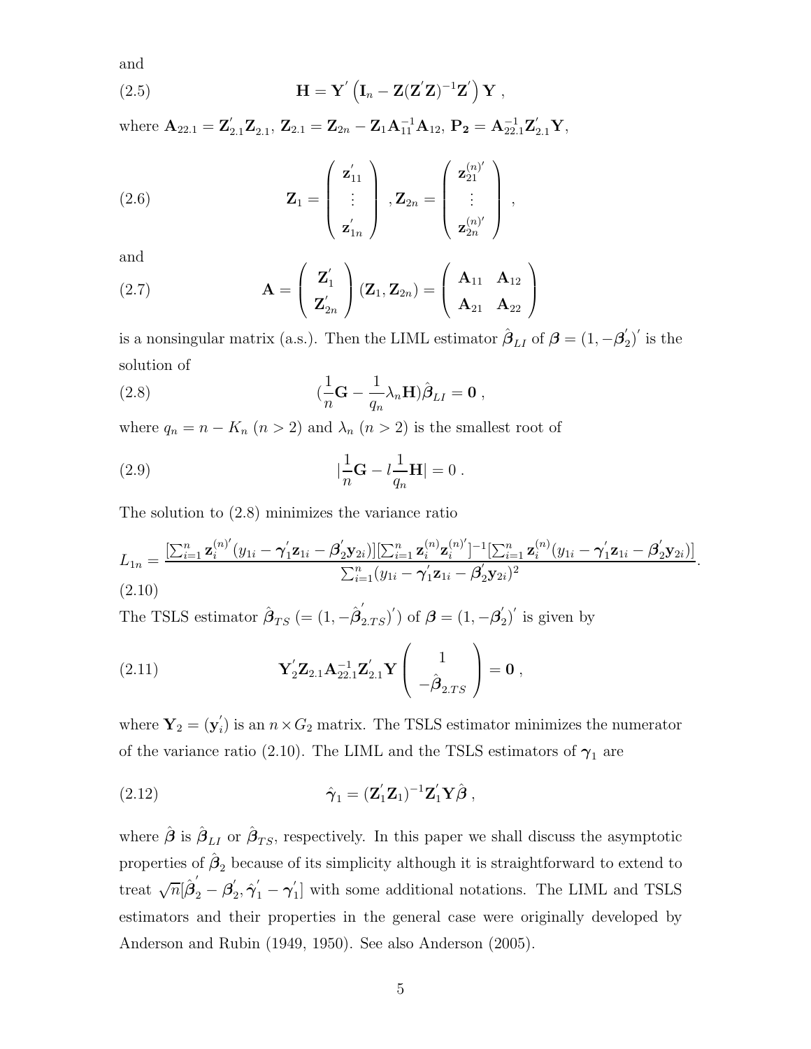and

$$\mathbf{H} = \mathbf{Y}^{'}\left(\mathbf{I}_n - \mathbf{Z}(\mathbf{Z}^{'}\mathbf{Z})^{-1}\mathbf{Z}^{'}\right)\mathbf{Y}\ , \tag{2.5}$$

where $\mathbf{A}_{22.1} = \mathbf{Z}_{2.1}^{'}\mathbf{Z}_{2.1}$, $\mathbf{Z}_{2.1} = \mathbf{Z}_{2n} - \mathbf{Z}_1\mathbf{A}_{11}^{-1}\mathbf{A}_{12}$, $\mathbf{P_2} = \mathbf{A}_{22.1}^{-1}\mathbf{Z}_{2.1}^{'}\mathbf{Y}$,

$$\mathbf{Z}_1 = \begin{pmatrix} \mathbf{z}_{11}^{'} \\ \vdots \\ \mathbf{z}_{1n}^{'} \end{pmatrix}, \mathbf{Z}_{2n} = \begin{pmatrix} \mathbf{z}_{21}^{(n)'} \\ \vdots \\ \mathbf{z}_{2n}^{(n)'} \end{pmatrix}, \tag{2.6}$$

and

$$\mathbf{A} = \begin{pmatrix} \mathbf{Z}_1^{'} \\ \mathbf{Z}_{2n}^{'} \end{pmatrix}(\mathbf{Z}_1, \mathbf{Z}_{2n}) = \begin{pmatrix} \mathbf{A}_{11} & \mathbf{A}_{12} \\ \mathbf{A}_{21} & \mathbf{A}_{22} \end{pmatrix} \tag{2.7}$$

is a nonsingular matrix (a.s.). Then the LIML estimator $\hat{\boldsymbol{\beta}}_{LI}$ of $\boldsymbol{\beta} = (1, -\boldsymbol{\beta}_2^{'})^{'}$ is the solution of

$$(\frac{1}{n}\mathbf{G} - \frac{1}{q_n}\lambda_n\mathbf{H})\hat{\boldsymbol{\beta}}_{LI} = \mathbf{0}\ , \tag{2.8}$$

where $q_n = n - K_n$ $(n > 2)$ and $\lambda_n$ $(n > 2)$ is the smallest root of

$$|\frac{1}{n}\mathbf{G} - l\frac{1}{q_n}\mathbf{H}| = 0\ . \tag{2.9}$$

The solution to (2.8) minimizes the variance ratio

$$L_{1n} = \frac{[\sum_{i=1}^n \mathbf{z}_i^{(n)'}(y_{1i} - \boldsymbol{\gamma}_1^{'}\mathbf{z}_{1i} - \boldsymbol{\beta}_2^{'}\mathbf{y}_{2i})][\sum_{i=1}^n \mathbf{z}_i^{(n)}\mathbf{z}_i^{(n)'}]^{-1}[\sum_{i=1}^n \mathbf{z}_i^{(n)}(y_{1i} - \boldsymbol{\gamma}_1^{'}\mathbf{z}_{1i} - \boldsymbol{\beta}_2^{'}\mathbf{y}_{2i})]}{\sum_{i=1}^n(y_{1i} - \boldsymbol{\gamma}_1^{'}\mathbf{z}_{1i} - \boldsymbol{\beta}_2^{'}\mathbf{y}_{2i})^2}. \tag{2.10}$$

The TSLS estimator $\hat{\boldsymbol{\beta}}_{TS}$ $(= (1, -\hat{\boldsymbol{\beta}}_{2.TS}^{'})^{'})$ of $\boldsymbol{\beta} = (1, -\boldsymbol{\beta}_2^{'})^{'}$ is given by

$$\mathbf{Y}_2^{'}\mathbf{Z}_{2.1}\mathbf{A}_{22.1}^{-1}\mathbf{Z}_{2.1}^{'}\mathbf{Y}\begin{pmatrix} 1 \\ -\hat{\boldsymbol{\beta}}_{2.TS} \end{pmatrix} = \mathbf{0}\ , \tag{2.11}$$

where $\mathbf{Y}_2 = (\mathbf{y}_i^{'})$ is an $n \times G_2$ matrix. The TSLS estimator minimizes the numerator of the variance ratio (2.10). The LIML and the TSLS estimators of $\boldsymbol{\gamma}_1$ are

$$\hat{\boldsymbol{\gamma}}_1 = (\mathbf{Z}_1^{'}\mathbf{Z}_1)^{-1}\mathbf{Z}_1^{'}\mathbf{Y}\hat{\boldsymbol{\beta}}\ , \tag{2.12}$$

where $\hat{\boldsymbol{\beta}}$ is $\hat{\boldsymbol{\beta}}_{LI}$ or $\hat{\boldsymbol{\beta}}_{TS}$, respectively. In this paper we shall discuss the asymptotic properties of $\hat{\boldsymbol{\beta}}_2$ because of its simplicity although it is straightforward to extend to treat $\sqrt{n}[\hat{\boldsymbol{\beta}}_2^{'} - \boldsymbol{\beta}_2^{'}, \hat{\boldsymbol{\gamma}}_1^{'} - \boldsymbol{\gamma}_1^{'}]$ with some additional notations. The LIML and TSLS estimators and their properties in the general case were originally developed by Anderson and Rubin (1949, 1950). See also Anderson (2005).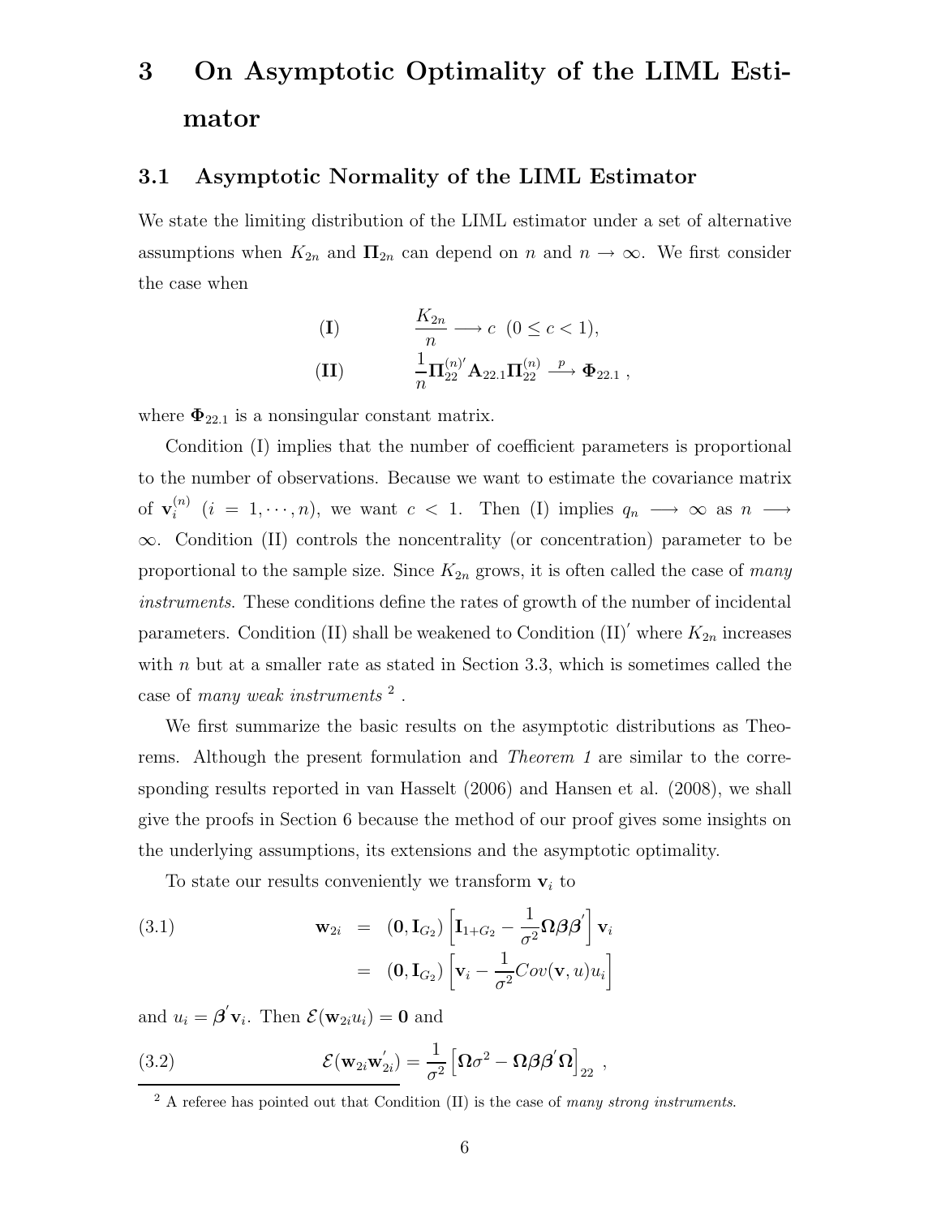# 3 On Asymptotic Optimality of the LIML Estimator

## 3.1 Asymptotic Normality of the LIML Estimator

We state the limiting distribution of the LIML estimator under a set of alternative assumptions when $K_{2n}$ and $\mathbf{\Pi}_{2n}$ can depend on $n$ and $n \rightarrow \infty$. We first consider the case when

$$
\begin{aligned}
&(\mathbf{I}) \qquad \frac{K_{2n}}{n} \longrightarrow c \ \ (0 \leq c < 1), \\
&(\mathbf{II}) \qquad \frac{1}{n}\mathbf{\Pi}_{22}^{(n)'}\mathbf{A}_{22.1}\mathbf{\Pi}_{22}^{(n)} \stackrel{p}{\longrightarrow} \mathbf{\Phi}_{22.1} \ ,
\end{aligned}
$$

where $\mathbf{\Phi}_{22.1}$ is a nonsingular constant matrix.

Condition (I) implies that the number of coefficient parameters is proportional to the number of observations. Because we want to estimate the covariance matrix of $\mathbf{v}_i^{(n)}$ $(i = 1, \cdots, n)$, we want $c < 1$. Then (I) implies $q_n \longrightarrow \infty$ as $n \longrightarrow \infty$. Condition (II) controls the noncentrality (or concentration) parameter to be proportional to the sample size. Since $K_{2n}$ grows, it is often called the case of *many instruments*. These conditions define the rates of growth of the number of incidental parameters. Condition (II) shall be weakened to Condition (II)$'$ where $K_{2n}$ increases with $n$ but at a smaller rate as stated in Section 3.3, which is sometimes called the case of *many weak instruments* [2] .

We first summarize the basic results on the asymptotic distributions as Theorems. Although the present formulation and *Theorem 1* are similar to the corresponding results reported in van Hasselt (2006) and Hansen et al. (2008), we shall give the proofs in Section 6 because the method of our proof gives some insights on the underlying assumptions, its extensions and the asymptotic optimality.

To state our results conveniently we transform $\mathbf{v}_i$ to

$$
\begin{aligned}
(3.1) \qquad \mathbf{w}_{2i} &= (\mathbf{0}, \mathbf{I}_{G_2})\left[\mathbf{I}_{1+G_2} - \frac{1}{\sigma^2}\mathbf{\Omega}\boldsymbol{\beta}\boldsymbol{\beta}^{'}\right]\mathbf{v}_i \\
&= (\mathbf{0}, \mathbf{I}_{G_2})\left[\mathbf{v}_i - \frac{1}{\sigma^2}Cov(\mathbf{v}, u)u_i\right]
\end{aligned}
$$

and $u_i = \boldsymbol{\beta}^{'}\mathbf{v}_i$. Then $\mathcal{E}(\mathbf{w}_{2i}u_i) = \mathbf{0}$ and

$$
(3.2) \qquad \mathcal{E}(\mathbf{w}_{2i}\mathbf{w}_{2i}^{'}) = \frac{1}{\sigma^2}\left[\mathbf{\Omega}\sigma^2 - \mathbf{\Omega}\boldsymbol{\beta}\boldsymbol{\beta}^{'}\mathbf{\Omega}\right]_{22} \ ,
$$

[2] A referee has pointed out that Condition (II) is the case of *many strong instruments*.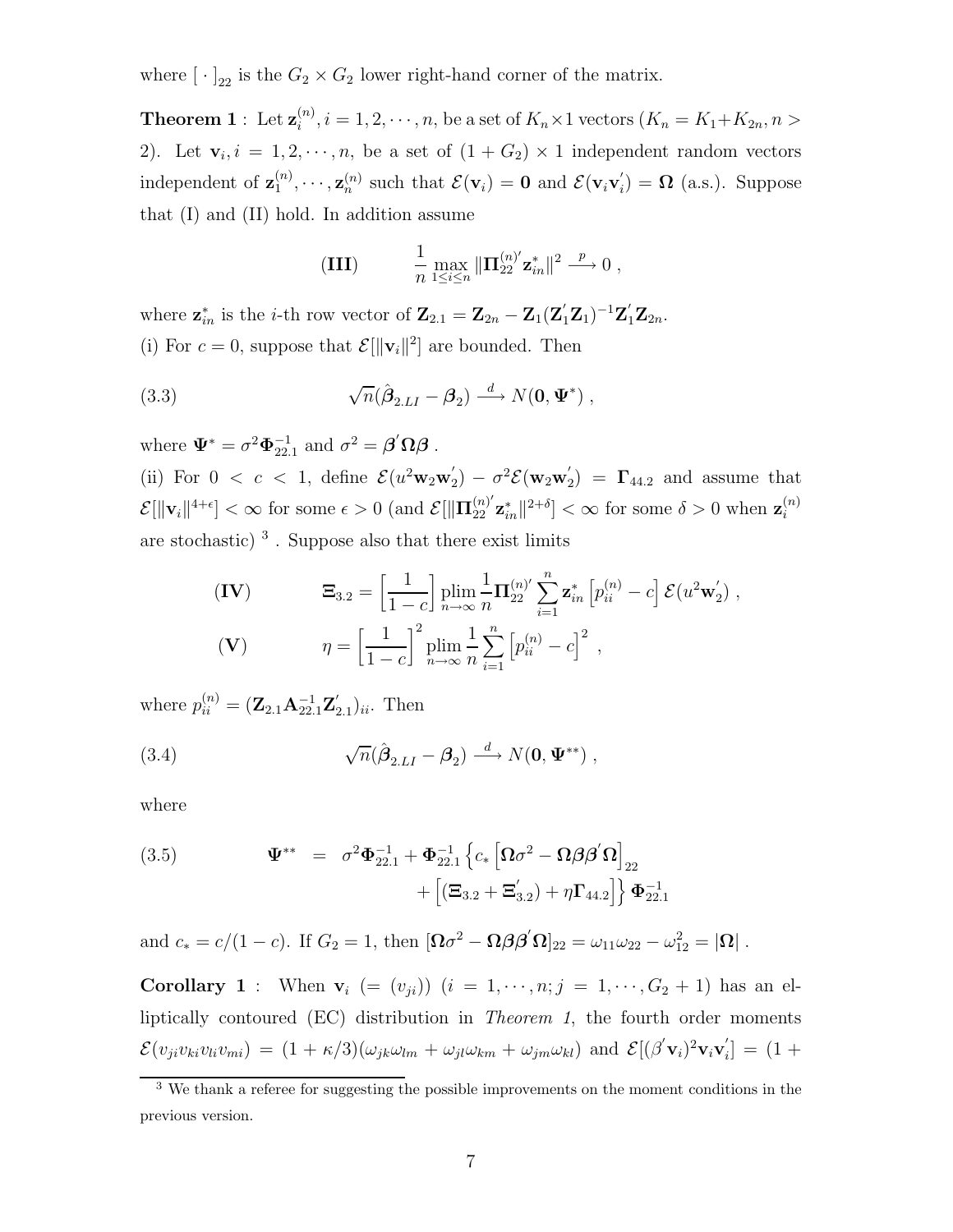where $[\,\cdot\,]_{22}$ is the $G_2 \times G_2$ lower right-hand corner of the matrix.

**Theorem 1** : Let $\mathbf{z}_i^{(n)}, i = 1, 2, \cdots, n$, be a set of $K_n \times 1$ vectors ($K_n = K_1 + K_{2n}, n > 2$). Let $\mathbf{v}_i, i = 1, 2, \cdots, n$, be a set of $(1 + G_2) \times 1$ independent random vectors independent of $\mathbf{z}_1^{(n)}, \cdots, \mathbf{z}_n^{(n)}$ such that $\mathcal{E}(\mathbf{v}_i) = \mathbf{0}$ and $\mathcal{E}(\mathbf{v}_i \mathbf{v}_i^{'}) = \mathbf{\Omega}$ (a.s.). Suppose that (I) and (II) hold. In addition assume

$$
\textbf{(III)} \qquad \frac{1}{n} \max_{1 \le i \le n} \|\mathbf{\Pi}_{22}^{(n)'} \mathbf{z}_{in}^{*}\|^2 \xrightarrow{\ p\ } 0 \ ,
$$

where $\mathbf{z}_{in}^{*}$ is the $i$-th row vector of $\mathbf{Z}_{2.1} = \mathbf{Z}_{2n} - \mathbf{Z}_1(\mathbf{Z}_1^{'}\mathbf{Z}_1)^{-1}\mathbf{Z}_1^{'}\mathbf{Z}_{2n}$.

(i) For $c = 0$, suppose that $\mathcal{E}[\|\mathbf{v}_i\|^2]$ are bounded. Then

$$
\sqrt{n}(\hat{\boldsymbol{\beta}}_{2.LI} - \boldsymbol{\beta}_2) \xrightarrow{\ d\ } N(\mathbf{0}, \mathbf{\Psi}^{*}) \ , \tag{3.3}
$$

where $\mathbf{\Psi}^{*} = \sigma^2 \mathbf{\Phi}_{22.1}^{-1}$ and $\sigma^2 = \boldsymbol{\beta}^{'}\mathbf{\Omega}\boldsymbol{\beta}$ .

(ii) For $0 < c < 1$, define $\mathcal{E}(u^2 \mathbf{w}_2 \mathbf{w}_2^{'}) - \sigma^2 \mathcal{E}(\mathbf{w}_2 \mathbf{w}_2^{'}) = \mathbf{\Gamma}_{44.2}$ and assume that $\mathcal{E}[\|\mathbf{v}_i\|^{4+\epsilon}] < \infty$ for some $\epsilon > 0$ (and $\mathcal{E}[\|\mathbf{\Pi}_{22}^{(n)'}\mathbf{z}_{in}^{*}\|^{2+\delta}] < \infty$ for some $\delta > 0$ when $\mathbf{z}_i^{(n)}$ are stochastic) [3] . Suppose also that there exist limits

$$
\textbf{(IV)} \qquad \mathbf{\Xi}_{3.2} = \left[\frac{1}{1-c}\right] \operatorname*{plim}_{n \to \infty} \frac{1}{n} \mathbf{\Pi}_{22}^{(n)'} \sum_{i=1}^{n} \mathbf{z}_{in}^{*} \left[p_{ii}^{(n)} - c\right] \mathcal{E}(u^2 \mathbf{w}_2^{'}) \ ,
$$

$$
\textbf{(V)} \qquad \eta = \left[\frac{1}{1-c}\right]^2 \operatorname*{plim}_{n \to \infty} \frac{1}{n} \sum_{i=1}^{n} \left[p_{ii}^{(n)} - c\right]^2 \ ,
$$

where $p_{ii}^{(n)} = (\mathbf{Z}_{2.1}\mathbf{A}_{22.1}^{-1}\mathbf{Z}_{2.1}^{'})_{ii}$. Then

$$
\sqrt{n}(\hat{\boldsymbol{\beta}}_{2.LI} - \boldsymbol{\beta}_2) \xrightarrow{\ d\ } N(\mathbf{0}, \mathbf{\Psi}^{**}) \ , \tag{3.4}
$$

where

$$
\begin{aligned}
\mathbf{\Psi}^{**} \ = \ & \sigma^2 \mathbf{\Phi}_{22.1}^{-1} + \mathbf{\Phi}_{22.1}^{-1} \Big\{ c_* \left[\mathbf{\Omega}\sigma^2 - \mathbf{\Omega}\boldsymbol{\beta}\boldsymbol{\beta}^{'}\mathbf{\Omega}\right]_{22} \\
& + \left[(\mathbf{\Xi}_{3.2} + \mathbf{\Xi}_{3.2}^{'}) + \eta \mathbf{\Gamma}_{44.2}\right] \Big\} \mathbf{\Phi}_{22.1}^{-1}
\end{aligned} \tag{3.5}
$$

and $c_* = c/(1-c)$. If $G_2 = 1$, then $[\mathbf{\Omega}\sigma^2 - \mathbf{\Omega}\boldsymbol{\beta}\boldsymbol{\beta}^{'}\mathbf{\Omega}]_{22} = \omega_{11}\omega_{22} - \omega_{12}^2 = |\mathbf{\Omega}|$ .

**Corollary 1** : When $\mathbf{v}_i$ $(= (v_{ji}))$ $(i = 1, \cdots, n; j = 1, \cdots, G_2 + 1)$ has an elliptically contoured (EC) distribution in *Theorem 1*, the fourth order moments $\mathcal{E}(v_{ji}v_{ki}v_{li}v_{mi}) = (1 + \kappa/3)(\omega_{jk}\omega_{lm} + \omega_{jl}\omega_{km} + \omega_{jm}\omega_{kl})$ and $\mathcal{E}[(\boldsymbol{\beta}^{'}\mathbf{v}_i)^2 \mathbf{v}_i \mathbf{v}_i^{'}] = (1 +$

[3] We thank a referee for suggesting the possible improvements on the moment conditions in the previous version.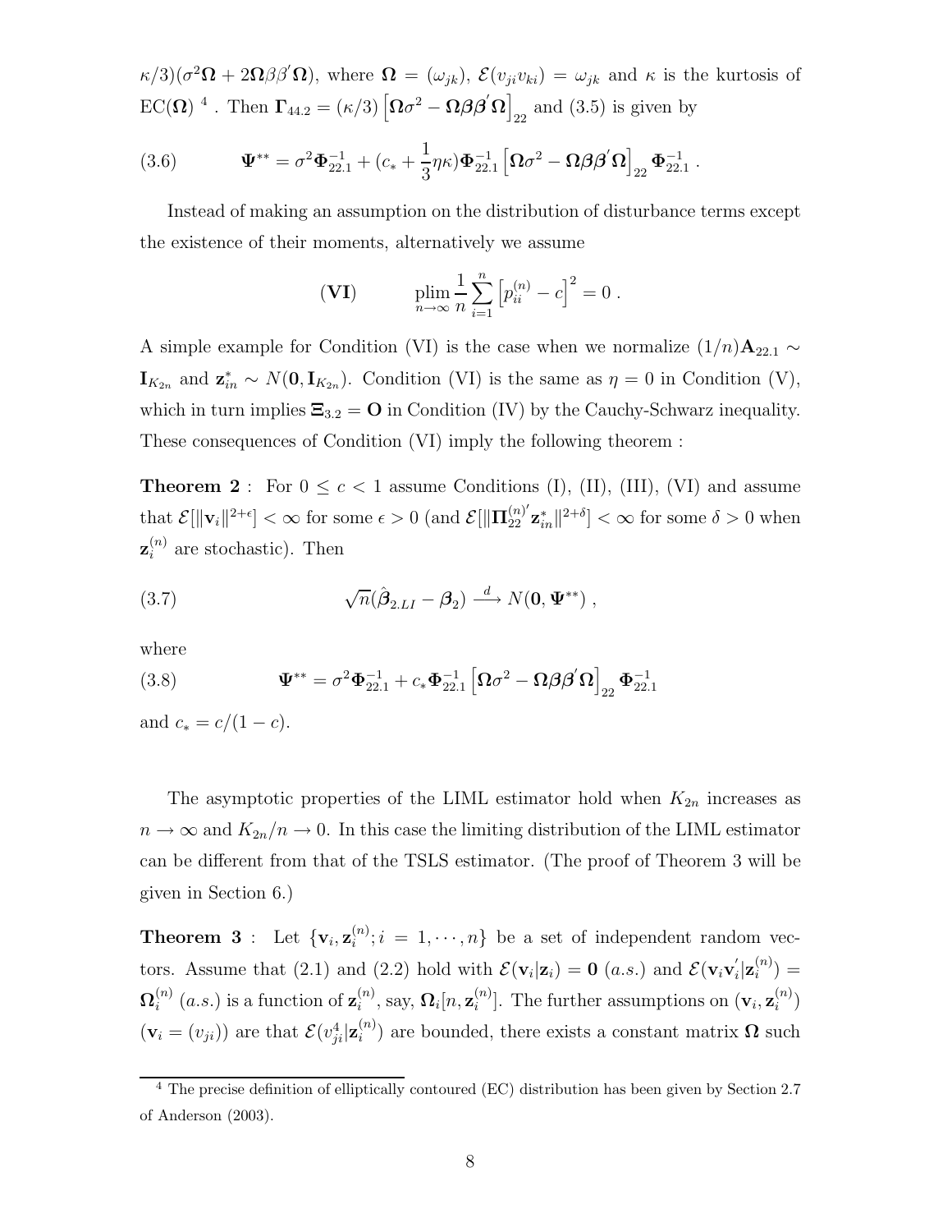$\kappa/3)(\sigma^2\boldsymbol{\Omega} + 2\boldsymbol{\Omega}\beta\beta^{'}\boldsymbol{\Omega})$, where $\boldsymbol{\Omega} = (\omega_{jk})$, $\mathcal{E}(v_{ji}v_{ki}) = \omega_{jk}$ and $\kappa$ is the kurtosis of $\mathrm{EC}(\boldsymbol{\Omega})$ [4] . Then $\boldsymbol{\Gamma}_{44.2} = (\kappa/3)\left[\boldsymbol{\Omega}\sigma^2 - \boldsymbol{\Omega}\boldsymbol{\beta}\boldsymbol{\beta}^{'}\boldsymbol{\Omega}\right]_{22}$ and (3.5) is given by

$$
\boldsymbol{\Psi}^{**} = \sigma^2\boldsymbol{\Phi}_{22.1}^{-1} + (c_* + \frac{1}{3}\eta\kappa)\boldsymbol{\Phi}_{22.1}^{-1}\left[\boldsymbol{\Omega}\sigma^2 - \boldsymbol{\Omega}\boldsymbol{\beta}\boldsymbol{\beta}^{'}\boldsymbol{\Omega}\right]_{22}\boldsymbol{\Phi}_{22.1}^{-1} . \tag{3.6}
$$

Instead of making an assumption on the distribution of disturbance terms except the existence of their moments, alternatively we assume

$$
\textbf{(VI)} \qquad \operatorname*{plim}_{n\to\infty} \frac{1}{n}\sum_{i=1}^{n}\left[p_{ii}^{(n)} - c\right]^2 = 0 .
$$

A simple example for Condition (VI) is the case when we normalize $(1/n)\mathbf{A}_{22.1} \sim \mathbf{I}_{K_{2n}}$ and $\mathbf{z}_{in}^{*} \sim N(\mathbf{0}, \mathbf{I}_{K_{2n}})$. Condition (VI) is the same as $\eta = 0$ in Condition (V), which in turn implies $\boldsymbol{\Xi}_{3.2} = \mathbf{O}$ in Condition (IV) by the Cauchy-Schwarz inequality. These consequences of Condition (VI) imply the following theorem :

**Theorem 2** : For $0 \le c < 1$ assume Conditions (I), (II), (III), (VI) and assume that $\mathcal{E}[\|\mathbf{v}_i\|^{2+\epsilon}] < \infty$ for some $\epsilon > 0$ (and $\mathcal{E}[\|\boldsymbol{\Pi}_{22}^{(n)'}\mathbf{z}_{in}^{*}\|^{2+\delta}] < \infty$ for some $\delta > 0$ when $\mathbf{z}_i^{(n)}$ are stochastic). Then

$$
\sqrt{n}(\hat{\boldsymbol{\beta}}_{2.LI} - \boldsymbol{\beta}_2) \xrightarrow{d} N(\mathbf{0}, \boldsymbol{\Psi}^{**}) , \tag{3.7}
$$

where

$$
\boldsymbol{\Psi}^{**} = \sigma^2\boldsymbol{\Phi}_{22.1}^{-1} + c_*\boldsymbol{\Phi}_{22.1}^{-1}\left[\boldsymbol{\Omega}\sigma^2 - \boldsymbol{\Omega}\boldsymbol{\beta}\boldsymbol{\beta}^{'}\boldsymbol{\Omega}\right]_{22}\boldsymbol{\Phi}_{22.1}^{-1} \tag{3.8}
$$

and $c_* = c/(1-c)$.

The asymptotic properties of the LIML estimator hold when $K_{2n}$ increases as $n \to \infty$ and $K_{2n}/n \to 0$. In this case the limiting distribution of the LIML estimator can be different from that of the TSLS estimator. (The proof of Theorem 3 will be given in Section 6.)

**Theorem 3** : Let $\{\mathbf{v}_i, \mathbf{z}_i^{(n)}; i = 1, \cdots, n\}$ be a set of independent random vectors. Assume that (2.1) and (2.2) hold with $\mathcal{E}(\mathbf{v}_i|\mathbf{z}_i) = \mathbf{0}$ $(a.s.)$ and $\mathcal{E}(\mathbf{v}_i\mathbf{v}_i^{'}|\mathbf{z}_i^{(n)}) = \boldsymbol{\Omega}_i^{(n)}$ $(a.s.)$ is a function of $\mathbf{z}_i^{(n)}$, say, $\boldsymbol{\Omega}_i[n, \mathbf{z}_i^{(n)}]$. The further assumptions on $(\mathbf{v}_i, \mathbf{z}_i^{(n)})$ $(\mathbf{v}_i = (v_{ji}))$ are that $\mathcal{E}(v_{ji}^4|\mathbf{z}_i^{(n)})$ are bounded, there exists a constant matrix $\boldsymbol{\Omega}$ such

[4] The precise definition of elliptically contoured (EC) distribution has been given by Section 2.7 of Anderson (2003).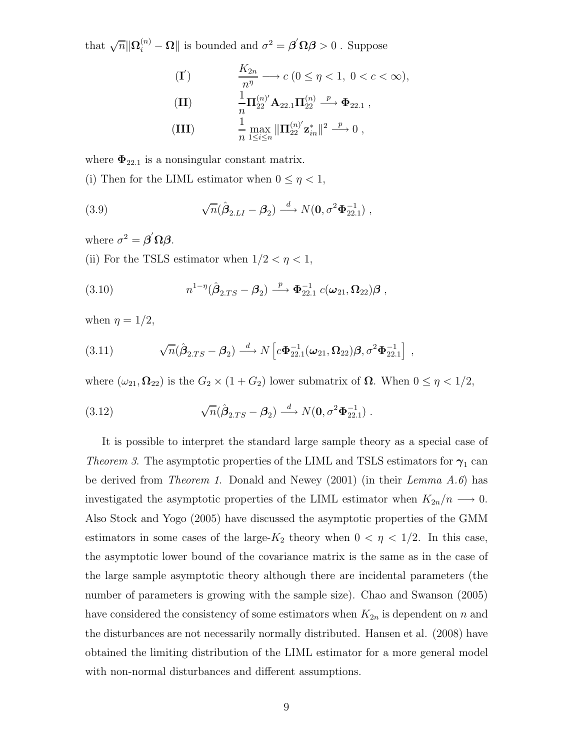that $\sqrt{n}\|\mathbf{\Omega}_i^{(n)} - \mathbf{\Omega}\|$ is bounded and $\sigma^2 = \boldsymbol{\beta}^{'}\mathbf{\Omega}\boldsymbol{\beta} > 0$ . Suppose

$$
\begin{aligned}
&(\mathbf{I}^{'}) \qquad \frac{K_{2n}}{n^{\eta}} \longrightarrow c \; (0 \le \eta < 1,\ 0 < c < \infty), \\
&(\mathbf{II}) \qquad \frac{1}{n}\mathbf{\Pi}_{22}^{(n)'}\mathbf{A}_{22.1}\mathbf{\Pi}_{22}^{(n)} \xrightarrow{\ p\ } \mathbf{\Phi}_{22.1} \ , \\
&(\mathbf{III}) \qquad \frac{1}{n}\max_{1\le i\le n} \|\mathbf{\Pi}_{22}^{(n)'}\mathbf{z}_{in}^{*}\|^2 \xrightarrow{\ p\ } 0 \ ,
\end{aligned}
$$

where $\mathbf{\Phi}_{22.1}$ is a nonsingular constant matrix.

(i) Then for the LIML estimator when $0 \le \eta < 1$,

$$
\sqrt{n}(\hat{\boldsymbol{\beta}}_{2.LI} - \boldsymbol{\beta}_2) \xrightarrow{\ d\ } N(\mathbf{0}, \sigma^2\mathbf{\Phi}_{22.1}^{-1}) \ , \tag{3.9}
$$

where $\sigma^2 = \boldsymbol{\beta}^{'}\mathbf{\Omega}\boldsymbol{\beta}$.

(ii) For the TSLS estimator when $1/2 < \eta < 1$,

$$
n^{1-\eta}(\hat{\boldsymbol{\beta}}_{2.TS} - \boldsymbol{\beta}_2) \xrightarrow{\ p\ } \mathbf{\Phi}_{22.1}^{-1}\ c(\boldsymbol{\omega}_{21}, \mathbf{\Omega}_{22})\boldsymbol{\beta} \ , \tag{3.10}
$$

when $\eta = 1/2$,

$$
\sqrt{n}(\hat{\boldsymbol{\beta}}_{2.TS} - \boldsymbol{\beta}_2) \xrightarrow{\ d\ } N\left[c\mathbf{\Phi}_{22.1}^{-1}(\boldsymbol{\omega}_{21}, \mathbf{\Omega}_{22})\boldsymbol{\beta}, \sigma^2\mathbf{\Phi}_{22.1}^{-1}\right] \ , \tag{3.11}
$$

where $(\omega_{21}, \mathbf{\Omega}_{22})$ is the $G_2 \times (1 + G_2)$ lower submatrix of $\mathbf{\Omega}$. When $0 \le \eta < 1/2$,

$$
\sqrt{n}(\hat{\boldsymbol{\beta}}_{2.TS} - \boldsymbol{\beta}_2) \xrightarrow{\ d\ } N(\mathbf{0}, \sigma^2\mathbf{\Phi}_{22.1}^{-1}) \ . \tag{3.12}
$$

It is possible to interpret the standard large sample theory as a special case of *Theorem 3*. The asymptotic properties of the LIML and TSLS estimators for $\boldsymbol{\gamma}_1$ can be derived from *Theorem 1*. Donald and Newey (2001) (in their *Lemma A.6*) has investigated the asymptotic properties of the LIML estimator when $K_{2n}/n \longrightarrow 0$. Also Stock and Yogo (2005) have discussed the asymptotic properties of the GMM estimators in some cases of the large-$K_2$ theory when $0 < \eta < 1/2$. In this case, the asymptotic lower bound of the covariance matrix is the same as in the case of the large sample asymptotic theory although there are incidental parameters (the number of parameters is growing with the sample size). Chao and Swanson (2005) have considered the consistency of some estimators when $K_{2n}$ is dependent on $n$ and the disturbances are not necessarily normally distributed. Hansen et al. (2008) have obtained the limiting distribution of the LIML estimator for a more general model with non-normal disturbances and different assumptions.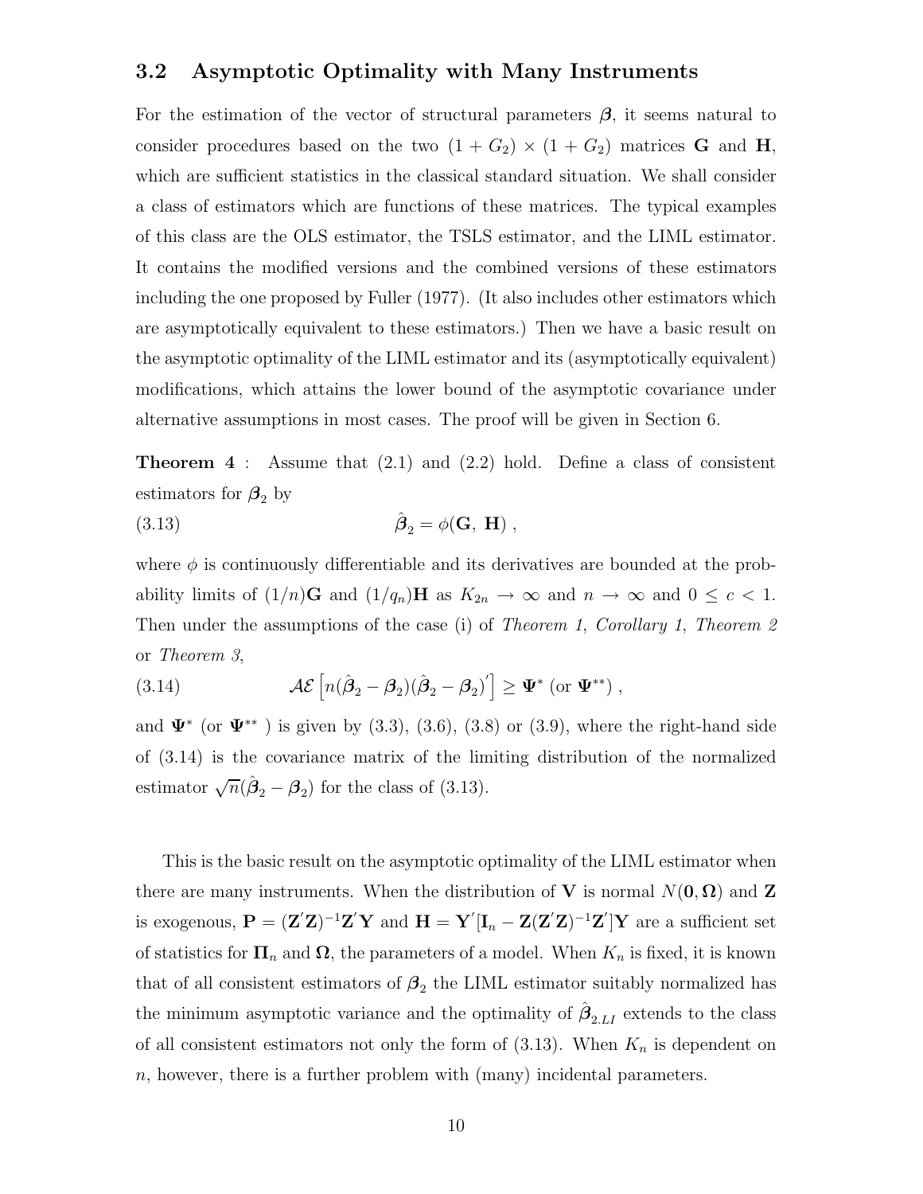### 3.2 Asymptotic Optimality with Many Instruments

For the estimation of the vector of structural parameters $\boldsymbol{\beta}$, it seems natural to consider procedures based on the two $(1+G_2)\times(1+G_2)$ matrices $\mathbf{G}$ and $\mathbf{H}$, which are sufficient statistics in the classical standard situation. We shall consider a class of estimators which are functions of these matrices. The typical examples of this class are the OLS estimator, the TSLS estimator, and the LIML estimator. It contains the modified versions and the combined versions of these estimators including the one proposed by Fuller (1977). (It also includes other estimators which are asymptotically equivalent to these estimators.) Then we have a basic result on the asymptotic optimality of the LIML estimator and its (asymptotically equivalent) modifications, which attains the lower bound of the asymptotic covariance under alternative assumptions in most cases. The proof will be given in Section 6.

**Theorem 4** : Assume that (2.1) and (2.2) hold. Define a class of consistent estimators for $\boldsymbol{\beta}_2$ by

$$\hat{\boldsymbol{\beta}}_2 = \phi(\mathbf{G},\ \mathbf{H})\ , \tag{3.13}$$

where $\phi$ is continuously differentiable and its derivatives are bounded at the probability limits of $(1/n)\mathbf{G}$ and $(1/q_n)\mathbf{H}$ as $K_{2n}\to\infty$ and $n\to\infty$ and $0\le c<1$. Then under the assumptions of the case (i) of *Theorem 1*, *Corollary 1*, *Theorem 2* or *Theorem 3*,

$$\mathcal{AE}\left[n(\hat{\boldsymbol{\beta}}_2-\boldsymbol{\beta}_2)(\hat{\boldsymbol{\beta}}_2-\boldsymbol{\beta}_2)^{'}\right] \ge \boldsymbol{\Psi}^{*}\ (\text{or } \boldsymbol{\Psi}^{**})\ , \tag{3.14}$$

and $\boldsymbol{\Psi}^{*}$ (or $\boldsymbol{\Psi}^{**}$ ) is given by (3.3), (3.6), (3.8) or (3.9), where the right-hand side of (3.14) is the covariance matrix of the limiting distribution of the normalized estimator $\sqrt{n}(\hat{\boldsymbol{\beta}}_2-\boldsymbol{\beta}_2)$ for the class of (3.13).

This is the basic result on the asymptotic optimality of the LIML estimator when there are many instruments. When the distribution of $\mathbf{V}$ is normal $N(\mathbf{0},\boldsymbol{\Omega})$ and $\mathbf{Z}$ is exogenous, $\mathbf{P}=(\mathbf{Z}'\mathbf{Z})^{-1}\mathbf{Z}'\mathbf{Y}$ and $\mathbf{H}=\mathbf{Y}'[\mathbf{I}_n-\mathbf{Z}(\mathbf{Z}'\mathbf{Z})^{-1}\mathbf{Z}']\mathbf{Y}$ are a sufficient set of statistics for $\boldsymbol{\Pi}_n$ and $\boldsymbol{\Omega}$, the parameters of a model. When $K_n$ is fixed, it is known that of all consistent estimators of $\boldsymbol{\beta}_2$ the LIML estimator suitably normalized has the minimum asymptotic variance and the optimality of $\hat{\boldsymbol{\beta}}_{2.LI}$ extends to the class of all consistent estimators not only the form of (3.13). When $K_n$ is dependent on $n$, however, there is a further problem with (many) incidental parameters.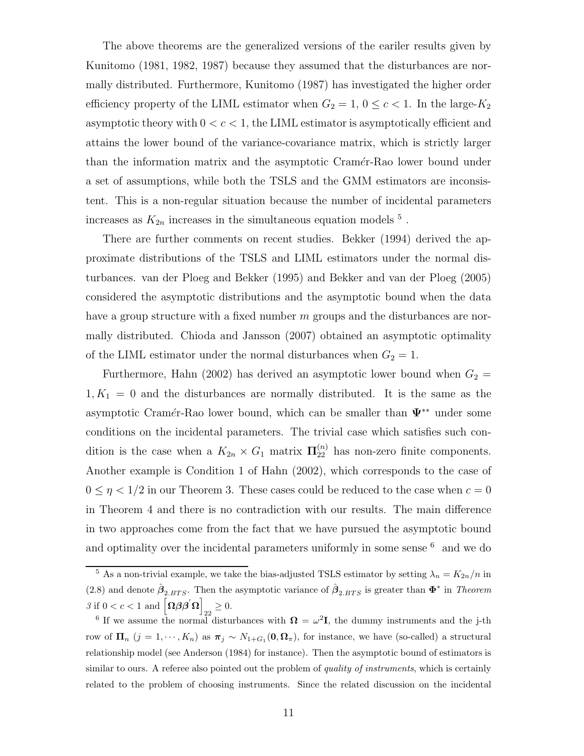The above theorems are the generalized versions of the eariler results given by Kunitomo (1981, 1982, 1987) because they assumed that the disturbances are normally distributed. Furthermore, Kunitomo (1987) has investigated the higher order efficiency property of the LIML estimator when $G_2 = 1$, $0 \leq c < 1$. In the large-$K_2$ asymptotic theory with $0 < c < 1$, the LIML estimator is asymptotically efficient and attains the lower bound of the variance-covariance matrix, which is strictly larger than the information matrix and the asymptotic Cramér-Rao lower bound under a set of assumptions, while both the TSLS and the GMM estimators are inconsistent. This is a non-regular situation because the number of incidental parameters increases as $K_{2n}$ increases in the simultaneous equation models [5] .

There are further comments on recent studies. Bekker (1994) derived the approximate distributions of the TSLS and LIML estimators under the normal disturbances. van der Ploeg and Bekker (1995) and Bekker and van der Ploeg (2005) considered the asymptotic distributions and the asymptotic bound when the data have a group structure with a fixed number $m$ groups and the disturbances are normally distributed. Chioda and Jansson (2007) obtained an asymptotic optimality of the LIML estimator under the normal disturbances when $G_2 = 1$.

Furthermore, Hahn (2002) has derived an asymptotic lower bound when $G_2 = 1, K_1 = 0$ and the disturbances are normally distributed. It is the same as the asymptotic Cramér-Rao lower bound, which can be smaller than $\mathbf{\Psi}^{**}$ under some conditions on the incidental parameters. The trivial case which satisfies such condition is the case when a $K_{2n} \times G_1$ matrix $\mathbf{\Pi}_{22}^{(n)}$ has non-zero finite components. Another example is Condition 1 of Hahn (2002), which corresponds to the case of $0 \leq \eta < 1/2$ in our Theorem 3. These cases could be reduced to the case when $c = 0$ in Theorem 4 and there is no contradiction with our results. The main difference in two approaches come from the fact that we have pursued the asymptotic bound and optimality over the incidental parameters uniformly in some sense [6] and we do

[5] As a non-trivial example, we take the bias-adjusted TSLS estimator by setting $\lambda_n = K_{2n}/n$ in (2.8) and denote $\hat{\boldsymbol{\beta}}_{2.BTS}$. Then the asymptotic variance of $\hat{\boldsymbol{\beta}}_{2.BTS}$ is greater than $\mathbf{\Phi}^*$ in *Theorem 3* if $0 < c < 1$ and $\left[\mathbf{\Omega}\boldsymbol{\beta}\boldsymbol{\beta}'\mathbf{\Omega}\right]_{22} \geq 0$.

[6] If we assume the normal disturbances with $\mathbf{\Omega} = \omega^2\mathbf{I}$, the dummy instruments and the j-th row of $\mathbf{\Pi}_n$ $(j = 1, \cdots, K_n)$ as $\boldsymbol{\pi}_j \sim N_{1+G_1}(\mathbf{0}, \mathbf{\Omega}_\pi)$, for instance, we have (so-called) a structural relationship model (see Anderson (1984) for instance). Then the asymptotic bound of estimators is similar to ours. A referee also pointed out the problem of *quality of instruments*, which is certainly related to the problem of choosing instruments. Since the related discussion on the incidental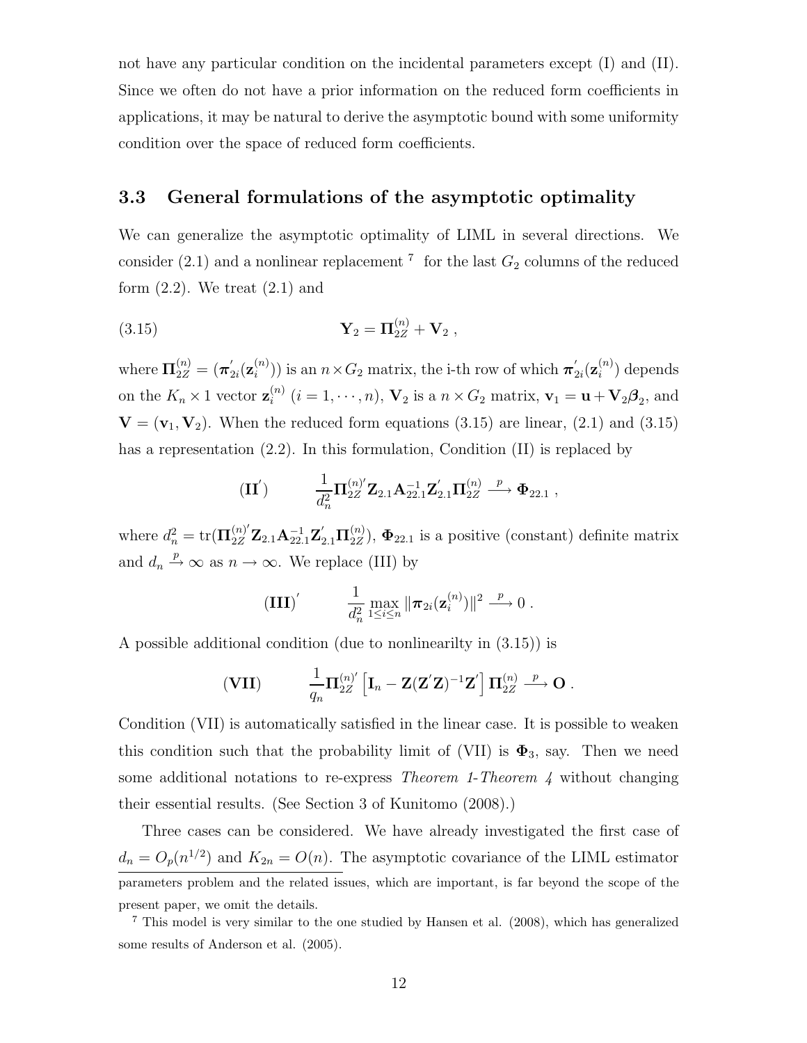not have any particular condition on the incidental parameters except (I) and (II). Since we often do not have a prior information on the reduced form coefficients in applications, it may be natural to derive the asymptotic bound with some uniformity condition over the space of reduced form coefficients.

### 3.3 General formulations of the asymptotic optimality

We can generalize the asymptotic optimality of LIML in several directions. We consider (2.1) and a nonlinear replacement [7] for the last $G_2$ columns of the reduced form (2.2). We treat (2.1) and

$$\mathbf{Y}_2 = \mathbf{\Pi}_{2Z}^{(n)} + \mathbf{V}_2 \ , \tag{3.15}$$

where $\mathbf{\Pi}_{2Z}^{(n)} = (\boldsymbol{\pi}_{2i}^{'}(\mathbf{z}_i^{(n)}))$ is an $n \times G_2$ matrix, the i-th row of which $\boldsymbol{\pi}_{2i}^{'}(\mathbf{z}_i^{(n)})$ depends on the $K_n \times 1$ vector $\mathbf{z}_i^{(n)}$ $(i = 1, \cdots, n)$, $\mathbf{V}_2$ is a $n \times G_2$ matrix, $\mathbf{v}_1 = \mathbf{u} + \mathbf{V}_2 \boldsymbol{\beta}_2$, and $\mathbf{V} = (\mathbf{v}_1, \mathbf{V}_2)$. When the reduced form equations (3.15) are linear, (2.1) and (3.15) has a representation (2.2). In this formulation, Condition (II) is replaced by

$$(\mathbf{II}^{'}) \qquad \frac{1}{d_n^2} \mathbf{\Pi}_{2Z}^{(n)'} \mathbf{Z}_{2.1} \mathbf{A}_{22.1}^{-1} \mathbf{Z}_{2.1}^{'} \mathbf{\Pi}_{2Z}^{(n)} \xrightarrow{p} \mathbf{\Phi}_{22.1} \ ,$$

where $d_n^2 = \mathrm{tr}(\mathbf{\Pi}_{2Z}^{(n)'} \mathbf{Z}_{2.1} \mathbf{A}_{22.1}^{-1} \mathbf{Z}_{2.1}^{'} \mathbf{\Pi}_{2Z}^{(n)})$, $\mathbf{\Phi}_{22.1}$ is a positive (constant) definite matrix and $d_n \xrightarrow{p} \infty$ as $n \to \infty$. We replace (III) by

$$(\mathbf{III})^{'} \qquad \frac{1}{d_n^2} \max_{1 \le i \le n} \| \boldsymbol{\pi}_{2i}(\mathbf{z}_i^{(n)}) \|^2 \xrightarrow{p} 0 \ .$$

A possible additional condition (due to nonlinearilty in (3.15)) is

$$(\mathbf{VII}) \qquad \frac{1}{q_n} \mathbf{\Pi}_{2Z}^{(n)'} \left[ \mathbf{I}_n - \mathbf{Z}(\mathbf{Z}^{'}\mathbf{Z})^{-1}\mathbf{Z}^{'} \right] \mathbf{\Pi}_{2Z}^{(n)} \xrightarrow{p} \mathbf{O} \ .$$

Condition (VII) is automatically satisfied in the linear case. It is possible to weaken this condition such that the probability limit of (VII) is $\mathbf{\Phi}_3$, say. Then we need some additional notations to re-express *Theorem 1-Theorem 4* without changing their essential results. (See Section 3 of Kunitomo (2008).)

Three cases can be considered. We have already investigated the first case of $d_n = O_p(n^{1/2})$ and $K_{2n} = O(n)$. The asymptotic covariance of the LIML estimator

parameters problem and the related issues, which are important, is far beyond the scope of the present paper, we omit the details.

[7] This model is very similar to the one studied by Hansen et al. (2008), which has generalized some results of Anderson et al. (2005).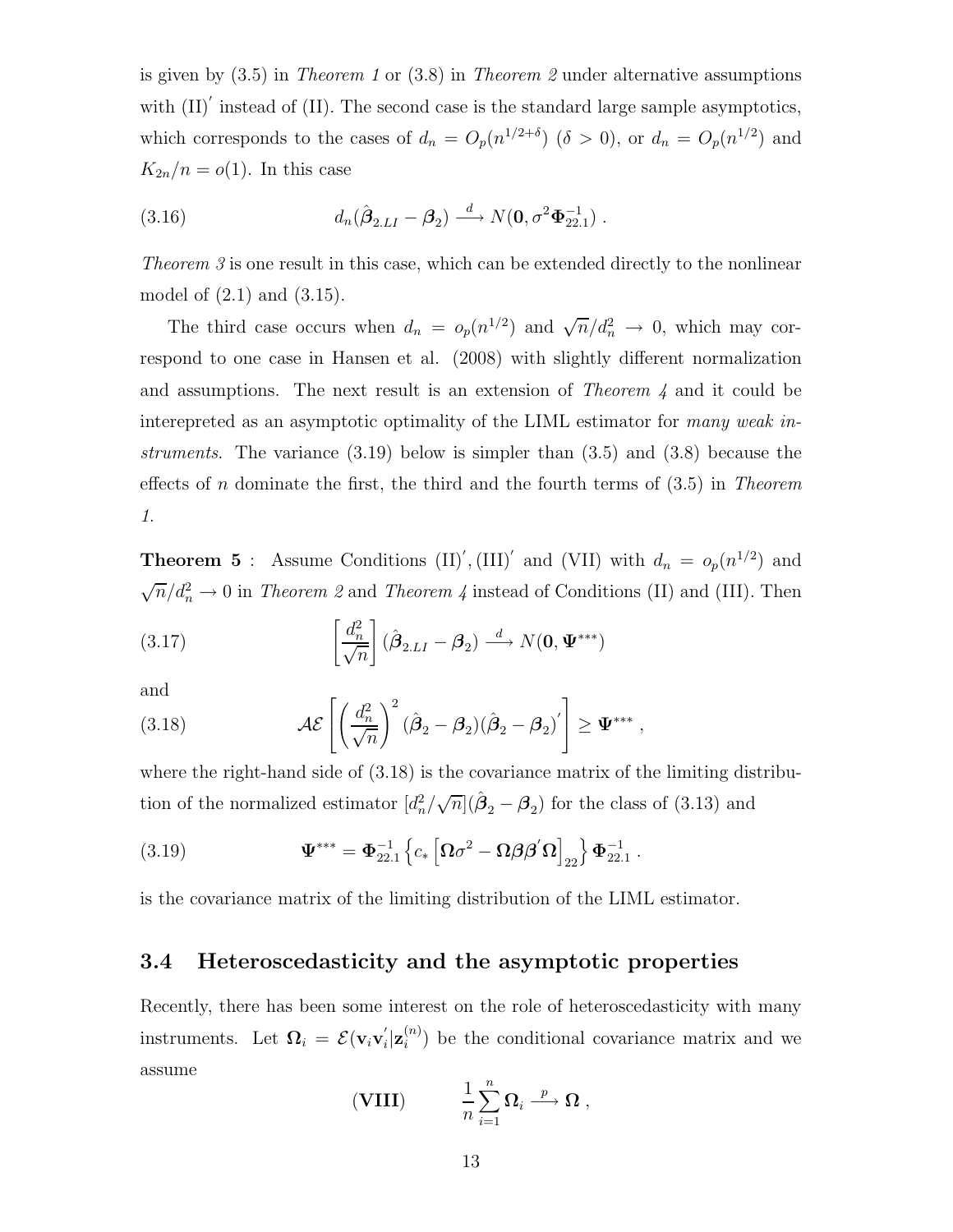is given by (3.5) in *Theorem 1* or (3.8) in *Theorem 2* under alternative assumptions with (II)$'$ instead of (II). The second case is the standard large sample asymptotics, which corresponds to the cases of $d_n = O_p(n^{1/2+\delta})$ ($\delta > 0$), or $d_n = O_p(n^{1/2})$ and $K_{2n}/n = o(1)$. In this case

$$d_n(\hat{\boldsymbol{\beta}}_{2.LI} - \boldsymbol{\beta}_2) \xrightarrow{d} N(\mathbf{0}, \sigma^2 \boldsymbol{\Phi}_{22.1}^{-1}) \ . \tag{3.16}$$

*Theorem 3* is one result in this case, which can be extended directly to the nonlinear model of (2.1) and (3.15).

The third case occurs when $d_n = o_p(n^{1/2})$ and $\sqrt{n}/d_n^2 \to 0$, which may correspond to one case in Hansen et al. (2008) with slightly different normalization and assumptions. The next result is an extension of *Theorem 4* and it could be interepreted as an asymptotic optimality of the LIML estimator for *many weak instruments*. The variance (3.19) below is simpler than (3.5) and (3.8) because the effects of $n$ dominate the first, the third and the fourth terms of (3.5) in *Theorem 1*.

**Theorem 5** : Assume Conditions (II)$'$, (III)$'$ and (VII) with $d_n = o_p(n^{1/2})$ and $\sqrt{n}/d_n^2 \to 0$ in *Theorem 2* and *Theorem 4* instead of Conditions (II) and (III). Then

$$\left[\frac{d_n^2}{\sqrt{n}}\right](\hat{\boldsymbol{\beta}}_{2.LI} - \boldsymbol{\beta}_2) \xrightarrow{d} N(\mathbf{0}, \boldsymbol{\Psi}^{***}) \tag{3.17}$$

and

$$\mathcal{AE}\left[\left(\frac{d_n^2}{\sqrt{n}}\right)^2 (\hat{\boldsymbol{\beta}}_2 - \boldsymbol{\beta}_2)(\hat{\boldsymbol{\beta}}_2 - \boldsymbol{\beta}_2)^{'}\right] \geq \boldsymbol{\Psi}^{***} \ , \tag{3.18}$$

where the right-hand side of (3.18) is the covariance matrix of the limiting distribution of the normalized estimator $[d_n^2/\sqrt{n}](\hat{\boldsymbol{\beta}}_2 - \boldsymbol{\beta}_2)$ for the class of (3.13) and

$$\boldsymbol{\Psi}^{***} = \boldsymbol{\Phi}_{22.1}^{-1}\left\{c_* \left[\boldsymbol{\Omega}\sigma^2 - \boldsymbol{\Omega}\boldsymbol{\beta}\boldsymbol{\beta}^{'}\boldsymbol{\Omega}\right]_{22}\right\}\boldsymbol{\Phi}_{22.1}^{-1} \ . \tag{3.19}$$

is the covariance matrix of the limiting distribution of the LIML estimator.

## 3.4 Heteroscedasticity and the asymptotic properties

Recently, there has been some interest on the role of heteroscedasticity with many instruments. Let $\boldsymbol{\Omega}_i = \mathcal{E}(\mathbf{v}_i \mathbf{v}_i^{'} | \mathbf{z}_i^{(n)})$ be the conditional covariance matrix and we assume

$$(\textbf{VIII}) \qquad \frac{1}{n}\sum_{i=1}^{n} \boldsymbol{\Omega}_i \xrightarrow{p} \boldsymbol{\Omega} \ ,$$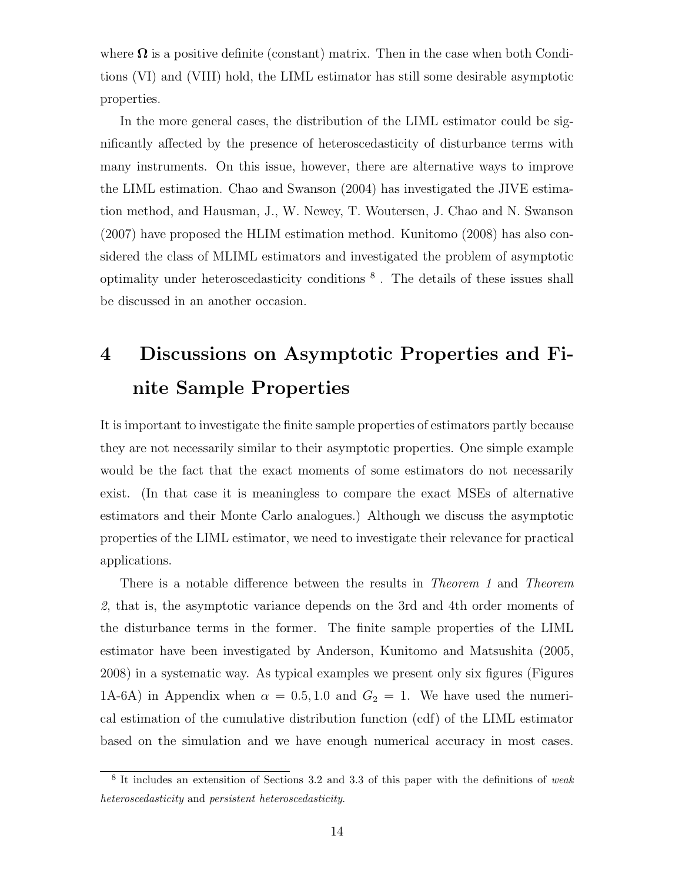where $\mathbf{\Omega}$ is a positive definite (constant) matrix. Then in the case when both Conditions (VI) and (VIII) hold, the LIML estimator has still some desirable asymptotic properties.

In the more general cases, the distribution of the LIML estimator could be significantly affected by the presence of heteroscedasticity of disturbance terms with many instruments. On this issue, however, there are alternative ways to improve the LIML estimation. Chao and Swanson (2004) has investigated the JIVE estimation method, and Hausman, J., W. Newey, T. Woutersen, J. Chao and N. Swanson (2007) have proposed the HLIM estimation method. Kunitomo (2008) has also considered the class of MLIML estimators and investigated the problem of asymptotic optimality under heteroscedasticity conditions [8] . The details of these issues shall be discussed in an another occasion.

# 4 Discussions on Asymptotic Properties and Finite Sample Properties

It is important to investigate the finite sample properties of estimators partly because they are not necessarily similar to their asymptotic properties. One simple example would be the fact that the exact moments of some estimators do not necessarily exist. (In that case it is meaningless to compare the exact MSEs of alternative estimators and their Monte Carlo analogues.) Although we discuss the asymptotic properties of the LIML estimator, we need to investigate their relevance for practical applications.

There is a notable difference between the results in *Theorem 1* and *Theorem 2*, that is, the asymptotic variance depends on the 3rd and 4th order moments of the disturbance terms in the former. The finite sample properties of the LIML estimator have been investigated by Anderson, Kunitomo and Matsushita (2005, 2008) in a systematic way. As typical examples we present only six figures (Figures 1A-6A) in Appendix when $\alpha = 0.5, 1.0$ and $G_2 = 1$. We have used the numerical estimation of the cumulative distribution function (cdf) of the LIML estimator based on the simulation and we have enough numerical accuracy in most cases.

[8] It includes an extenision of Sections 3.2 and 3.3 of this paper with the definitions of *weak heteroscedasticity* and *persistent heteroscedasticity*.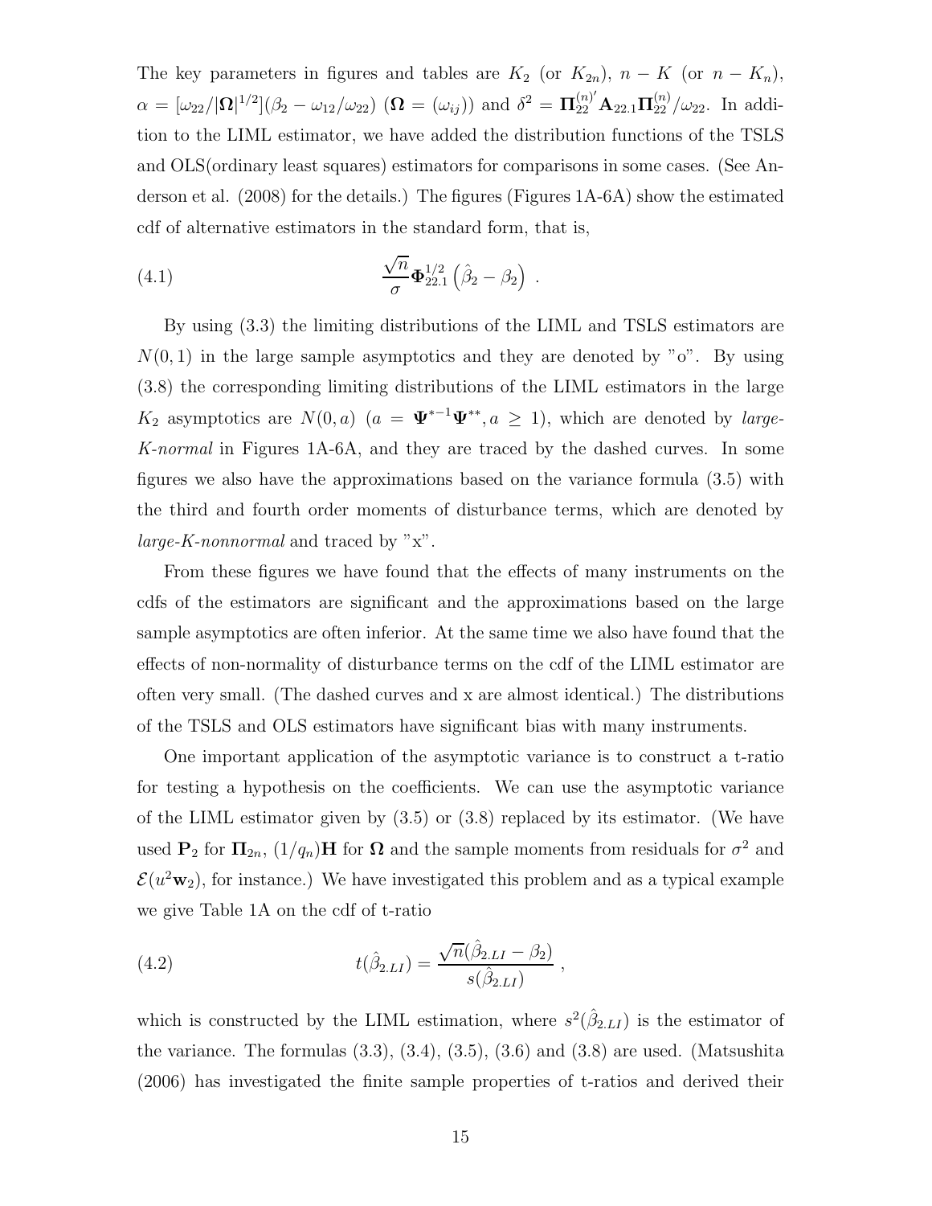The key parameters in figures and tables are $K_2$ (or $K_{2n}$), $n - K$ (or $n - K_n$), $\alpha = [\omega_{22}/|\mathbf{\Omega}|^{1/2}](\beta_2 - \omega_{12}/\omega_{22})$ ($\mathbf{\Omega} = (\omega_{ij})$) and $\delta^2 = \mathbf{\Pi}_{22}^{(n)'}\mathbf{A}_{22.1}\mathbf{\Pi}_{22}^{(n)}/\omega_{22}$. In addition to the LIML estimator, we have added the distribution functions of the TSLS and OLS(ordinary least squares) estimators for comparisons in some cases. (See Anderson et al. (2008) for the details.) The figures (Figures 1A-6A) show the estimated cdf of alternative estimators in the standard form, that is,

$$\frac{\sqrt{n}}{\sigma}\mathbf{\Phi}_{22.1}^{1/2}\left(\hat{\beta}_2 - \beta_2\right) \ . \tag{4.1}$$

By using (3.3) the limiting distributions of the LIML and TSLS estimators are $N(0,1)$ in the large sample asymptotics and they are denoted by "o". By using (3.8) the corresponding limiting distributions of the LIML estimators in the large $K_2$ asymptotics are $N(0,a)$ ($a = \mathbf{\Psi}^{*-1}\mathbf{\Psi}^{**}, a \geq 1$), which are denoted by *large-K-normal* in Figures 1A-6A, and they are traced by the dashed curves. In some figures we also have the approximations based on the variance formula (3.5) with the third and fourth order moments of disturbance terms, which are denoted by *large-K-nonnormal* and traced by "x".

From these figures we have found that the effects of many instruments on the cdfs of the estimators are significant and the approximations based on the large sample asymptotics are often inferior. At the same time we also have found that the effects of non-normality of disturbance terms on the cdf of the LIML estimator are often very small. (The dashed curves and x are almost identical.) The distributions of the TSLS and OLS estimators have significant bias with many instruments.

One important application of the asymptotic variance is to construct a t-ratio for testing a hypothesis on the coefficients. We can use the asymptotic variance of the LIML estimator given by (3.5) or (3.8) replaced by its estimator. (We have used $\mathbf{P}_2$ for $\mathbf{\Pi}_{2n}$, $(1/q_n)\mathbf{H}$ for $\mathbf{\Omega}$ and the sample moments from residuals for $\sigma^2$ and $\mathcal{E}(u^2\mathbf{w}_2)$, for instance.) We have investigated this problem and as a typical example we give Table 1A on the cdf of t-ratio

$$t(\hat{\beta}_{2.LI}) = \frac{\sqrt{n}(\hat{\beta}_{2.LI} - \beta_2)}{s(\hat{\beta}_{2.LI})} \ , \tag{4.2}$$

which is constructed by the LIML estimation, where $s^2(\hat{\beta}_{2.LI})$ is the estimator of the variance. The formulas (3.3), (3.4), (3.5), (3.6) and (3.8) are used. (Matsushita (2006) has investigated the finite sample properties of t-ratios and derived their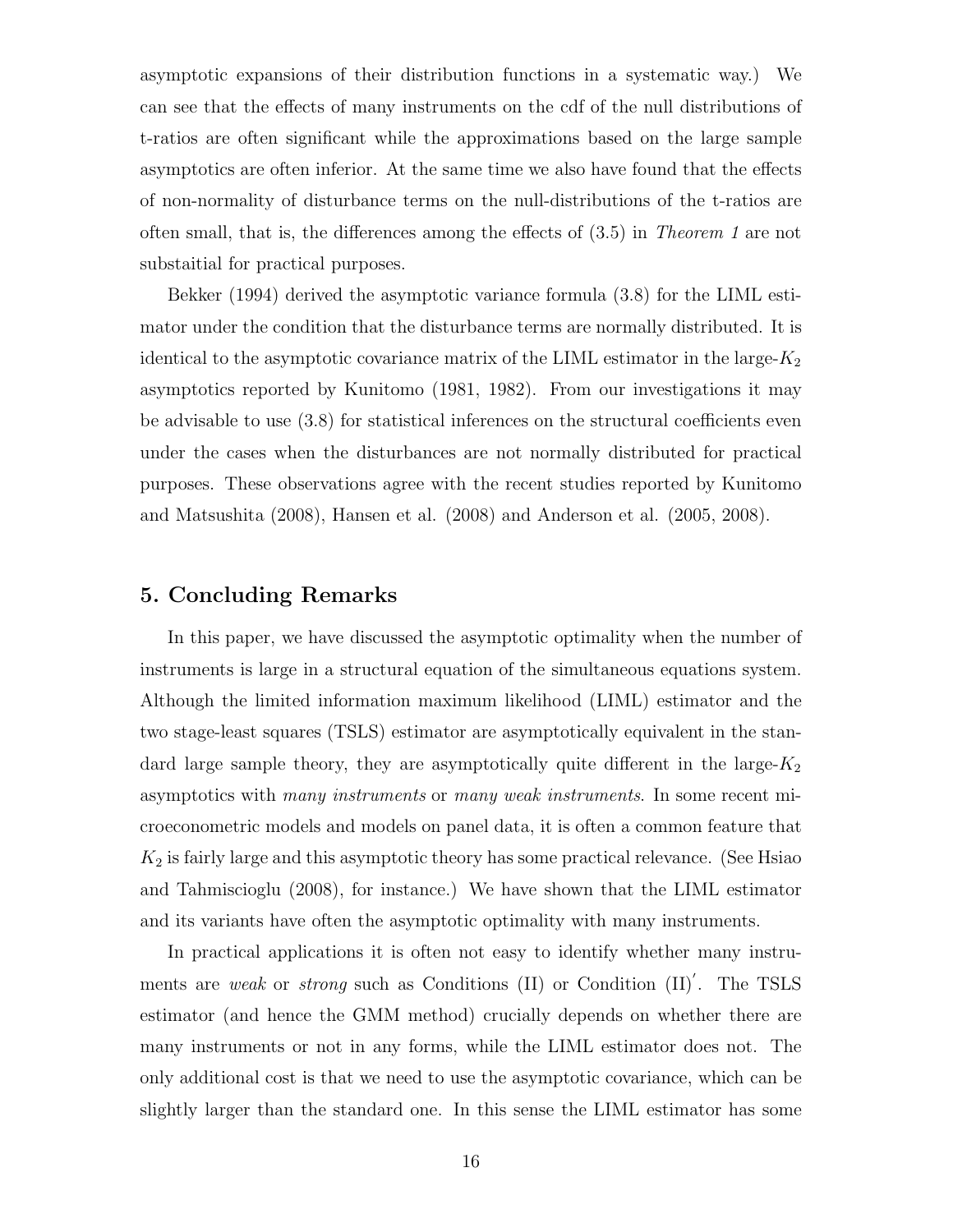asymptotic expansions of their distribution functions in a systematic way.) We can see that the effects of many instruments on the cdf of the null distributions of t-ratios are often significant while the approximations based on the large sample asymptotics are often inferior. At the same time we also have found that the effects of non-normality of disturbance terms on the null-distributions of the t-ratios are often small, that is, the differences among the effects of (3.5) in *Theorem 1* are not substaitial for practical purposes.

Bekker (1994) derived the asymptotic variance formula (3.8) for the LIML estimator under the condition that the disturbance terms are normally distributed. It is identical to the asymptotic covariance matrix of the LIML estimator in the large-$K_2$ asymptotics reported by Kunitomo (1981, 1982). From our investigations it may be advisable to use (3.8) for statistical inferences on the structural coefficients even under the cases when the disturbances are not normally distributed for practical purposes. These observations agree with the recent studies reported by Kunitomo and Matsushita (2008), Hansen et al. (2008) and Anderson et al. (2005, 2008).

## 5. Concluding Remarks

In this paper, we have discussed the asymptotic optimality when the number of instruments is large in a structural equation of the simultaneous equations system. Although the limited information maximum likelihood (LIML) estimator and the two stage-least squares (TSLS) estimator are asymptotically equivalent in the standard large sample theory, they are asymptotically quite different in the large-$K_2$ asymptotics with *many instruments* or *many weak instruments*. In some recent microeconometric models and models on panel data, it is often a common feature that $K_2$ is fairly large and this asymptotic theory has some practical relevance. (See Hsiao and Tahmiscioglu (2008), for instance.) We have shown that the LIML estimator and its variants have often the asymptotic optimality with many instruments.

In practical applications it is often not easy to identify whether many instruments are *weak* or *strong* such as Conditions (II) or Condition (II)$'$. The TSLS estimator (and hence the GMM method) crucially depends on whether there are many instruments or not in any forms, while the LIML estimator does not. The only additional cost is that we need to use the asymptotic covariance, which can be slightly larger than the standard one. In this sense the LIML estimator has some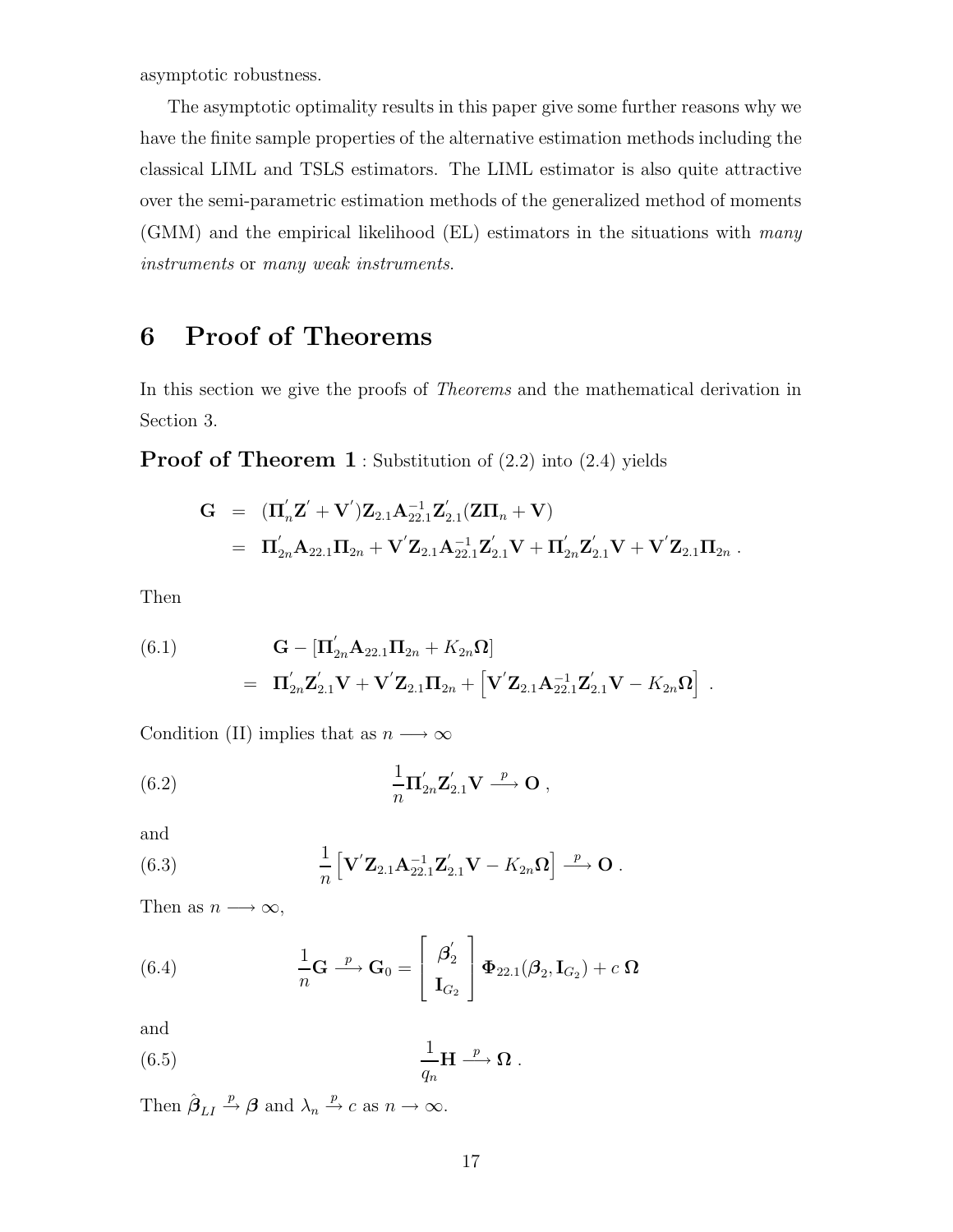asymptotic robustness.

The asymptotic optimality results in this paper give some further reasons why we have the finite sample properties of the alternative estimation methods including the classical LIML and TSLS estimators. The LIML estimator is also quite attractive over the semi-parametric estimation methods of the generalized method of moments (GMM) and the empirical likelihood (EL) estimators in the situations with *many instruments* or *many weak instruments*.

# 6 Proof of Theorems

In this section we give the proofs of *Theorems* and the mathematical derivation in Section 3.

**Proof of Theorem 1** : Substitution of (2.2) into (2.4) yields

$$
\begin{aligned}
\mathbf{G} &= (\mathbf{\Pi}_n^{'}\mathbf{Z}^{'} + \mathbf{V}^{'})\mathbf{Z}_{2.1}\mathbf{A}_{22.1}^{-1}\mathbf{Z}_{2.1}^{'}(\mathbf{Z}\mathbf{\Pi}_n + \mathbf{V}) \\
&= \mathbf{\Pi}_{2n}^{'}\mathbf{A}_{22.1}\mathbf{\Pi}_{2n} + \mathbf{V}^{'}\mathbf{Z}_{2.1}\mathbf{A}_{22.1}^{-1}\mathbf{Z}_{2.1}^{'}\mathbf{V} + \mathbf{\Pi}_{2n}^{'}\mathbf{Z}_{2.1}^{'}\mathbf{V} + \mathbf{V}^{'}\mathbf{Z}_{2.1}\mathbf{\Pi}_{2n} \; .
\end{aligned}
$$

Then

$$
\begin{aligned}
(6.1) \qquad & \mathbf{G} - [\mathbf{\Pi}_{2n}^{'}\mathbf{A}_{22.1}\mathbf{\Pi}_{2n} + K_{2n}\mathbf{\Omega}] \\
&= \mathbf{\Pi}_{2n}^{'}\mathbf{Z}_{2.1}^{'}\mathbf{V} + \mathbf{V}^{'}\mathbf{Z}_{2.1}\mathbf{\Pi}_{2n} + \left[\mathbf{V}^{'}\mathbf{Z}_{2.1}\mathbf{A}_{22.1}^{-1}\mathbf{Z}_{2.1}^{'}\mathbf{V} - K_{2n}\mathbf{\Omega}\right] \; .
\end{aligned}
$$

Condition (II) implies that as $n \longrightarrow \infty$

$$
(6.2) \qquad \frac{1}{n}\mathbf{\Pi}_{2n}^{'}\mathbf{Z}_{2.1}^{'}\mathbf{V} \stackrel{p}{\longrightarrow} \mathbf{O} \; ,
$$

and

$$
(6.3) \qquad \frac{1}{n}\left[\mathbf{V}^{'}\mathbf{Z}_{2.1}\mathbf{A}_{22.1}^{-1}\mathbf{Z}_{2.1}^{'}\mathbf{V} - K_{2n}\mathbf{\Omega}\right] \stackrel{p}{\longrightarrow} \mathbf{O} \; .
$$

Then as $n \longrightarrow \infty$,

$$
(6.4) \qquad \frac{1}{n}\mathbf{G} \stackrel{p}{\longrightarrow} \mathbf{G}_0 = \begin{bmatrix} \boldsymbol{\beta}_2^{'} \\ \mathbf{I}_{G_2} \end{bmatrix} \mathbf{\Phi}_{22.1}(\boldsymbol{\beta}_2, \mathbf{I}_{G_2}) + c\;\mathbf{\Omega}
$$

and

$$
(6.5) \qquad \frac{1}{q_n}\mathbf{H} \stackrel{p}{\longrightarrow} \mathbf{\Omega} \; .
$$

Then $\hat{\boldsymbol{\beta}}_{LI} \stackrel{p}{\rightarrow} \boldsymbol{\beta}$ and $\lambda_n \stackrel{p}{\rightarrow} c$ as $n \rightarrow \infty$.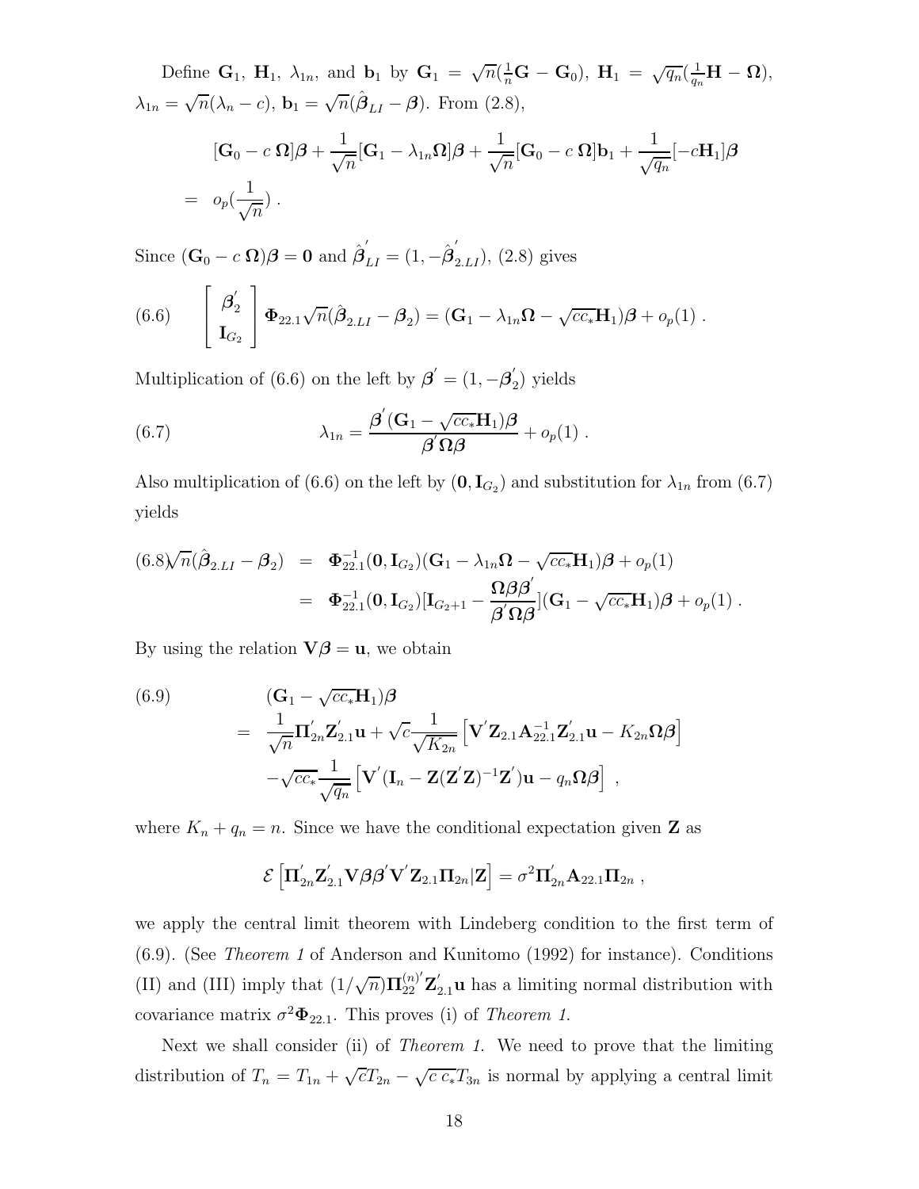Define $\mathbf{G}_1$, $\mathbf{H}_1$, $\lambda_{1n}$, and $\mathbf{b}_1$ by $\mathbf{G}_1 = \sqrt{n}(\frac{1}{n}\mathbf{G} - \mathbf{G}_0)$, $\mathbf{H}_1 = \sqrt{q_n}(\frac{1}{q_n}\mathbf{H} - \boldsymbol{\Omega})$, $\lambda_{1n} = \sqrt{n}(\lambda_n - c)$, $\mathbf{b}_1 = \sqrt{n}(\hat{\boldsymbol{\beta}}_{LI} - \boldsymbol{\beta})$. From (2.8),

$$
\begin{aligned}
&[\mathbf{G}_0 - c\,\boldsymbol{\Omega}]\boldsymbol{\beta} + \frac{1}{\sqrt{n}}[\mathbf{G}_1 - \lambda_{1n}\boldsymbol{\Omega}]\boldsymbol{\beta} + \frac{1}{\sqrt{n}}[\mathbf{G}_0 - c\,\boldsymbol{\Omega}]\mathbf{b}_1 + \frac{1}{\sqrt{q_n}}[-c\mathbf{H}_1]\boldsymbol{\beta} \\
&= \; o_p(\frac{1}{\sqrt{n}}) \; .
\end{aligned}
$$

Since $(\mathbf{G}_0 - c\,\boldsymbol{\Omega})\boldsymbol{\beta} = \mathbf{0}$ and $\hat{\boldsymbol{\beta}}_{LI}^{'} = (1, -\hat{\boldsymbol{\beta}}_{2.LI}^{'})$, (2.8) gives

$$
(6.6) \qquad \begin{bmatrix} \boldsymbol{\beta}_2^{'} \\ \mathbf{I}_{G_2} \end{bmatrix} \boldsymbol{\Phi}_{22.1}\sqrt{n}(\hat{\boldsymbol{\beta}}_{2.LI} - \boldsymbol{\beta}_2) = (\mathbf{G}_1 - \lambda_{1n}\boldsymbol{\Omega} - \sqrt{cc_*}\mathbf{H}_1)\boldsymbol{\beta} + o_p(1) \; .
$$

Multiplication of (6.6) on the left by $\boldsymbol{\beta}^{'} = (1, -\boldsymbol{\beta}_2^{'})$ yields

$$
(6.7) \qquad \lambda_{1n} = \frac{\boldsymbol{\beta}^{'}(\mathbf{G}_1 - \sqrt{cc_*}\mathbf{H}_1)\boldsymbol{\beta}}{\boldsymbol{\beta}^{'}\boldsymbol{\Omega}\boldsymbol{\beta}} + o_p(1) \; .
$$

Also multiplication of (6.6) on the left by $(\mathbf{0}, \mathbf{I}_{G_2})$ and substitution for $\lambda_{1n}$ from (6.7) yields

$$
\begin{aligned}
(6.8) \quad \sqrt{n}(\hat{\boldsymbol{\beta}}_{2.LI} - \boldsymbol{\beta}_2) &= \boldsymbol{\Phi}_{22.1}^{-1}(\mathbf{0}, \mathbf{I}_{G_2})(\mathbf{G}_1 - \lambda_{1n}\boldsymbol{\Omega} - \sqrt{cc_*}\mathbf{H}_1)\boldsymbol{\beta} + o_p(1) \\
&= \boldsymbol{\Phi}_{22.1}^{-1}(\mathbf{0}, \mathbf{I}_{G_2})[\mathbf{I}_{G_2+1} - \frac{\boldsymbol{\Omega}\boldsymbol{\beta}\boldsymbol{\beta}^{'}}{\boldsymbol{\beta}^{'}\boldsymbol{\Omega}\boldsymbol{\beta}}](\mathbf{G}_1 - \sqrt{cc_*}\mathbf{H}_1)\boldsymbol{\beta} + o_p(1) \; .
\end{aligned}
$$

By using the relation $\mathbf{V}\boldsymbol{\beta} = \mathbf{u}$, we obtain

$$
\begin{aligned}
(6.9) \qquad & (\mathbf{G}_1 - \sqrt{cc_*}\mathbf{H}_1)\boldsymbol{\beta} \\
&= \frac{1}{\sqrt{n}}\boldsymbol{\Pi}_{2n}^{'}\mathbf{Z}_{2.1}^{'}\mathbf{u} + \sqrt{c}\frac{1}{\sqrt{K_{2n}}}\left[\mathbf{V}^{'}\mathbf{Z}_{2.1}\mathbf{A}_{22.1}^{-1}\mathbf{Z}_{2.1}^{'}\mathbf{u} - K_{2n}\boldsymbol{\Omega}\boldsymbol{\beta}\right] \\
&\quad -\sqrt{cc_*}\frac{1}{\sqrt{q_n}}\left[\mathbf{V}^{'}(\mathbf{I}_n - \mathbf{Z}(\mathbf{Z}^{'}\mathbf{Z})^{-1}\mathbf{Z}^{'})\mathbf{u} - q_n\boldsymbol{\Omega}\boldsymbol{\beta}\right] \; ,
\end{aligned}
$$

where $K_n + q_n = n$. Since we have the conditional expectation given $\mathbf{Z}$ as

$$
\mathcal{E}\left[\boldsymbol{\Pi}_{2n}^{'}\mathbf{Z}_{2.1}^{'}\mathbf{V}\boldsymbol{\beta}\boldsymbol{\beta}^{'}\mathbf{V}^{'}\mathbf{Z}_{2.1}\boldsymbol{\Pi}_{2n}|\mathbf{Z}\right] = \sigma^2\boldsymbol{\Pi}_{2n}^{'}\mathbf{A}_{22.1}\boldsymbol{\Pi}_{2n} \; ,
$$

we apply the central limit theorem with Lindeberg condition to the first term of (6.9). (See *Theorem 1* of Anderson and Kunitomo (1992) for instance). Conditions (II) and (III) imply that $(1/\sqrt{n})\boldsymbol{\Pi}_{22}^{(n)'}\mathbf{Z}_{2.1}^{'}\mathbf{u}$ has a limiting normal distribution with covariance matrix $\sigma^2\boldsymbol{\Phi}_{22.1}$. This proves (i) of *Theorem 1.*

Next we shall consider (ii) of *Theorem 1.* We need to prove that the limiting distribution of $T_n = T_{1n} + \sqrt{c}T_{2n} - \sqrt{c\,c_*}T_{3n}$ is normal by applying a central limit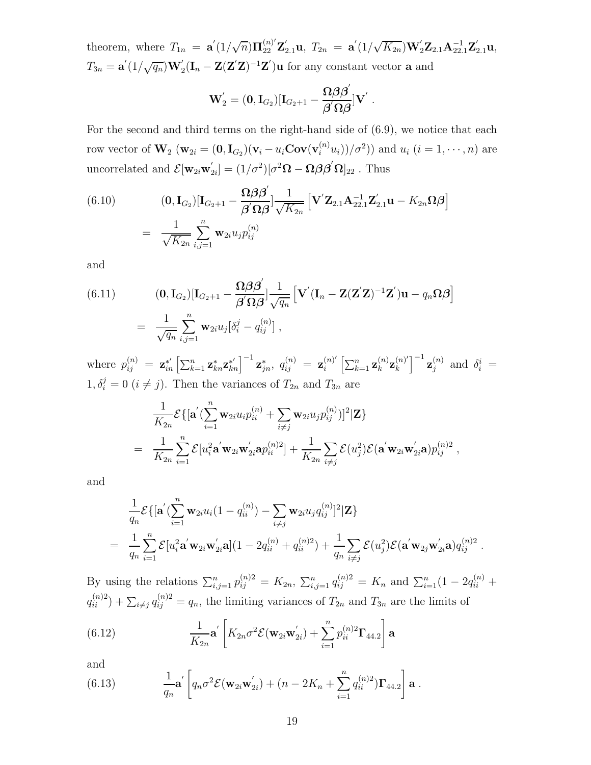theorem, where $T_{1n} = \mathbf{a}^{'}(1/\sqrt{n})\mathbf{\Pi}_{22}^{(n)'}\mathbf{Z}_{2.1}^{'}\mathbf{u}$, $T_{2n} = \mathbf{a}^{'}(1/\sqrt{K_{2n}})\mathbf{W}_2^{'}\mathbf{Z}_{2.1}\mathbf{A}_{22.1}^{-1}\mathbf{Z}_{2.1}^{'}\mathbf{u}$, $T_{3n} = \mathbf{a}^{'}(1/\sqrt{q_n})\mathbf{W}_2^{'}(\mathbf{I}_n - \mathbf{Z}(\mathbf{Z}^{'}\mathbf{Z})^{-1}\mathbf{Z}^{'})\mathbf{u}$ for any constant vector $\mathbf{a}$ and

$$\mathbf{W}_2^{'} = (\mathbf{0}, \mathbf{I}_{G_2})[\mathbf{I}_{G_2+1} - \frac{\mathbf{\Omega}\boldsymbol{\beta}\boldsymbol{\beta}^{'}}{\boldsymbol{\beta}^{'}\mathbf{\Omega}\boldsymbol{\beta}}]\mathbf{V}^{'} \ .$$

For the second and third terms on the right-hand side of (6.9), we notice that each row vector of $\mathbf{W}_2$ ($\mathbf{w}_{2i} = (\mathbf{0}, \mathbf{I}_{G_2})(\mathbf{v}_i - u_i\mathbf{Cov}(\mathbf{v}_i^{(n)}u_i))/\sigma^2)$) and $u_i$ $(i = 1, \cdots, n)$ are uncorrelated and $\mathcal{E}[\mathbf{w}_{2i}\mathbf{w}_{2i}^{'}] = (1/\sigma^2)[\sigma^2\mathbf{\Omega} - \mathbf{\Omega}\boldsymbol{\beta}\boldsymbol{\beta}^{'}\mathbf{\Omega}]_{22}$ . Thus

$$(6.10) \qquad (\mathbf{0}, \mathbf{I}_{G_2})[\mathbf{I}_{G_2+1} - \frac{\mathbf{\Omega}\boldsymbol{\beta}\boldsymbol{\beta}^{'}}{\boldsymbol{\beta}^{'}\mathbf{\Omega}\boldsymbol{\beta}}]\frac{1}{\sqrt{K_{2n}}}\left[\mathbf{V}^{'}\mathbf{Z}_{2.1}\mathbf{A}_{22.1}^{-1}\mathbf{Z}_{2.1}^{'}\mathbf{u} - K_{2n}\mathbf{\Omega}\boldsymbol{\beta}\right] = \frac{1}{\sqrt{K_{2n}}}\sum_{i,j=1}^{n}\mathbf{w}_{2i}u_j p_{ij}^{(n)}$$

and

$$(6.11) \qquad (\mathbf{0}, \mathbf{I}_{G_2})[\mathbf{I}_{G_2+1} - \frac{\mathbf{\Omega}\boldsymbol{\beta}\boldsymbol{\beta}^{'}}{\boldsymbol{\beta}^{'}\mathbf{\Omega}\boldsymbol{\beta}}]\frac{1}{\sqrt{q_n}}\left[\mathbf{V}^{'}(\mathbf{I}_n - \mathbf{Z}(\mathbf{Z}^{'}\mathbf{Z})^{-1}\mathbf{Z}^{'})\mathbf{u} - q_n\mathbf{\Omega}\boldsymbol{\beta}\right] = \frac{1}{\sqrt{q_n}}\sum_{i,j=1}^{n}\mathbf{w}_{2i}u_j[\delta_i^j - q_{ij}^{(n)}] \ ,$$

where $p_{ij}^{(n)} = \mathbf{z}_{in}^{*'}\left[\sum_{k=1}^{n}\mathbf{z}_{kn}^{*}\mathbf{z}_{kn}^{*'}\right]^{-1}\mathbf{z}_{jn}^{*}$, $q_{ij}^{(n)} = \mathbf{z}_i^{(n)'}\left[\sum_{k=1}^{n}\mathbf{z}_k^{(n)}\mathbf{z}_k^{(n)'}\right]^{-1}\mathbf{z}_j^{(n)}$ and $\delta_i^i = 1, \delta_i^j = 0$ $(i \neq j)$. Then the variances of $T_{2n}$ and $T_{3n}$ are

$$\begin{aligned}
&\frac{1}{K_{2n}}\mathcal{E}\{[\mathbf{a}^{'}(\sum_{i=1}^{n}\mathbf{w}_{2i}u_i p_{ii}^{(n)} + \sum_{i\neq j}\mathbf{w}_{2i}u_j p_{ij}^{(n)})]^2|\mathbf{Z}\} \\
= \ &\frac{1}{K_{2n}}\sum_{i=1}^{n}\mathcal{E}[u_i^2\mathbf{a}^{'}\mathbf{w}_{2i}\mathbf{w}_{2i}^{'}\mathbf{a}p_{ii}^{(n)2}] + \frac{1}{K_{2n}}\sum_{i\neq j}\mathcal{E}(u_j^2)\mathcal{E}(\mathbf{a}^{'}\mathbf{w}_{2i}\mathbf{w}_{2i}^{'}\mathbf{a})p_{ij}^{(n)2} \ ,
\end{aligned}$$

and

$$\begin{aligned}
&\frac{1}{q_n}\mathcal{E}\{[\mathbf{a}^{'}(\sum_{i=1}^{n}\mathbf{w}_{2i}u_i(1 - q_{ii}^{(n)}) - \sum_{i\neq j}\mathbf{w}_{2i}u_j q_{ij}^{(n)}]^2|\mathbf{Z}\} \\
= \ &\frac{1}{q_n}\sum_{i=1}^{n}\mathcal{E}[u_i^2\mathbf{a}^{'}\mathbf{w}_{2i}\mathbf{w}_{2i}^{'}\mathbf{a}](1 - 2q_{ii}^{(n)} + q_{ii}^{(n)2}) + \frac{1}{q_n}\sum_{i\neq j}\mathcal{E}(u_j^2)\mathcal{E}(\mathbf{a}^{'}\mathbf{w}_{2j}\mathbf{w}_{2i}^{'}\mathbf{a})q_{ij}^{(n)2} \ .
\end{aligned}$$

By using the relations $\sum_{i,j=1}^{n}p_{ij}^{(n)2} = K_{2n}$, $\sum_{i,j=1}^{n}q_{ij}^{(n)2} = K_n$ and $\sum_{i=1}^{n}(1 - 2q_{ii}^{(n)} + q_{ii}^{(n)2}) + \sum_{i\neq j}q_{ij}^{(n)2} = q_n$, the limiting variances of $T_{2n}$ and $T_{3n}$ are the limits of

$$(6.12) \qquad \frac{1}{K_{2n}}\mathbf{a}^{'}\left[K_{2n}\sigma^2\mathcal{E}(\mathbf{w}_{2i}\mathbf{w}_{2i}^{'}) + \sum_{i=1}^{n}p_{ii}^{(n)2}\mathbf{\Gamma}_{44.2}\right]\mathbf{a}$$

and

$$(6.13) \qquad \frac{1}{q_n}\mathbf{a}^{'}\left[q_n\sigma^2\mathcal{E}(\mathbf{w}_{2i}\mathbf{w}_{2i}^{'}) + (n - 2K_n + \sum_{i=1}^{n}q_{ii}^{(n)2})\mathbf{\Gamma}_{44.2}\right]\mathbf{a} \ .$$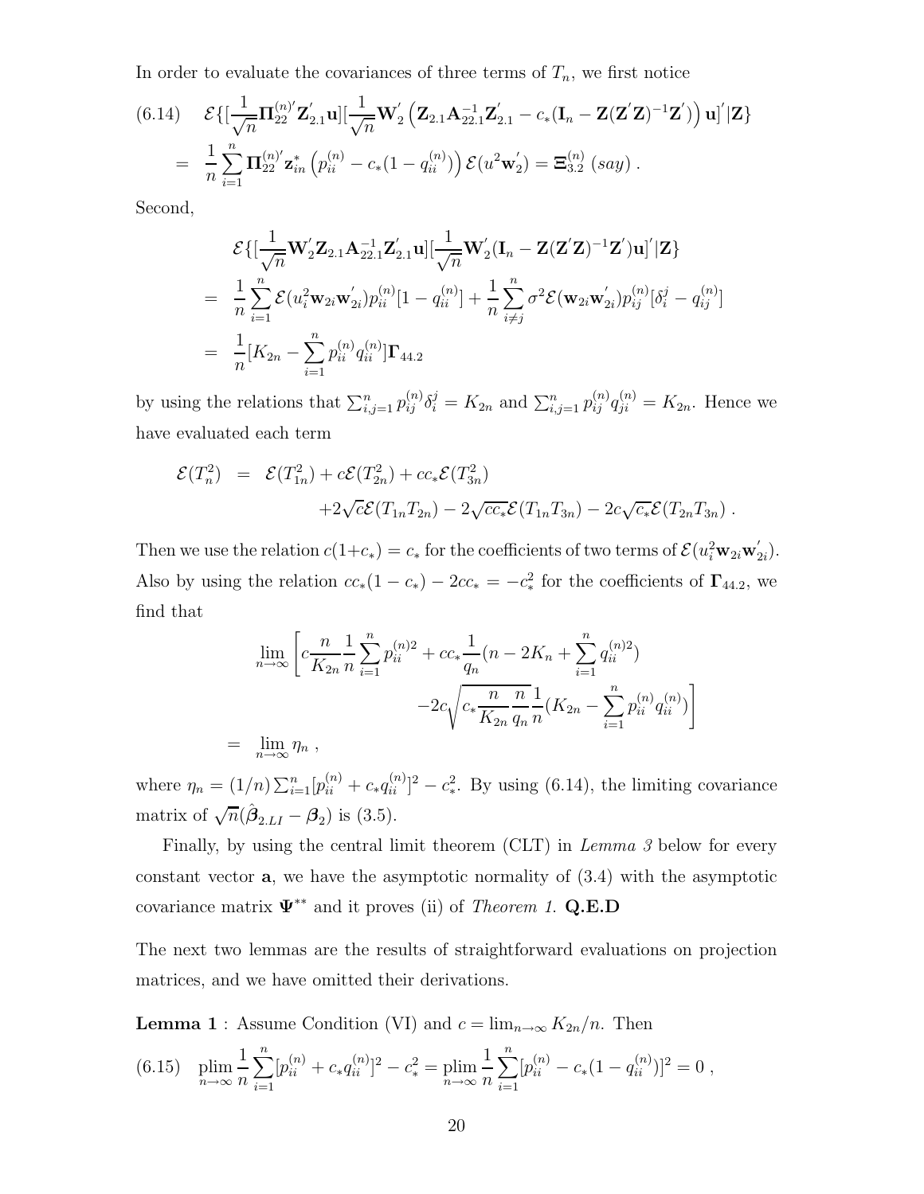In order to evaluate the covariances of three terms of $T_n$, we first notice

$$
(6.14) \quad \mathcal{E}\{[\frac{1}{\sqrt{n}}\mathbf{\Pi}_{22}^{(n)'}\mathbf{Z}_{2.1}^{'}\mathbf{u}][\frac{1}{\sqrt{n}}\mathbf{W}_2^{'}\left(\mathbf{Z}_{2.1}\mathbf{A}_{22.1}^{-1}\mathbf{Z}_{2.1}^{'} - c_*(\mathbf{I}_n - \mathbf{Z}(\mathbf{Z}^{'}\mathbf{Z})^{-1}\mathbf{Z}^{'})\right)\mathbf{u}]^{'}|\mathbf{Z}\}
$$
$$
= \frac{1}{n}\sum_{i=1}^{n}\mathbf{\Pi}_{22}^{(n)'}\mathbf{z}_{in}^{*}\left(p_{ii}^{(n)} - c_*(1-q_{ii}^{(n)})\right)\mathcal{E}(u^2\mathbf{w}_2^{'}) = \mathbf{\Xi}_{3.2}^{(n)} \ (say) \ .
$$

Second,

$$
\begin{aligned}
& \mathcal{E}\{[\frac{1}{\sqrt{n}}\mathbf{W}_2^{'}\mathbf{Z}_{2.1}\mathbf{A}_{22.1}^{-1}\mathbf{Z}_{2.1}^{'}\mathbf{u}][\frac{1}{\sqrt{n}}\mathbf{W}_2^{'}(\mathbf{I}_n - \mathbf{Z}(\mathbf{Z}^{'}\mathbf{Z})^{-1}\mathbf{Z}^{'})\mathbf{u}]^{'}|\mathbf{Z}\} \\
= \ & \frac{1}{n}\sum_{i=1}^{n}\mathcal{E}(u_i^2\mathbf{w}_{2i}\mathbf{w}_{2i}^{'})p_{ii}^{(n)}[1-q_{ii}^{(n)}] + \frac{1}{n}\sum_{i\neq j}^{n}\sigma^2\mathcal{E}(\mathbf{w}_{2i}\mathbf{w}_{2i}^{'})p_{ij}^{(n)}[\delta_i^j - q_{ij}^{(n)}] \\
= \ & \frac{1}{n}[K_{2n} - \sum_{i=1}^{n}p_{ii}^{(n)}q_{ii}^{(n)}]\mathbf{\Gamma}_{44.2}
\end{aligned}
$$

by using the relations that $\sum_{i,j=1}^{n}p_{ij}^{(n)}\delta_i^j = K_{2n}$ and $\sum_{i,j=1}^{n}p_{ij}^{(n)}q_{ji}^{(n)} = K_{2n}$. Hence we have evaluated each term

$$
\begin{aligned}
\mathcal{E}(T_n^2) \ &= \ \mathcal{E}(T_{1n}^2) + c\mathcal{E}(T_{2n}^2) + cc_*\mathcal{E}(T_{3n}^2) \\
&\quad +2\sqrt{c}\mathcal{E}(T_{1n}T_{2n}) - 2\sqrt{cc_*}\mathcal{E}(T_{1n}T_{3n}) - 2c\sqrt{c_*}\mathcal{E}(T_{2n}T_{3n}) \ .
\end{aligned}
$$

Then we use the relation $c(1+c_*) = c_*$ for the coefficients of two terms of $\mathcal{E}(u_i^2\mathbf{w}_{2i}\mathbf{w}_{2i}^{'})$. Also by using the relation $cc_*(1-c_*) - 2cc_* = -c_*^2$ for the coefficients of $\mathbf{\Gamma}_{44.2}$, we find that

$$
\begin{aligned}
& \lim_{n\to\infty}\left[c\frac{n}{K_{2n}}\frac{1}{n}\sum_{i=1}^{n}p_{ii}^{(n)2} + cc_*\frac{1}{q_n}(n - 2K_n + \sum_{i=1}^{n}q_{ii}^{(n)2})\right. \\
& \qquad\qquad \left. -2c\sqrt{c_*\frac{n}{K_{2n}}\frac{n}{q_n}}\frac{1}{n}(K_{2n} - \sum_{i=1}^{n}p_{ii}^{(n)}q_{ii}^{(n)})\right] \\
= \ & \lim_{n\to\infty}\eta_n \ ,
\end{aligned}
$$

where $\eta_n = (1/n)\sum_{i=1}^{n}[p_{ii}^{(n)} + c_*q_{ii}^{(n)}]^2 - c_*^2$. By using (6.14), the limiting covariance matrix of $\sqrt{n}(\hat{\boldsymbol{\beta}}_{2.LI} - \boldsymbol{\beta}_2)$ is (3.5).

Finally, by using the central limit theorem (CLT) in *Lemma 3* below for every constant vector $\mathbf{a}$, we have the asymptotic normality of (3.4) with the asymptotic covariance matrix $\mathbf{\Psi}^{**}$ and it proves (ii) of *Theorem 1.* **Q.E.D**

The next two lemmas are the results of straightforward evaluations on projection matrices, and we have omitted their derivations.

**Lemma 1** : Assume Condition (VI) and $c = \lim_{n\to\infty}K_{2n}/n$. Then

$$
(6.15) \quad \operatorname*{plim}_{n\to\infty}\frac{1}{n}\sum_{i=1}^{n}[p_{ii}^{(n)} + c_*q_{ii}^{(n)}]^2 - c_*^2 = \operatorname*{plim}_{n\to\infty}\frac{1}{n}\sum_{i=1}^{n}[p_{ii}^{(n)} - c_*(1-q_{ii}^{(n)})]^2 = 0 \ ,
$$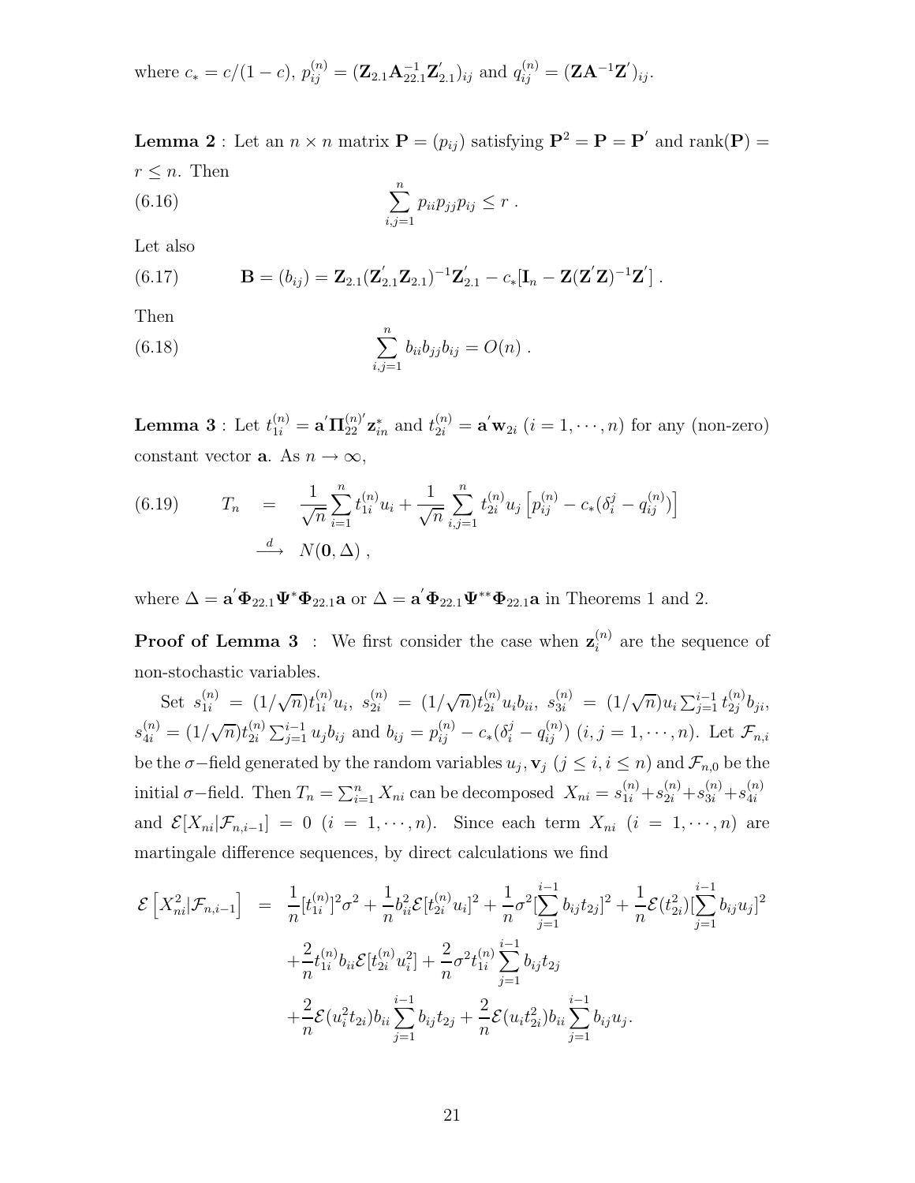where $c_* = c/(1-c)$, $p_{ij}^{(n)} = (\mathbf{Z}_{2.1}\mathbf{A}_{22.1}^{-1}\mathbf{Z}_{2.1}')_{ij}$ and $q_{ij}^{(n)} = (\mathbf{Z}\mathbf{A}^{-1}\mathbf{Z}')_{ij}$.

**Lemma 2** : Let an $n \times n$ matrix $\mathbf{P} = (p_{ij})$ satisfying $\mathbf{P}^2 = \mathbf{P} = \mathbf{P}'$ and $\text{rank}(\mathbf{P}) = r \le n$. Then

$$\sum_{i,j=1}^{n} p_{ii} p_{jj} p_{ij} \le r \ . \tag{6.16}$$

Let also

$$\mathbf{B} = (b_{ij}) = \mathbf{Z}_{2.1}(\mathbf{Z}_{2.1}'\mathbf{Z}_{2.1})^{-1}\mathbf{Z}_{2.1}' - c_*[\mathbf{I}_n - \mathbf{Z}(\mathbf{Z}'\mathbf{Z})^{-1}\mathbf{Z}'] \ . \tag{6.17}$$

Then

$$\sum_{i,j=1}^{n} b_{ii} b_{jj} b_{ij} = O(n) \ . \tag{6.18}$$

**Lemma 3** : Let $t_{1i}^{(n)} = \mathbf{a}'\mathbf{\Pi}_{22}^{(n)'}\mathbf{z}_{in}^*$ and $t_{2i}^{(n)} = \mathbf{a}'\mathbf{w}_{2i}$ $(i = 1, \cdots, n)$ for any (non-zero) constant vector $\mathbf{a}$. As $n \to \infty$,

$$\begin{aligned} T_n &= \frac{1}{\sqrt{n}}\sum_{i=1}^{n} t_{1i}^{(n)} u_i + \frac{1}{\sqrt{n}}\sum_{i,j=1}^{n} t_{2i}^{(n)} u_j \left[ p_{ij}^{(n)} - c_*(\delta_i^j - q_{ij}^{(n)}) \right] \\ &\xrightarrow{d} N(\mathbf{0}, \Delta) \ , \end{aligned} \tag{6.19}$$

where $\Delta = \mathbf{a}'\mathbf{\Phi}_{22.1}\mathbf{\Psi}^*\mathbf{\Phi}_{22.1}\mathbf{a}$ or $\Delta = \mathbf{a}'\mathbf{\Phi}_{22.1}\mathbf{\Psi}^{**}\mathbf{\Phi}_{22.1}\mathbf{a}$ in Theorems 1 and 2.

**Proof of Lemma 3** : We first consider the case when $\mathbf{z}_i^{(n)}$ are the sequence of non-stochastic variables.

Set $s_{1i}^{(n)} = (1/\sqrt{n})t_{1i}^{(n)}u_i$, $s_{2i}^{(n)} = (1/\sqrt{n})t_{2i}^{(n)}u_i b_{ii}$, $s_{3i}^{(n)} = (1/\sqrt{n})u_i \sum_{j=1}^{i-1} t_{2j}^{(n)} b_{ji}$, $s_{4i}^{(n)} = (1/\sqrt{n})t_{2i}^{(n)} \sum_{j=1}^{i-1} u_j b_{ij}$ and $b_{ij} = p_{ij}^{(n)} - c_*(\delta_i^j - q_{ij}^{(n)})$ $(i,j = 1, \cdots, n)$. Let $\mathcal{F}_{n,i}$ be the $\sigma-$field generated by the random variables $u_j, \mathbf{v}_j$ $(j \le i, i \le n)$ and $\mathcal{F}_{n,0}$ be the initial $\sigma-$field. Then $T_n = \sum_{i=1}^{n} X_{ni}$ can be decomposed $X_{ni} = s_{1i}^{(n)} + s_{2i}^{(n)} + s_{3i}^{(n)} + s_{4i}^{(n)}$ and $\mathcal{E}[X_{ni}|\mathcal{F}_{n,i-1}] = 0$ $(i = 1, \cdots, n)$. Since each term $X_{ni}$ $(i = 1, \cdots, n)$ are martingale difference sequences, by direct calculations we find

$$\begin{aligned} \mathcal{E}\left[X_{ni}^2|\mathcal{F}_{n,i-1}\right] &= \frac{1}{n}[t_{1i}^{(n)}]^2\sigma^2 + \frac{1}{n}b_{ii}^2\mathcal{E}[t_{2i}^{(n)}u_i]^2 + \frac{1}{n}\sigma^2[\sum_{j=1}^{i-1} b_{ij}t_{2j}]^2 + \frac{1}{n}\mathcal{E}(t_{2i}^2)[\sum_{j=1}^{i-1} b_{ij}u_j]^2 \\ &\quad + \frac{2}{n}t_{1i}^{(n)}b_{ii}\mathcal{E}[t_{2i}^{(n)}u_i^2] + \frac{2}{n}\sigma^2 t_{1i}^{(n)}\sum_{j=1}^{i-1} b_{ij}t_{2j} \\ &\quad + \frac{2}{n}\mathcal{E}(u_i^2 t_{2i})b_{ii}\sum_{j=1}^{i-1} b_{ij}t_{2j} + \frac{2}{n}\mathcal{E}(u_i t_{2i}^2)b_{ii}\sum_{j=1}^{i-1} b_{ij}u_j. \end{aligned}$$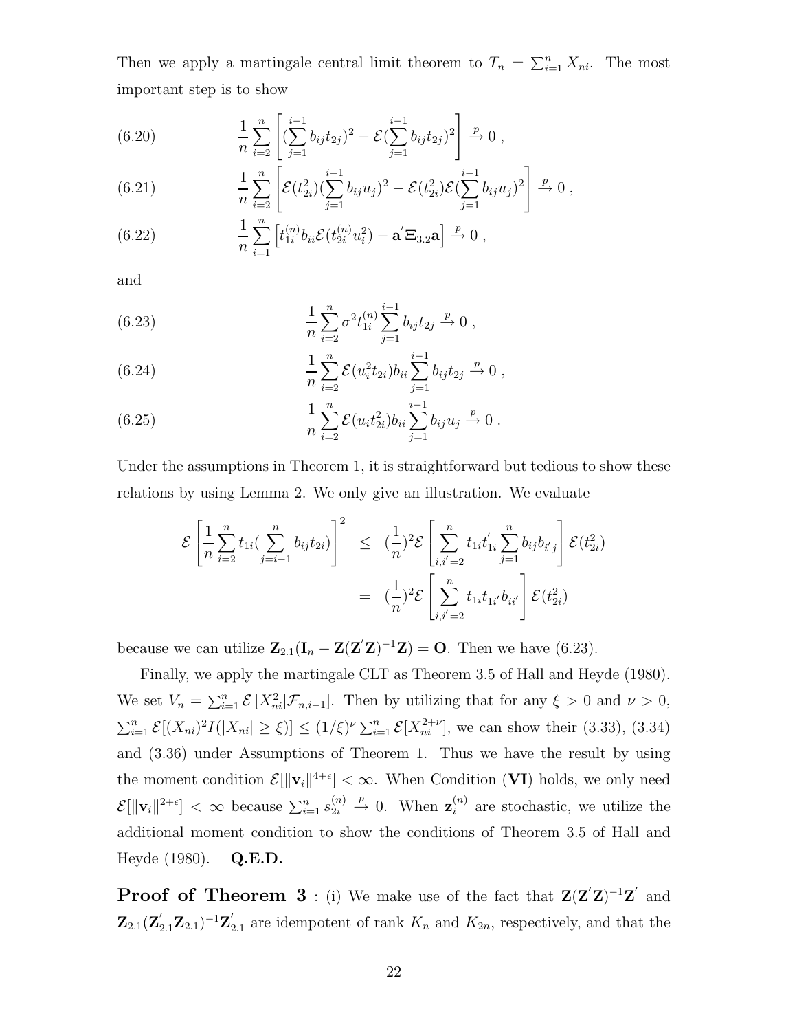Then we apply a martingale central limit theorem to $T_n = \sum_{i=1}^n X_{ni}$. The most important step is to show

$$\frac{1}{n}\sum_{i=2}^{n}\left[(\sum_{j=1}^{i-1} b_{ij}t_{2j})^2 - \mathcal{E}(\sum_{j=1}^{i-1} b_{ij}t_{2j})^2\right] \xrightarrow{p} 0 \ , \tag{6.20}$$

$$\frac{1}{n}\sum_{i=2}^{n}\left[\mathcal{E}(t_{2i}^2)(\sum_{j=1}^{i-1} b_{ij}u_j)^2 - \mathcal{E}(t_{2i}^2)\mathcal{E}(\sum_{j=1}^{i-1} b_{ij}u_j)^2\right] \xrightarrow{p} 0 \ , \tag{6.21}$$

$$\frac{1}{n}\sum_{i=1}^{n}\left[t_{1i}^{(n)} b_{ii}\mathcal{E}(t_{2i}^{(n)}u_i^2) - \mathbf{a}^{'}\mathbf{\Xi}_{3.2}\mathbf{a}\right] \xrightarrow{p} 0 \ , \tag{6.22}$$

and

$$\frac{1}{n}\sum_{i=2}^{n}\sigma^2 t_{1i}^{(n)}\sum_{j=1}^{i-1} b_{ij}t_{2j} \xrightarrow{p} 0 \ , \tag{6.23}$$

$$\frac{1}{n}\sum_{i=2}^{n}\mathcal{E}(u_i^2 t_{2i}) b_{ii}\sum_{j=1}^{i-1} b_{ij}t_{2j} \xrightarrow{p} 0 \ , \tag{6.24}$$

$$\frac{1}{n}\sum_{i=2}^{n}\mathcal{E}(u_i t_{2i}^2) b_{ii}\sum_{j=1}^{i-1} b_{ij}u_j \xrightarrow{p} 0 \ . \tag{6.25}$$

Under the assumptions in Theorem 1, it is straightforward but tedious to show these relations by using Lemma 2. We only give an illustration. We evaluate

$$\begin{aligned}
\mathcal{E}\left[\frac{1}{n}\sum_{i=2}^{n} t_{1i}(\sum_{j=i-1}^{n} b_{ij}t_{2i})\right]^2 &\leq (\frac{1}{n})^2\mathcal{E}\left[\sum_{i,i^{'}=2}^{n} t_{1i}t_{1i}^{'}\sum_{j=1}^{n} b_{ij}b_{i^{'}j}\right]\mathcal{E}(t_{2i}^2) \\
&= (\frac{1}{n})^2\mathcal{E}\left[\sum_{i,i^{'}=2}^{n} t_{1i}t_{1i^{'}}b_{ii^{'}}\right]\mathcal{E}(t_{2i}^2)
\end{aligned}$$

because we can utilize $\mathbf{Z}_{2.1}(\mathbf{I}_n - \mathbf{Z}(\mathbf{Z}^{'}\mathbf{Z})^{-1}\mathbf{Z}) = \mathbf{O}$. Then we have (6.23).

Finally, we apply the martingale CLT as Theorem 3.5 of Hall and Heyde (1980). We set $V_n = \sum_{i=1}^n \mathcal{E}\left[X_{ni}^2|\mathcal{F}_{n,i-1}\right]$. Then by utilizing that for any $\xi > 0$ and $\nu > 0$, $\sum_{i=1}^n \mathcal{E}[(X_{ni})^2 I(|X_{ni}| \geq \xi)] \leq (1/\xi)^\nu \sum_{i=1}^n \mathcal{E}[X_{ni}^{2+\nu}]$, we can show their (3.33), (3.34) and (3.36) under Assumptions of Theorem 1. Thus we have the result by using the moment condition $\mathcal{E}[\|\mathbf{v}_i\|^{4+\epsilon}] < \infty$. When Condition (**VI**) holds, we only need $\mathcal{E}[\|\mathbf{v}_i\|^{2+\epsilon}] < \infty$ because $\sum_{i=1}^n s_{2i}^{(n)} \xrightarrow{p} 0$. When $\mathbf{z}_i^{(n)}$ are stochastic, we utilize the additional moment condition to show the conditions of Theorem 3.5 of Hall and Heyde (1980). **Q.E.D.**

**Proof of Theorem 3** : (i) We make use of the fact that $\mathbf{Z}(\mathbf{Z}^{'}\mathbf{Z})^{-1}\mathbf{Z}^{'}$ and $\mathbf{Z}_{2.1}(\mathbf{Z}_{2.1}^{'}\mathbf{Z}_{2.1})^{-1}\mathbf{Z}_{2.1}^{'}$ are idempotent of rank $K_n$ and $K_{2n}$, respectively, and that the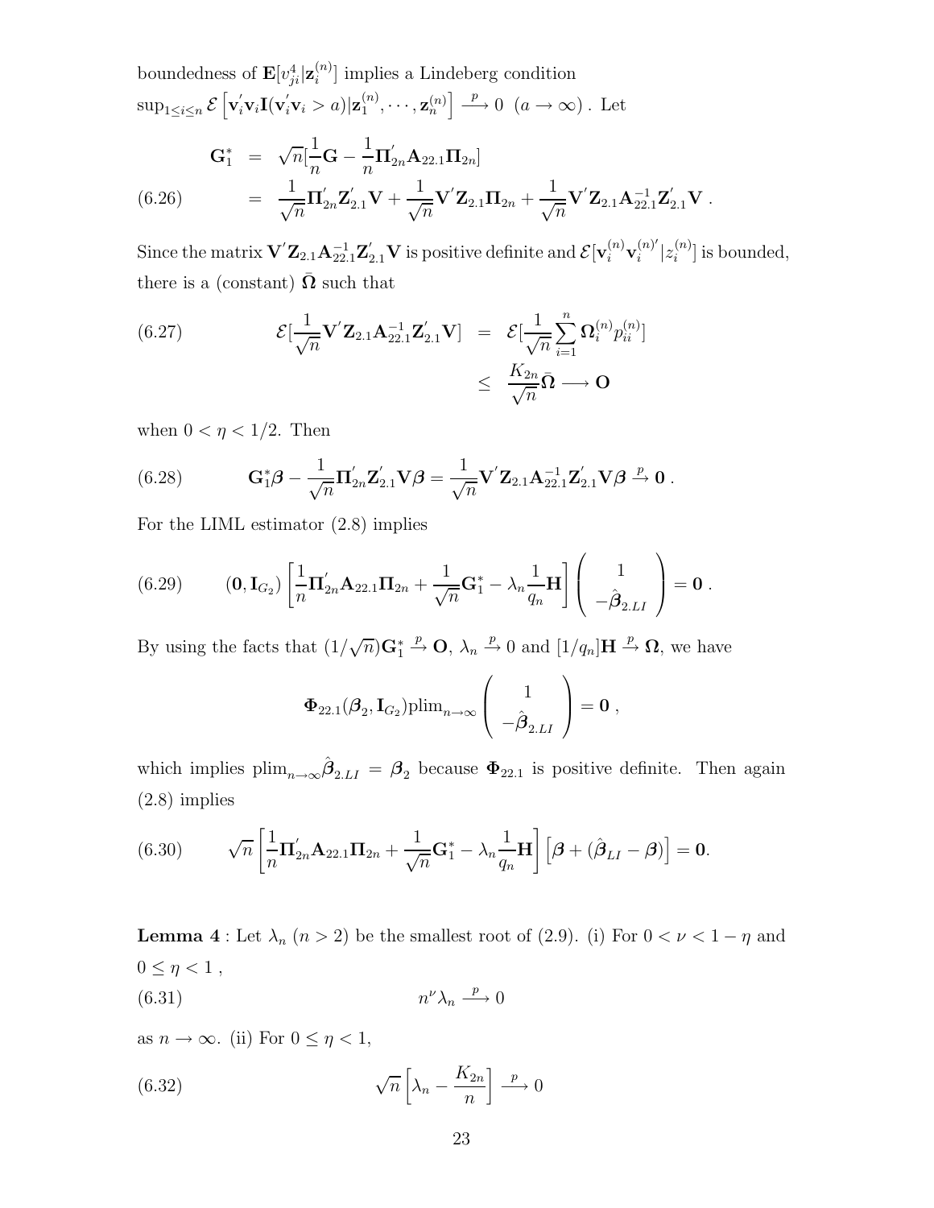boundedness of $\mathbf{E}[v_{ji}^4|\mathbf{z}_i^{(n)}]$ implies a Lindeberg condition $\sup_{1\leq i\leq n}\mathcal{E}\left[\mathbf{v}_i^{'}\mathbf{v}_i\mathbf{I}(\mathbf{v}_i^{'}\mathbf{v}_i > a)|\mathbf{z}_1^{(n)},\cdots,\mathbf{z}_n^{(n)}\right] \xrightarrow{p} 0 \ \ (a\to\infty)$ . Let

$$
\begin{aligned}
\mathbf{G}_1^* &= \sqrt{n}[\frac{1}{n}\mathbf{G}-\frac{1}{n}\mathbf{\Pi}_{2n}^{'}\mathbf{A}_{22.1}\mathbf{\Pi}_{2n}] \\
&= \frac{1}{\sqrt{n}}\mathbf{\Pi}_{2n}^{'}\mathbf{Z}_{2.1}^{'}\mathbf{V}+\frac{1}{\sqrt{n}}\mathbf{V}^{'}\mathbf{Z}_{2.1}\mathbf{\Pi}_{2n}+\frac{1}{\sqrt{n}}\mathbf{V}^{'}\mathbf{Z}_{2.1}\mathbf{A}_{22.1}^{-1}\mathbf{Z}_{2.1}^{'}\mathbf{V}\ . \qquad (6.26)
\end{aligned}
$$

Since the matrix $\mathbf{V}^{'}\mathbf{Z}_{2.1}\mathbf{A}_{22.1}^{-1}\mathbf{Z}_{2.1}^{'}\mathbf{V}$ is positive definite and $\mathcal{E}[\mathbf{v}_i^{(n)}\mathbf{v}_i^{(n)'}|z_i^{(n)}]$ is bounded, there is a (constant) $\bar{\mathbf{\Omega}}$ such that

$$
\begin{aligned}
\mathcal{E}[\frac{1}{\sqrt{n}}\mathbf{V}^{'}\mathbf{Z}_{2.1}\mathbf{A}_{22.1}^{-1}\mathbf{Z}_{2.1}^{'}\mathbf{V}] &= \mathcal{E}[\frac{1}{\sqrt{n}}\sum_{i=1}^{n}\mathbf{\Omega}_i^{(n)}p_{ii}^{(n)}] \\
&\leq \frac{K_{2n}}{\sqrt{n}}\bar{\mathbf{\Omega}} \longrightarrow \mathbf{O} \qquad (6.27)
\end{aligned}
$$

when $0<\eta<1/2$. Then

$$
\mathbf{G}_1^*\boldsymbol{\beta}-\frac{1}{\sqrt{n}}\mathbf{\Pi}_{2n}^{'}\mathbf{Z}_{2.1}^{'}\mathbf{V}\boldsymbol{\beta} = \frac{1}{\sqrt{n}}\mathbf{V}^{'}\mathbf{Z}_{2.1}\mathbf{A}_{22.1}^{-1}\mathbf{Z}_{2.1}^{'}\mathbf{V}\boldsymbol{\beta} \xrightarrow{p} \mathbf{0}\ . \qquad (6.28)
$$

For the LIML estimator (2.8) implies

$$
(\mathbf{0},\mathbf{I}_{G_2})\left[\frac{1}{n}\mathbf{\Pi}_{2n}^{'}\mathbf{A}_{22.1}\mathbf{\Pi}_{2n}+\frac{1}{\sqrt{n}}\mathbf{G}_1^*-\lambda_n\frac{1}{q_n}\mathbf{H}\right]\begin{pmatrix}1\\ -\hat{\boldsymbol{\beta}}_{2.LI}\end{pmatrix}=\mathbf{0}\ . \qquad (6.29)
$$

By using the facts that $(1/\sqrt{n})\mathbf{G}_1^*\xrightarrow{p}\mathbf{O}$, $\lambda_n\xrightarrow{p}0$ and $[1/q_n]\mathbf{H}\xrightarrow{p}\mathbf{\Omega}$, we have

$$
\mathbf{\Phi}_{22.1}(\boldsymbol{\beta}_2,\mathbf{I}_{G_2})\text{plim}_{n\to\infty}\begin{pmatrix}1\\ -\hat{\boldsymbol{\beta}}_{2.LI}\end{pmatrix}=\mathbf{0}\ ,
$$

which implies $\text{plim}_{n\to\infty}\hat{\boldsymbol{\beta}}_{2.LI}=\boldsymbol{\beta}_2$ because $\mathbf{\Phi}_{22.1}$ is positive definite. Then again (2.8) implies

$$
\sqrt{n}\left[\frac{1}{n}\mathbf{\Pi}_{2n}^{'}\mathbf{A}_{22.1}\mathbf{\Pi}_{2n}+\frac{1}{\sqrt{n}}\mathbf{G}_1^*-\lambda_n\frac{1}{q_n}\mathbf{H}\right]\left[\boldsymbol{\beta}+(\hat{\boldsymbol{\beta}}_{LI}-\boldsymbol{\beta})\right]=\mathbf{0}. \qquad (6.30)
$$

**Lemma 4** : Let $\lambda_n$ $(n>2)$ be the smallest root of (2.9). (i) For $0<\nu<1-\eta$ and $0\leq\eta<1$ ,

$$
n^{\nu}\lambda_n\xrightarrow{p}0 \qquad (6.31)
$$

as $n\to\infty$. (ii) For $0\leq\eta<1$,

$$
\sqrt{n}\left[\lambda_n-\frac{K_{2n}}{n}\right]\xrightarrow{p}0 \qquad (6.32)
$$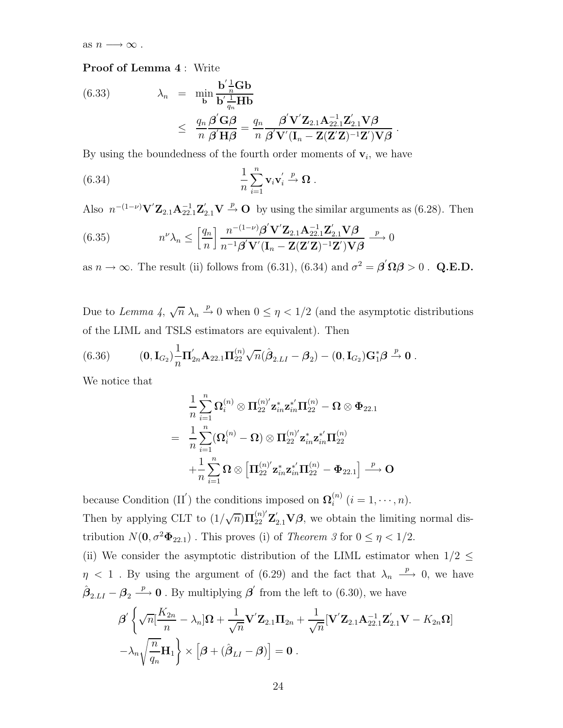as $n \longrightarrow \infty$ .

**Proof of Lemma 4** : Write

$$
\begin{aligned}
(6.33) \qquad \lambda_n &= \min_{\mathbf{b}} \frac{\mathbf{b}' \frac{1}{n} \mathbf{G} \mathbf{b}}{\mathbf{b}' \frac{1}{q_n} \mathbf{H} \mathbf{b}} \\
&\leq \frac{q_n}{n} \frac{\boldsymbol{\beta}' \mathbf{G} \boldsymbol{\beta}}{\boldsymbol{\beta}' \mathbf{H} \boldsymbol{\beta}} = \frac{q_n}{n} \frac{\boldsymbol{\beta}' \mathbf{V}' \mathbf{Z}_{2.1} \mathbf{A}_{22.1}^{-1} \mathbf{Z}_{2.1}' \mathbf{V} \boldsymbol{\beta}}{\boldsymbol{\beta}' \mathbf{V}' (\mathbf{I}_n - \mathbf{Z}(\mathbf{Z}'\mathbf{Z})^{-1}\mathbf{Z}') \mathbf{V} \boldsymbol{\beta}} \ .
\end{aligned}
$$

By using the boundedness of the fourth order moments of $\mathbf{v}_i$, we have

$$
(6.34) \qquad \frac{1}{n} \sum_{i=1}^{n} \mathbf{v}_i \mathbf{v}_i' \xrightarrow{p} \boldsymbol{\Omega} \ .
$$

Also $n^{-(1-\nu)} \mathbf{V}' \mathbf{Z}_{2.1} \mathbf{A}_{22.1}^{-1} \mathbf{Z}_{2.1}' \mathbf{V} \xrightarrow{p} \mathbf{O}$ by using the similar arguments as (6.28). Then

$$
(6.35) \qquad n^{\nu} \lambda_n \leq \left[ \frac{q_n}{n} \right] \frac{n^{-(1-\nu)} \boldsymbol{\beta}' \mathbf{V}' \mathbf{Z}_{2.1} \mathbf{A}_{22.1}^{-1} \mathbf{Z}_{2.1}' \mathbf{V} \boldsymbol{\beta}}{n^{-1} \boldsymbol{\beta}' \mathbf{V}' (\mathbf{I}_n - \mathbf{Z}(\mathbf{Z}'\mathbf{Z})^{-1}\mathbf{Z}') \mathbf{V} \boldsymbol{\beta}} \xrightarrow{p} 0
$$

as $n \to \infty$. The result (ii) follows from (6.31), (6.34) and $\sigma^2 = \boldsymbol{\beta}' \boldsymbol{\Omega} \boldsymbol{\beta} > 0$ . **Q.E.D.**

Due to *Lemma 4*, $\sqrt{n}\, \lambda_n \xrightarrow{p} 0$ when $0 \leq \eta < 1/2$ (and the asymptotic distributions of the LIML and TSLS estimators are equivalent). Then

$$
(6.36) \qquad (\mathbf{0}, \mathbf{I}_{G_2}) \frac{1}{n} \boldsymbol{\Pi}_{2n}' \mathbf{A}_{22.1} \boldsymbol{\Pi}_{22}^{(n)} \sqrt{n} (\hat{\boldsymbol{\beta}}_{2.LI} - \boldsymbol{\beta}_2) - (\mathbf{0}, \mathbf{I}_{G_2}) \mathbf{G}_1^* \boldsymbol{\beta} \xrightarrow{p} \mathbf{0} \ .
$$

We notice that

$$
\begin{aligned}
& \frac{1}{n} \sum_{i=1}^{n} \boldsymbol{\Omega}_i^{(n)} \otimes \boldsymbol{\Pi}_{22}^{(n)'} \mathbf{z}_{in}^* \mathbf{z}_{in}^{*'} \boldsymbol{\Pi}_{22}^{(n)} - \boldsymbol{\Omega} \otimes \boldsymbol{\Phi}_{22.1} \\
= \ & \frac{1}{n} \sum_{i=1}^{n} (\boldsymbol{\Omega}_i^{(n)} - \boldsymbol{\Omega}) \otimes \boldsymbol{\Pi}_{22}^{(n)'} \mathbf{z}_{in}^* \mathbf{z}_{in}^{*'} \boldsymbol{\Pi}_{22}^{(n)} \\
& + \frac{1}{n} \sum_{i=1}^{n} \boldsymbol{\Omega} \otimes \left[ \boldsymbol{\Pi}_{22}^{(n)'} \mathbf{z}_{in}^* \mathbf{z}_{in}^{*'} \boldsymbol{\Pi}_{22}^{(n)} - \boldsymbol{\Phi}_{22.1} \right] \xrightarrow{p} \mathbf{O}
\end{aligned}
$$

because Condition (II$'$) the conditions imposed on $\boldsymbol{\Omega}_i^{(n)}$ $(i = 1, \cdots, n)$.
Then by applying CLT to $(1/\sqrt{n}) \boldsymbol{\Pi}_{22}^{(n)'} \mathbf{Z}_{2.1}' \mathbf{V} \boldsymbol{\beta}$, we obtain the limiting normal distribution $N(\mathbf{0}, \sigma^2 \boldsymbol{\Phi}_{22.1})$ . This proves (i) of *Theorem 3* for $0 \leq \eta < 1/2$.
(ii) We consider the asymptotic distribution of the LIML estimator when $1/2 \leq \eta < 1$ . By using the argument of (6.29) and the fact that $\lambda_n \xrightarrow{p} 0$, we have $\hat{\boldsymbol{\beta}}_{2.LI} - \boldsymbol{\beta}_2 \xrightarrow{p} \mathbf{0}$ . By multiplying $\boldsymbol{\beta}'$ from the left to (6.30), we have

$$
\begin{aligned}
& \boldsymbol{\beta}' \left\{ \sqrt{n} [\frac{K_{2n}}{n} - \lambda_n] \boldsymbol{\Omega} + \frac{1}{\sqrt{n}} \mathbf{V}' \mathbf{Z}_{2.1} \boldsymbol{\Pi}_{2n} + \frac{1}{\sqrt{n}} [\mathbf{V}' \mathbf{Z}_{2.1} \mathbf{A}_{22.1}^{-1} \mathbf{Z}_{2.1}' \mathbf{V} - K_{2n} \boldsymbol{\Omega}] \right. \\
& \left. - \lambda_n \sqrt{\frac{n}{q_n}} \mathbf{H}_1 \right\} \times \left[ \boldsymbol{\beta} + (\hat{\boldsymbol{\beta}}_{LI} - \boldsymbol{\beta}) \right] = \mathbf{0} \ .
\end{aligned}
$$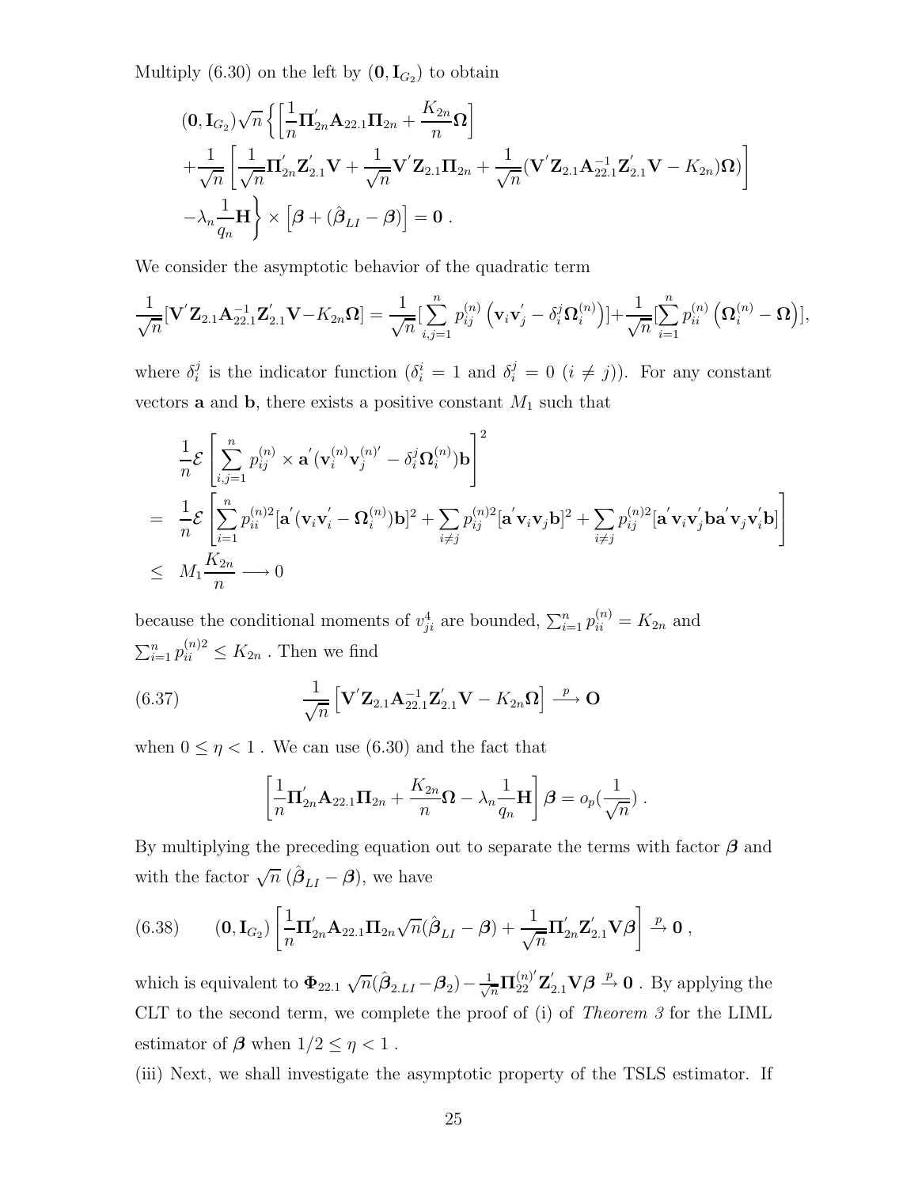Multiply (6.30) on the left by $(\mathbf{0}, \mathbf{I}_{G_2})$ to obtain

$$
\begin{aligned}
&(\mathbf{0}, \mathbf{I}_{G_2})\sqrt{n}\Big\{\Big[\frac{1}{n}\mathbf{\Pi}_{2n}^{'}\mathbf{A}_{22.1}\mathbf{\Pi}_{2n} + \frac{K_{2n}}{n}\mathbf{\Omega}\Big] \\
&+\frac{1}{\sqrt{n}}\Big[\frac{1}{\sqrt{n}}\mathbf{\Pi}_{2n}^{'}\mathbf{Z}_{2.1}^{'}\mathbf{V} + \frac{1}{\sqrt{n}}\mathbf{V}^{'}\mathbf{Z}_{2.1}\mathbf{\Pi}_{2n} + \frac{1}{\sqrt{n}}(\mathbf{V}^{'}\mathbf{Z}_{2.1}\mathbf{A}_{22.1}^{-1}\mathbf{Z}_{2.1}^{'}\mathbf{V} - K_{2n})\mathbf{\Omega})\Big] \\
&-\lambda_n\frac{1}{q_n}\mathbf{H}\Big\} \times \Big[\boldsymbol{\beta} + (\hat{\boldsymbol{\beta}}_{LI} - \boldsymbol{\beta})\Big] = \mathbf{0} \ .
\end{aligned}
$$

We consider the asymptotic behavior of the quadratic term

$$
\frac{1}{\sqrt{n}}[\mathbf{V}^{'}\mathbf{Z}_{2.1}\mathbf{A}_{22.1}^{-1}\mathbf{Z}_{2.1}^{'}\mathbf{V} - K_{2n}\mathbf{\Omega}] = \frac{1}{\sqrt{n}}[\sum_{i,j=1}^{n} p_{ij}^{(n)}\left(\mathbf{v}_i\mathbf{v}_j^{'} - \delta_i^j\mathbf{\Omega}_i^{(n)}\right)] + \frac{1}{\sqrt{n}}[\sum_{i=1}^{n} p_{ii}^{(n)}\left(\mathbf{\Omega}_i^{(n)} - \mathbf{\Omega}\right)],
$$

where $\delta_i^j$ is the indicator function ($\delta_i^i = 1$ and $\delta_i^j = 0$ $(i \neq j)$). For any constant vectors $\mathbf{a}$ and $\mathbf{b}$, there exists a positive constant $M_1$ such that

$$
\begin{aligned}
&\frac{1}{n}\mathcal{E}\left[\sum_{i,j=1}^{n} p_{ij}^{(n)} \times \mathbf{a}^{'}(\mathbf{v}_i^{(n)}\mathbf{v}_j^{(n)'} - \delta_i^j\mathbf{\Omega}_i^{(n)})\mathbf{b}\right]^2 \\
=\ &\frac{1}{n}\mathcal{E}\left[\sum_{i=1}^{n} p_{ii}^{(n)2}[\mathbf{a}^{'}(\mathbf{v}_i\mathbf{v}_i^{'} - \mathbf{\Omega}_i^{(n)})\mathbf{b}]^2 + \sum_{i\neq j} p_{ij}^{(n)2}[\mathbf{a}^{'}\mathbf{v}_i\mathbf{v}_j\mathbf{b}]^2 + \sum_{i\neq j} p_{ij}^{(n)2}[\mathbf{a}^{'}\mathbf{v}_i\mathbf{v}_j^{'}\mathbf{b}\mathbf{a}^{'}\mathbf{v}_j\mathbf{v}_i^{'}\mathbf{b}]\right] \\
\leq\ & M_1\frac{K_{2n}}{n} \longrightarrow 0
\end{aligned}
$$

because the conditional moments of $v_{ji}^4$ are bounded, $\sum_{i=1}^{n} p_{ii}^{(n)} = K_{2n}$ and $\sum_{i=1}^{n} p_{ii}^{(n)2} \leq K_{2n}$ . Then we find

$$
\frac{1}{\sqrt{n}}\left[\mathbf{V}^{'}\mathbf{Z}_{2.1}\mathbf{A}_{22.1}^{-1}\mathbf{Z}_{2.1}^{'}\mathbf{V} - K_{2n}\mathbf{\Omega}\right] \xrightarrow{p} \mathbf{O} \tag{6.37}
$$

when $0 \leq \eta < 1$ . We can use (6.30) and the fact that

$$
\left[\frac{1}{n}\mathbf{\Pi}_{2n}^{'}\mathbf{A}_{22.1}\mathbf{\Pi}_{2n} + \frac{K_{2n}}{n}\mathbf{\Omega} - \lambda_n\frac{1}{q_n}\mathbf{H}\right]\boldsymbol{\beta} = o_p(\frac{1}{\sqrt{n}}) \ .
$$

By multiplying the preceding equation out to separate the terms with factor $\boldsymbol{\beta}$ and with the factor $\sqrt{n}\ (\hat{\boldsymbol{\beta}}_{LI} - \boldsymbol{\beta})$, we have

$$
(\mathbf{0}, \mathbf{I}_{G_2})\left[\frac{1}{n}\mathbf{\Pi}_{2n}^{'}\mathbf{A}_{22.1}\mathbf{\Pi}_{2n}\sqrt{n}(\hat{\boldsymbol{\beta}}_{LI} - \boldsymbol{\beta}) + \frac{1}{\sqrt{n}}\mathbf{\Pi}_{2n}^{'}\mathbf{Z}_{2.1}^{'}\mathbf{V}\boldsymbol{\beta}\right] \xrightarrow{p} \mathbf{0} \ , \tag{6.38}
$$

which is equivalent to $\mathbf{\Phi}_{22.1}\ \sqrt{n}(\hat{\boldsymbol{\beta}}_{2.LI} - \boldsymbol{\beta}_2) - \frac{1}{\sqrt{n}}\mathbf{\Pi}_{22}^{(n)'}\mathbf{Z}_{2.1}^{'}\mathbf{V}\boldsymbol{\beta} \xrightarrow{p} \mathbf{0}$ . By applying the CLT to the second term, we complete the proof of (i) of *Theorem 3* for the LIML estimator of $\boldsymbol{\beta}$ when $1/2 \leq \eta < 1$ .

(iii) Next, we shall investigate the asymptotic property of the TSLS estimator. If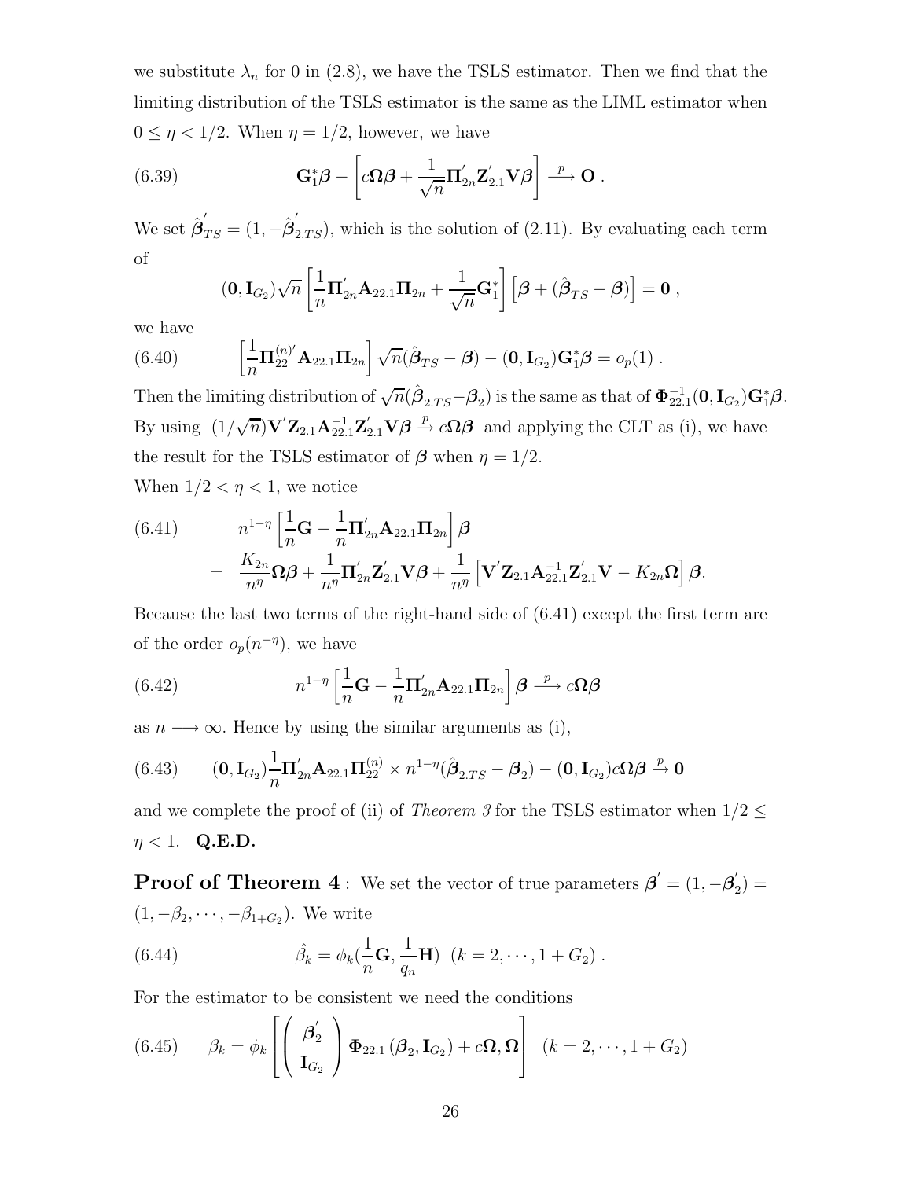we substitute $\lambda_n$ for 0 in (2.8), we have the TSLS estimator. Then we find that the limiting distribution of the TSLS estimator is the same as the LIML estimator when $0 \leq \eta < 1/2$. When $\eta = 1/2$, however, we have

$$\mathbf{G}_1^* \boldsymbol{\beta} - \left[ c\boldsymbol{\Omega}\boldsymbol{\beta} + \frac{1}{\sqrt{n}} \boldsymbol{\Pi}_{2n}^{'} \mathbf{Z}_{2.1}^{'} \mathbf{V}\boldsymbol{\beta} \right] \xrightarrow{p} \mathbf{O} \ . \tag{6.39}$$

We set $\hat{\boldsymbol{\beta}}_{TS}^{'} = (1, -\hat{\boldsymbol{\beta}}_{2.TS}^{'})$, which is the solution of (2.11). By evaluating each term of

$$(\mathbf{0}, \mathbf{I}_{G_2}) \sqrt{n} \left[ \frac{1}{n} \boldsymbol{\Pi}_{2n}^{'} \mathbf{A}_{22.1} \boldsymbol{\Pi}_{2n} + \frac{1}{\sqrt{n}} \mathbf{G}_1^* \right] \left[ \boldsymbol{\beta} + (\hat{\boldsymbol{\beta}}_{TS} - \boldsymbol{\beta}) \right] = \mathbf{0} \ ,$$

we have

$$\left[ \frac{1}{n} \boldsymbol{\Pi}_{22}^{(n)'} \mathbf{A}_{22.1} \boldsymbol{\Pi}_{2n} \right] \sqrt{n} (\hat{\boldsymbol{\beta}}_{TS} - \boldsymbol{\beta}) - (\mathbf{0}, \mathbf{I}_{G_2}) \mathbf{G}_1^* \boldsymbol{\beta} = o_p(1) \ . \tag{6.40}$$

Then the limiting distribution of $\sqrt{n}(\hat{\boldsymbol{\beta}}_{2.TS} - \boldsymbol{\beta}_2)$ is the same as that of $\boldsymbol{\Phi}_{22.1}^{-1} (\mathbf{0}, \mathbf{I}_{G_2}) \mathbf{G}_1^* \boldsymbol{\beta}$. By using $(1/\sqrt{n}) \mathbf{V}^{'} \mathbf{Z}_{2.1} \mathbf{A}_{22.1}^{-1} \mathbf{Z}_{2.1}^{'} \mathbf{V}\boldsymbol{\beta} \xrightarrow{p} c\boldsymbol{\Omega}\boldsymbol{\beta}$ and applying the CLT as (i), we have the result for the TSLS estimator of $\boldsymbol{\beta}$ when $\eta = 1/2$.

When $1/2 < \eta < 1$, we notice

$$\begin{aligned} & n^{1-\eta} \left[ \frac{1}{n} \mathbf{G} - \frac{1}{n} \boldsymbol{\Pi}_{2n}^{'} \mathbf{A}_{22.1} \boldsymbol{\Pi}_{2n} \right] \boldsymbol{\beta} \\ = \ & \frac{K_{2n}}{n^{\eta}} \boldsymbol{\Omega}\boldsymbol{\beta} + \frac{1}{n^{\eta}} \boldsymbol{\Pi}_{2n}^{'} \mathbf{Z}_{2.1}^{'} \mathbf{V}\boldsymbol{\beta} + \frac{1}{n^{\eta}} \left[ \mathbf{V}^{'} \mathbf{Z}_{2.1} \mathbf{A}_{22.1}^{-1} \mathbf{Z}_{2.1}^{'} \mathbf{V} - K_{2n} \boldsymbol{\Omega} \right] \boldsymbol{\beta}. \end{aligned} \tag{6.41}$$

Because the last two terms of the right-hand side of (6.41) except the first term are of the order $o_p(n^{-\eta})$, we have

$$n^{1-\eta} \left[ \frac{1}{n} \mathbf{G} - \frac{1}{n} \boldsymbol{\Pi}_{2n}^{'} \mathbf{A}_{22.1} \boldsymbol{\Pi}_{2n} \right] \boldsymbol{\beta} \xrightarrow{p} c\boldsymbol{\Omega}\boldsymbol{\beta} \tag{6.42}$$

as $n \longrightarrow \infty$. Hence by using the similar arguments as (i),

$$(\mathbf{0}, \mathbf{I}_{G_2}) \frac{1}{n} \boldsymbol{\Pi}_{2n}^{'} \mathbf{A}_{22.1} \boldsymbol{\Pi}_{22}^{(n)} \times n^{1-\eta} (\hat{\boldsymbol{\beta}}_{2.TS} - \boldsymbol{\beta}_2) - (\mathbf{0}, \mathbf{I}_{G_2}) c\boldsymbol{\Omega}\boldsymbol{\beta} \xrightarrow{p} \mathbf{0} \tag{6.43}$$

and we complete the proof of (ii) of *Theorem 3* for the TSLS estimator when $1/2 \leq \eta < 1$. **Q.E.D.**

**Proof of Theorem 4** : We set the vector of true parameters $\boldsymbol{\beta}^{'} = (1, -\boldsymbol{\beta}_2^{'}) = (1, -\beta_2, \cdots, -\beta_{1+G_2})$. We write

$$\hat{\beta}_k = \phi_k \left( \frac{1}{n} \mathbf{G}, \frac{1}{q_n} \mathbf{H} \right) \ \ (k = 2, \cdots, 1 + G_2) \ . \tag{6.44}$$

For the estimator to be consistent we need the conditions

$$\beta_k = \phi_k \left[ \begin{pmatrix} \boldsymbol{\beta}_2^{'} \\ \mathbf{I}_{G_2} \end{pmatrix} \boldsymbol{\Phi}_{22.1} (\boldsymbol{\beta}_2, \mathbf{I}_{G_2}) + c\boldsymbol{\Omega}, \boldsymbol{\Omega} \right] \ \ (k = 2, \cdots, 1 + G_2) \tag{6.45}$$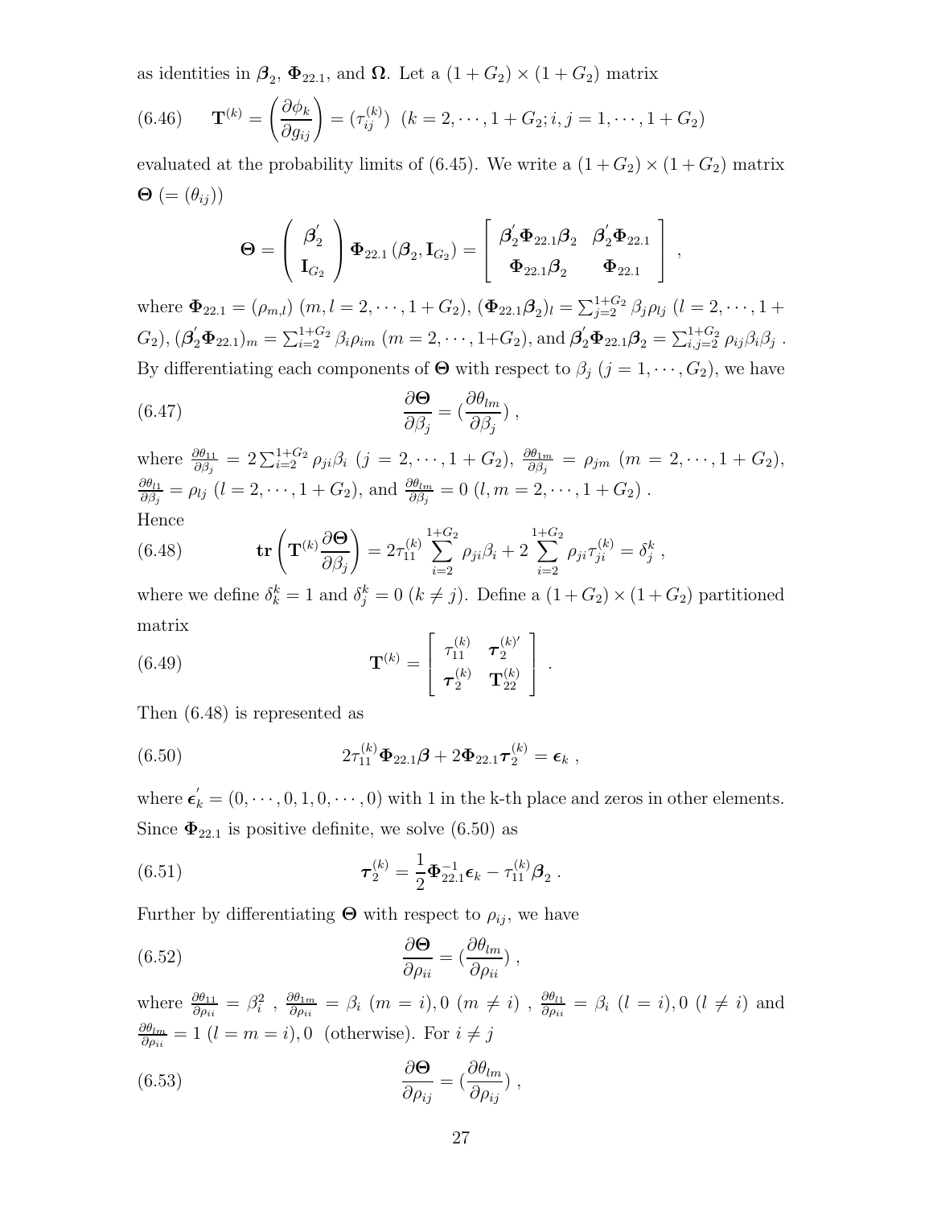as identities in $\boldsymbol{\beta}_2$, $\boldsymbol{\Phi}_{22.1}$, and $\boldsymbol{\Omega}$. Let a $(1+G_2)\times(1+G_2)$ matrix

$$
\text{(6.46)} \qquad \mathbf{T}^{(k)} = \left(\frac{\partial \phi_k}{\partial g_{ij}}\right) = (\tau_{ij}^{(k)}) \;\; (k=2,\cdots,1+G_2; i,j=1,\cdots,1+G_2)
$$

evaluated at the probability limits of (6.45). We write a $(1+G_2)\times(1+G_2)$ matrix $\boldsymbol{\Theta}$ $(=(\theta_{ij}))$

$$
\boldsymbol{\Theta} = \begin{pmatrix} \boldsymbol{\beta}_2^{'} \\ \mathbf{I}_{G_2} \end{pmatrix} \boldsymbol{\Phi}_{22.1}\left(\boldsymbol{\beta}_2, \mathbf{I}_{G_2}\right) = \begin{bmatrix} \boldsymbol{\beta}_2^{'}\boldsymbol{\Phi}_{22.1}\boldsymbol{\beta}_2 & \boldsymbol{\beta}_2^{'}\boldsymbol{\Phi}_{22.1} \\ \boldsymbol{\Phi}_{22.1}\boldsymbol{\beta}_2 & \boldsymbol{\Phi}_{22.1} \end{bmatrix} ,
$$

where $\boldsymbol{\Phi}_{22.1}=(\rho_{m,l})$ $(m,l=2,\cdots,1+G_2)$, $(\boldsymbol{\Phi}_{22.1}\boldsymbol{\beta}_2)_l=\sum_{j=2}^{1+G_2}\beta_j\rho_{lj}$ $(l=2,\cdots,1+G_2)$, $(\boldsymbol{\beta}_2^{'}\boldsymbol{\Phi}_{22.1})_m=\sum_{i=2}^{1+G_2}\beta_i\rho_{im}$ $(m=2,\cdots,1+G_2)$, and $\boldsymbol{\beta}_2^{'}\boldsymbol{\Phi}_{22.1}\boldsymbol{\beta}_2=\sum_{i,j=2}^{1+G_2}\rho_{ij}\beta_i\beta_j$ . By differentiating each components of $\boldsymbol{\Theta}$ with respect to $\beta_j$ $(j=1,\cdots,G_2)$, we have

$$
\text{(6.47)} \qquad \frac{\partial \boldsymbol{\Theta}}{\partial \beta_j} = (\frac{\partial \theta_{lm}}{\partial \beta_j}) ,
$$

where $\frac{\partial \theta_{11}}{\partial \beta_j}=2\sum_{i=2}^{1+G_2}\rho_{ji}\beta_i$ $(j=2,\cdots,1+G_2)$, $\frac{\partial \theta_{1m}}{\partial \beta_j}=\rho_{jm}$ $(m=2,\cdots,1+G_2)$, $\frac{\partial \theta_{l1}}{\partial \beta_j}=\rho_{lj}$ $(l=2,\cdots,1+G_2)$, and $\frac{\partial \theta_{lm}}{\partial \beta_j}=0$ $(l,m=2,\cdots,1+G_2)$ .
Hence

$$
\text{(6.48)} \qquad \mathbf{tr}\left(\mathbf{T}^{(k)}\frac{\partial \boldsymbol{\Theta}}{\partial \beta_j}\right) = 2\tau_{11}^{(k)}\sum_{i=2}^{1+G_2}\rho_{ji}\beta_i + 2\sum_{i=2}^{1+G_2}\rho_{ji}\tau_{ji}^{(k)} = \delta_j^k ,
$$

where we define $\delta_k^k=1$ and $\delta_j^k=0$ $(k\neq j)$. Define a $(1+G_2)\times(1+G_2)$ partitioned matrix

$$
\text{(6.49)} \qquad \mathbf{T}^{(k)} = \begin{bmatrix} \tau_{11}^{(k)} & \boldsymbol{\tau}_2^{(k)'} \\ \boldsymbol{\tau}_2^{(k)} & \mathbf{T}_{22}^{(k)} \end{bmatrix} .
$$

Then (6.48) is represented as

$$
\text{(6.50)} \qquad 2\tau_{11}^{(k)}\boldsymbol{\Phi}_{22.1}\boldsymbol{\beta} + 2\boldsymbol{\Phi}_{22.1}\boldsymbol{\tau}_2^{(k)} = \boldsymbol{\epsilon}_k ,
$$

where $\boldsymbol{\epsilon}_k^{'}=(0,\cdots,0,1,0,\cdots,0)$ with 1 in the k-th place and zeros in other elements. Since $\boldsymbol{\Phi}_{22.1}$ is positive definite, we solve (6.50) as

$$
\text{(6.51)} \qquad \boldsymbol{\tau}_2^{(k)} = \frac{1}{2}\boldsymbol{\Phi}_{22.1}^{-1}\boldsymbol{\epsilon}_k - \tau_{11}^{(k)}\boldsymbol{\beta}_2 .
$$

Further by differentiating $\boldsymbol{\Theta}$ with respect to $\rho_{ij}$, we have

$$
\text{(6.52)} \qquad \frac{\partial \boldsymbol{\Theta}}{\partial \rho_{ii}} = (\frac{\partial \theta_{lm}}{\partial \rho_{ii}}) ,
$$

where $\frac{\partial \theta_{11}}{\partial \rho_{ii}}=\beta_i^2$ , $\frac{\partial \theta_{1m}}{\partial \rho_{ii}}=\beta_i$ $(m=i), 0$ $(m\neq i)$ , $\frac{\partial \theta_{l1}}{\partial \rho_{ii}}=\beta_i$ $(l=i), 0$ $(l\neq i)$ and $\frac{\partial \theta_{lm}}{\partial \rho_{ii}}=1$ $(l=m=i), 0$ (otherwise). For $i\neq j$

$$
\text{(6.53)} \qquad \frac{\partial \boldsymbol{\Theta}}{\partial \rho_{ij}} = (\frac{\partial \theta_{lm}}{\partial \rho_{ij}}) ,
$$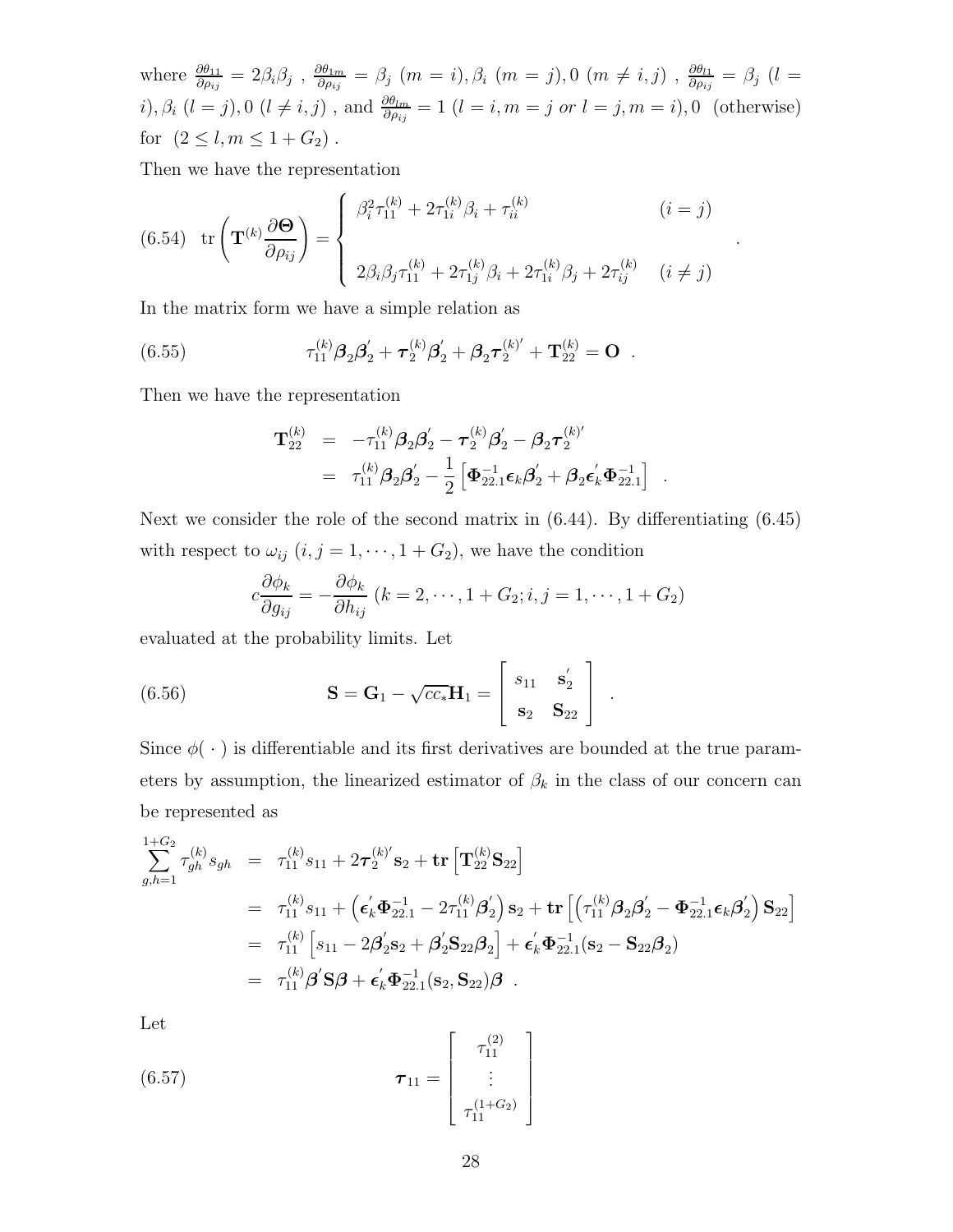where $\frac{\partial \theta_{11}}{\partial \rho_{ij}} = 2\beta_i\beta_j$ , $\frac{\partial \theta_{1m}}{\partial \rho_{ij}} = \beta_j \ (m=i), \beta_i \ (m=j), 0 \ (m \neq i,j)$ , $\frac{\partial \theta_{l1}}{\partial \rho_{ij}} = \beta_j \ (l=i), \beta_i \ (l=j), 0 \ (l \neq i,j)$ , and $\frac{\partial \theta_{lm}}{\partial \rho_{ij}} = 1 \ (l=i, m=j \ or \ l=j, m=i), 0 \ \ (\text{otherwise})$ for $(2 \leq l, m \leq 1+G_2)$ .

Then we have the representation

$$
(6.54) \quad \mathrm{tr}\left(\mathbf{T}^{(k)}\frac{\partial \mathbf{\Theta}}{\partial \rho_{ij}}\right) = \begin{cases} \beta_i^2\tau_{11}^{(k)} + 2\tau_{1i}^{(k)}\beta_i + \tau_{ii}^{(k)} & (i=j) \\ \\ 2\beta_i\beta_j\tau_{11}^{(k)} + 2\tau_{1j}^{(k)}\beta_i + 2\tau_{1i}^{(k)}\beta_j + 2\tau_{ij}^{(k)} & (i \neq j) \end{cases} .
$$

In the matrix form we have a simple relation as

$$
(6.55) \qquad \tau_{11}^{(k)}\boldsymbol{\beta}_2\boldsymbol{\beta}_2^{'} + \boldsymbol{\tau}_2^{(k)}\boldsymbol{\beta}_2^{'} + \boldsymbol{\beta}_2\boldsymbol{\tau}_2^{(k)'} + \mathbf{T}_{22}^{(k)} = \mathbf{O} \ .
$$

Then we have the representation

$$
\begin{aligned}
\mathbf{T}_{22}^{(k)} &= -\tau_{11}^{(k)}\boldsymbol{\beta}_2\boldsymbol{\beta}_2^{'} - \boldsymbol{\tau}_2^{(k)}\boldsymbol{\beta}_2^{'} - \boldsymbol{\beta}_2\boldsymbol{\tau}_2^{(k)'} \\
&= \tau_{11}^{(k)}\boldsymbol{\beta}_2\boldsymbol{\beta}_2^{'} - \frac{1}{2}\left[\mathbf{\Phi}_{22.1}^{-1}\boldsymbol{\epsilon}_k\boldsymbol{\beta}_2^{'} + \boldsymbol{\beta}_2\boldsymbol{\epsilon}_k^{'}\mathbf{\Phi}_{22.1}^{-1}\right] \ .
\end{aligned}
$$

Next we consider the role of the second matrix in (6.44). By differentiating (6.45) with respect to $\omega_{ij}$ $(i,j=1,\cdots,1+G_2)$, we have the condition

$$
c\frac{\partial \phi_k}{\partial g_{ij}} = -\frac{\partial \phi_k}{\partial h_{ij}} \ (k=2,\cdots,1+G_2; i,j=1,\cdots,1+G_2)
$$

evaluated at the probability limits. Let

$$
(6.56) \qquad \mathbf{S} = \mathbf{G}_1 - \sqrt{cc_*}\mathbf{H}_1 = \begin{bmatrix} s_{11} & \mathbf{s}_2^{'} \\ \mathbf{s}_2 & \mathbf{S}_{22} \end{bmatrix} \ .
$$

Since $\phi(\,\cdot\,)$ is differentiable and its first derivatives are bounded at the true parameters by assumption, the linearized estimator of $\beta_k$ in the class of our concern can be represented as

$$
\begin{aligned}
\sum_{g,h=1}^{1+G_2}\tau_{gh}^{(k)}s_{gh} &= \tau_{11}^{(k)}s_{11} + 2\boldsymbol{\tau}_2^{(k)'}\mathbf{s}_2 + \mathbf{tr}\left[\mathbf{T}_{22}^{(k)}\mathbf{S}_{22}\right] \\
&= \tau_{11}^{(k)}s_{11} + \left(\boldsymbol{\epsilon}_k^{'}\mathbf{\Phi}_{22.1}^{-1} - 2\tau_{11}^{(k)}\boldsymbol{\beta}_2^{'}\right)\mathbf{s}_2 + \mathbf{tr}\left[\left(\tau_{11}^{(k)}\boldsymbol{\beta}_2\boldsymbol{\beta}_2^{'} - \mathbf{\Phi}_{22.1}^{-1}\boldsymbol{\epsilon}_k\boldsymbol{\beta}_2^{'}\right)\mathbf{S}_{22}\right] \\
&= \tau_{11}^{(k)}\left[s_{11} - 2\boldsymbol{\beta}_2^{'}\mathbf{s}_2 + \boldsymbol{\beta}_2^{'}\mathbf{S}_{22}\boldsymbol{\beta}_2\right] + \boldsymbol{\epsilon}_k^{'}\mathbf{\Phi}_{22.1}^{-1}(\mathbf{s}_2 - \mathbf{S}_{22}\boldsymbol{\beta}_2) \\
&= \tau_{11}^{(k)}\boldsymbol{\beta}^{'}\mathbf{S}\boldsymbol{\beta} + \boldsymbol{\epsilon}_k^{'}\mathbf{\Phi}_{22.1}^{-1}(\mathbf{s}_2, \mathbf{S}_{22})\boldsymbol{\beta} \ .
\end{aligned}
$$

Let

$$
(6.57) \qquad \boldsymbol{\tau}_{11} = \begin{bmatrix} \tau_{11}^{(2)} \\ \vdots \\ \tau_{11}^{(1+G_2)} \end{bmatrix}
$$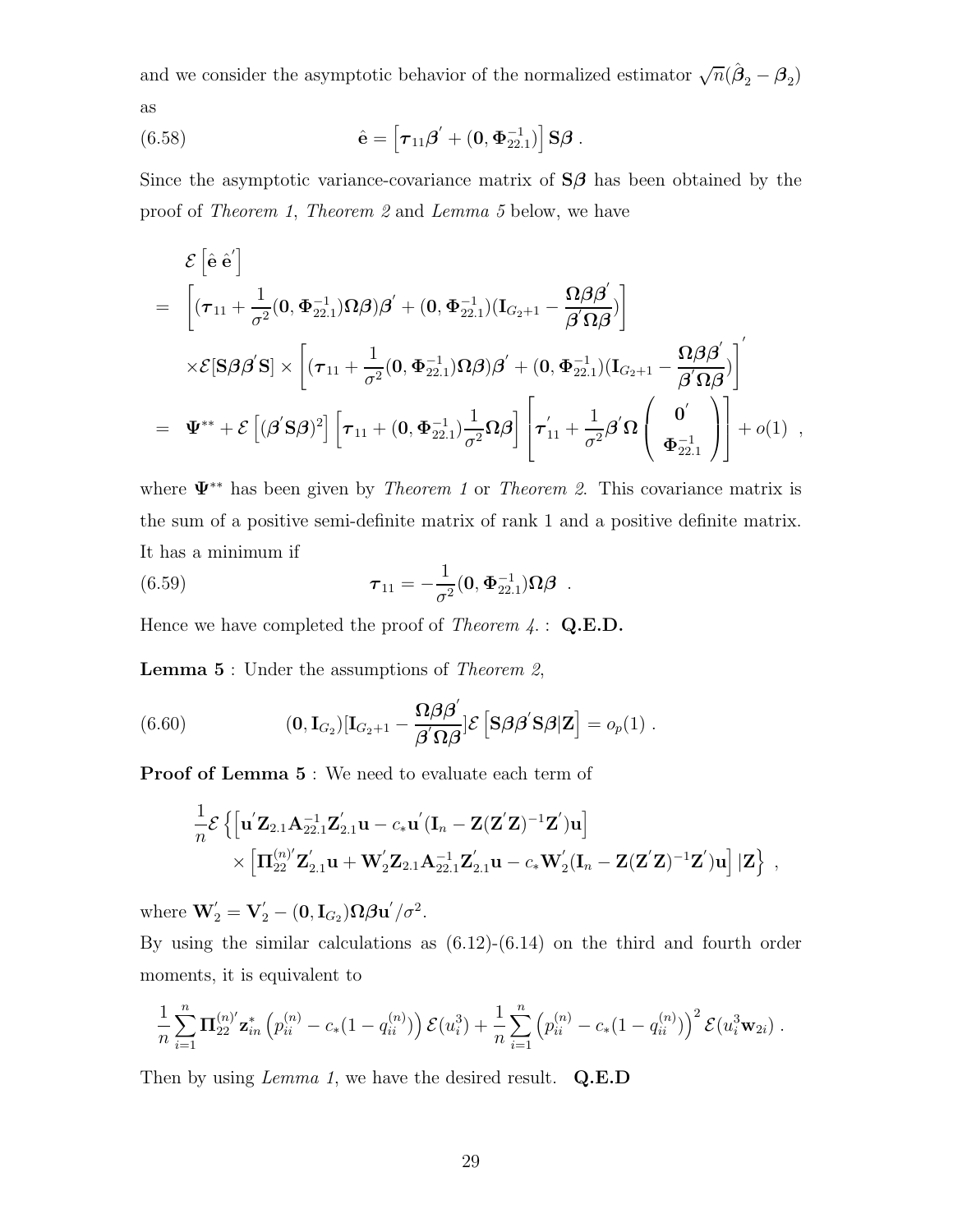and we consider the asymptotic behavior of the normalized estimator $\sqrt{n}(\hat{\boldsymbol{\beta}}_2 - \boldsymbol{\beta}_2)$ as

$$\hat{\mathbf{e}} = \left[\boldsymbol{\tau}_{11}\boldsymbol{\beta}^{'} + (\mathbf{0}, \boldsymbol{\Phi}_{22.1}^{-1})\right]\mathbf{S}\boldsymbol{\beta} \ . \tag{6.58}$$

Since the asymptotic variance-covariance matrix of $\mathbf{S}\boldsymbol{\beta}$ has been obtained by the proof of *Theorem 1*, *Theorem 2* and *Lemma 5* below, we have

$$\begin{aligned}
& \mathcal{E}\left[\hat{\mathbf{e}}\,\hat{\mathbf{e}}^{'}\right] \\
= & \left[(\boldsymbol{\tau}_{11} + \frac{1}{\sigma^2}(\mathbf{0}, \boldsymbol{\Phi}_{22.1}^{-1})\boldsymbol{\Omega}\boldsymbol{\beta})\boldsymbol{\beta}^{'} + (\mathbf{0}, \boldsymbol{\Phi}_{22.1}^{-1})(\mathbf{I}_{G_2+1} - \frac{\boldsymbol{\Omega}\boldsymbol{\beta}\boldsymbol{\beta}^{'}}{\boldsymbol{\beta}^{'}\boldsymbol{\Omega}\boldsymbol{\beta}})\right] \\
& \times \mathcal{E}[\mathbf{S}\boldsymbol{\beta}\boldsymbol{\beta}^{'}\mathbf{S}] \times \left[(\boldsymbol{\tau}_{11} + \frac{1}{\sigma^2}(\mathbf{0}, \boldsymbol{\Phi}_{22.1}^{-1})\boldsymbol{\Omega}\boldsymbol{\beta})\boldsymbol{\beta}^{'} + (\mathbf{0}, \boldsymbol{\Phi}_{22.1}^{-1})(\mathbf{I}_{G_2+1} - \frac{\boldsymbol{\Omega}\boldsymbol{\beta}\boldsymbol{\beta}^{'}}{\boldsymbol{\beta}^{'}\boldsymbol{\Omega}\boldsymbol{\beta}})\right]^{'} \\
= & \boldsymbol{\Psi}^{**} + \mathcal{E}\left[(\boldsymbol{\beta}^{'}\mathbf{S}\boldsymbol{\beta})^2\right]\left[\boldsymbol{\tau}_{11} + (\mathbf{0}, \boldsymbol{\Phi}_{22.1}^{-1})\frac{1}{\sigma^2}\boldsymbol{\Omega}\boldsymbol{\beta}\right]\left[\boldsymbol{\tau}_{11}^{'} + \frac{1}{\sigma^2}\boldsymbol{\beta}^{'}\boldsymbol{\Omega}\begin{pmatrix}\mathbf{0}^{'} \\ \boldsymbol{\Phi}_{22.1}^{-1}\end{pmatrix}\right] + o(1) \ ,
\end{aligned}$$

where $\boldsymbol{\Psi}^{**}$ has been given by *Theorem 1* or *Theorem 2*. This covariance matrix is the sum of a positive semi-definite matrix of rank 1 and a positive definite matrix. It has a minimum if

$$\boldsymbol{\tau}_{11} = -\frac{1}{\sigma^2}(\mathbf{0}, \boldsymbol{\Phi}_{22.1}^{-1})\boldsymbol{\Omega}\boldsymbol{\beta} \ . \tag{6.59}$$

Hence we have completed the proof of *Theorem 4.* : **Q.E.D.**

**Lemma 5** : Under the assumptions of *Theorem 2*,

$$(\mathbf{0}, \mathbf{I}_{G_2})[\mathbf{I}_{G_2+1} - \frac{\boldsymbol{\Omega}\boldsymbol{\beta}\boldsymbol{\beta}^{'}}{\boldsymbol{\beta}^{'}\boldsymbol{\Omega}\boldsymbol{\beta}}]\mathcal{E}\left[\mathbf{S}\boldsymbol{\beta}\boldsymbol{\beta}^{'}\mathbf{S}\boldsymbol{\beta}|\mathbf{Z}\right] = o_p(1) \ . \tag{6.60}$$

**Proof of Lemma 5** : We need to evaluate each term of

$$\begin{aligned}
& \frac{1}{n}\mathcal{E}\left\{\left[\mathbf{u}^{'}\mathbf{Z}_{2.1}\mathbf{A}_{22.1}^{-1}\mathbf{Z}_{2.1}^{'}\mathbf{u} - c_*\mathbf{u}^{'}(\mathbf{I}_n - \mathbf{Z}(\mathbf{Z}^{'}\mathbf{Z})^{-1}\mathbf{Z}^{'})\mathbf{u}\right]\right. \\
& \qquad \left. \times\left[\boldsymbol{\Pi}_{22}^{(n)'}\mathbf{Z}_{2.1}^{'}\mathbf{u} + \mathbf{W}_2^{'}\mathbf{Z}_{2.1}\mathbf{A}_{22.1}^{-1}\mathbf{Z}_{2.1}^{'}\mathbf{u} - c_*\mathbf{W}_2^{'}(\mathbf{I}_n - \mathbf{Z}(\mathbf{Z}^{'}\mathbf{Z})^{-1}\mathbf{Z}^{'})\mathbf{u}\right]|\mathbf{Z}\right\} \ ,
\end{aligned}$$

where $\mathbf{W}_2^{'} = \mathbf{V}_2^{'} - (\mathbf{0}, \mathbf{I}_{G_2})\boldsymbol{\Omega}\boldsymbol{\beta}\mathbf{u}^{'}/\sigma^2$.

By using the similar calculations as (6.12)-(6.14) on the third and fourth order moments, it is equivalent to

$$\frac{1}{n}\sum_{i=1}^{n}\boldsymbol{\Pi}_{22}^{(n)'}\mathbf{z}_{in}^{*}\left(p_{ii}^{(n)} - c_*(1 - q_{ii}^{(n)})\right)\mathcal{E}(u_i^3) + \frac{1}{n}\sum_{i=1}^{n}\left(p_{ii}^{(n)} - c_*(1 - q_{ii}^{(n)})\right)^2\mathcal{E}(u_i^3\mathbf{w}_{2i}) \ .$$

Then by using *Lemma 1*, we have the desired result. **Q.E.D**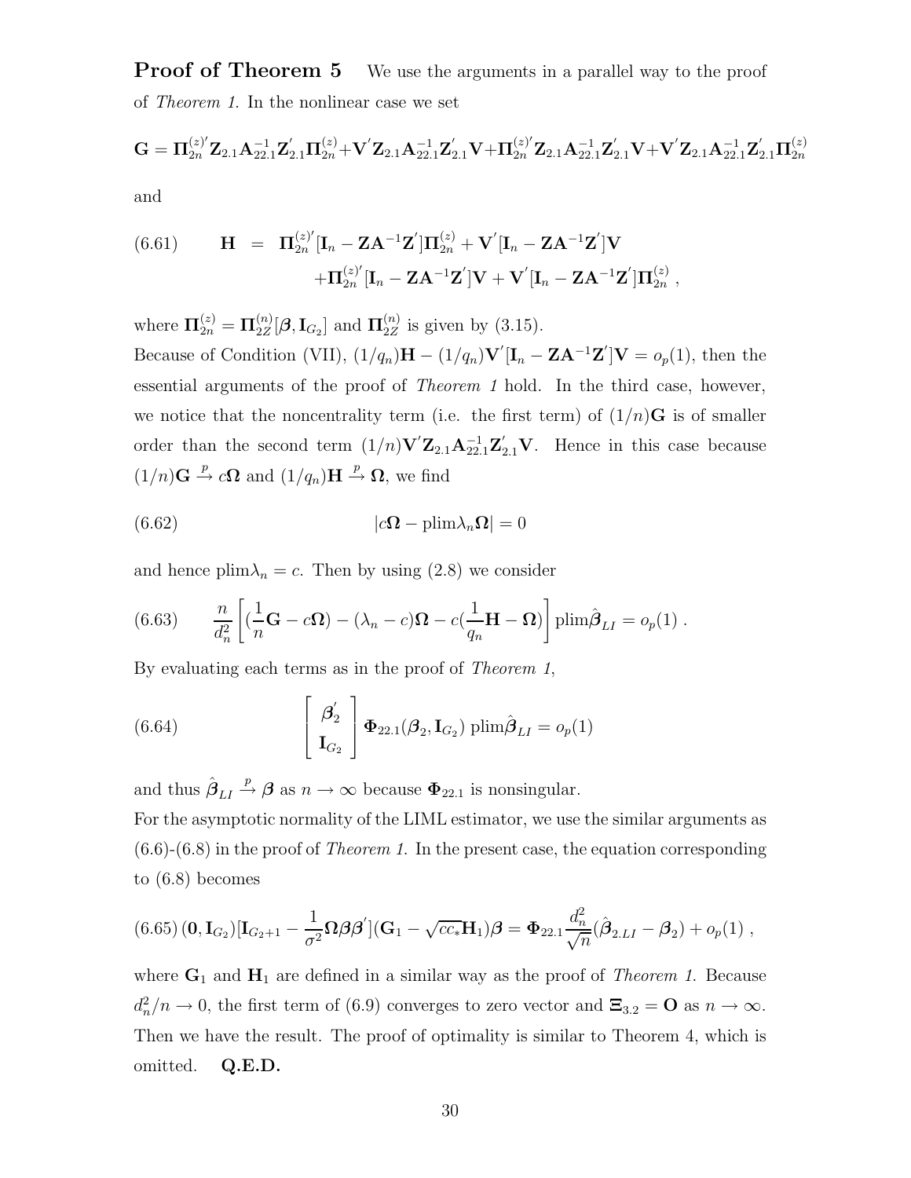**Proof of Theorem 5** We use the arguments in a parallel way to the proof of *Theorem 1*. In the nonlinear case we set

$$\mathbf{G} = \mathbf{\Pi}_{2n}^{(z)'}\mathbf{Z}_{2.1}\mathbf{A}_{22.1}^{-1}\mathbf{Z}_{2.1}^{'}\mathbf{\Pi}_{2n}^{(z)} + \mathbf{V}^{'}\mathbf{Z}_{2.1}\mathbf{A}_{22.1}^{-1}\mathbf{Z}_{2.1}^{'}\mathbf{V} + \mathbf{\Pi}_{2n}^{(z)'}\mathbf{Z}_{2.1}\mathbf{A}_{22.1}^{-1}\mathbf{Z}_{2.1}^{'}\mathbf{V} + \mathbf{V}^{'}\mathbf{Z}_{2.1}\mathbf{A}_{22.1}^{-1}\mathbf{Z}_{2.1}^{'}\mathbf{\Pi}_{2n}^{(z)}$$

and

$$\begin{aligned} \text{(6.61)} \qquad \mathbf{H} &= \mathbf{\Pi}_{2n}^{(z)'}[\mathbf{I}_n - \mathbf{Z}\mathbf{A}^{-1}\mathbf{Z}^{'}]\mathbf{\Pi}_{2n}^{(z)} + \mathbf{V}^{'}[\mathbf{I}_n - \mathbf{Z}\mathbf{A}^{-1}\mathbf{Z}^{'}]\mathbf{V} \\ &\quad + \mathbf{\Pi}_{2n}^{(z)'}[\mathbf{I}_n - \mathbf{Z}\mathbf{A}^{-1}\mathbf{Z}^{'}]\mathbf{V} + \mathbf{V}^{'}[\mathbf{I}_n - \mathbf{Z}\mathbf{A}^{-1}\mathbf{Z}^{'}]\mathbf{\Pi}_{2n}^{(z)} , \end{aligned}$$

where $\mathbf{\Pi}_{2n}^{(z)} = \mathbf{\Pi}_{2Z}^{(n)}[\boldsymbol{\beta}, \mathbf{I}_{G_2}]$ and $\mathbf{\Pi}_{2Z}^{(n)}$ is given by (3.15).

Because of Condition (VII), $(1/q_n)\mathbf{H} - (1/q_n)\mathbf{V}^{'}[\mathbf{I}_n - \mathbf{Z}\mathbf{A}^{-1}\mathbf{Z}^{'}]\mathbf{V} = o_p(1)$, then the essential arguments of the proof of *Theorem 1* hold. In the third case, however, we notice that the noncentrality term (i.e. the first term) of $(1/n)\mathbf{G}$ is of smaller order than the second term $(1/n)\mathbf{V}^{'}\mathbf{Z}_{2.1}\mathbf{A}_{22.1}^{-1}\mathbf{Z}_{2.1}^{'}\mathbf{V}$. Hence in this case because $(1/n)\mathbf{G} \xrightarrow{p} c\mathbf{\Omega}$ and $(1/q_n)\mathbf{H} \xrightarrow{p} \mathbf{\Omega}$, we find

$$\text{(6.62)} \qquad |c\mathbf{\Omega} - \text{plim}\lambda_n\mathbf{\Omega}| = 0$$

and hence $\text{plim}\lambda_n = c$. Then by using (2.8) we consider

$$\text{(6.63)} \qquad \frac{n}{d_n^2}\left[(\frac{1}{n}\mathbf{G} - c\mathbf{\Omega}) - (\lambda_n - c)\mathbf{\Omega} - c(\frac{1}{q_n}\mathbf{H} - \mathbf{\Omega})\right]\text{plim}\hat{\boldsymbol{\beta}}_{LI} = o_p(1) .$$

By evaluating each terms as in the proof of *Theorem 1*,

$$\text{(6.64)} \qquad \begin{bmatrix} \boldsymbol{\beta}_2^{'} \\ \mathbf{I}_{G_2} \end{bmatrix} \mathbf{\Phi}_{22.1}(\boldsymbol{\beta}_2, \mathbf{I}_{G_2}) \text{ plim}\hat{\boldsymbol{\beta}}_{LI} = o_p(1)$$

and thus $\hat{\boldsymbol{\beta}}_{LI} \xrightarrow{p} \boldsymbol{\beta}$ as $n \to \infty$ because $\mathbf{\Phi}_{22.1}$ is nonsingular.

For the asymptotic normality of the LIML estimator, we use the similar arguments as (6.6)-(6.8) in the proof of *Theorem 1*. In the present case, the equation corresponding to (6.8) becomes

$$\text{(6.65)}\,(\mathbf{0}, \mathbf{I}_{G_2})[\mathbf{I}_{G_2+1} - \frac{1}{\sigma^2}\mathbf{\Omega}\boldsymbol{\beta}\boldsymbol{\beta}^{'}](\mathbf{G}_1 - \sqrt{cc_*}\mathbf{H}_1)\boldsymbol{\beta} = \mathbf{\Phi}_{22.1}\frac{d_n^2}{\sqrt{n}}(\hat{\boldsymbol{\beta}}_{2.LI} - \boldsymbol{\beta}_2) + o_p(1) ,$$

where $\mathbf{G}_1$ and $\mathbf{H}_1$ are defined in a similar way as the proof of *Theorem 1*. Because $d_n^2/n \to 0$, the first term of (6.9) converges to zero vector and $\mathbf{\Xi}_{3.2} = \mathbf{O}$ as $n \to \infty$. Then we have the result. The proof of optimality is similar to Theorem 4, which is omitted. **Q.E.D.**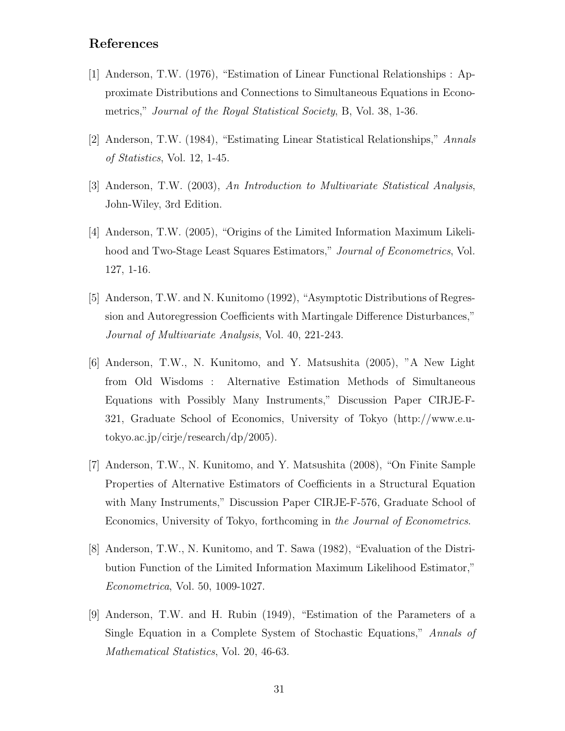## References

[1] Anderson, T.W. (1976), "Estimation of Linear Functional Relationships : Approximate Distributions and Connections to Simultaneous Equations in Econometrics," *Journal of the Royal Statistical Society*, B, Vol. 38, 1-36.

[2] Anderson, T.W. (1984), "Estimating Linear Statistical Relationships," *Annals of Statistics*, Vol. 12, 1-45.

[3] Anderson, T.W. (2003), *An Introduction to Multivariate Statistical Analysis*, John-Wiley, 3rd Edition.

[4] Anderson, T.W. (2005), "Origins of the Limited Information Maximum Likelihood and Two-Stage Least Squares Estimators," *Journal of Econometrics*, Vol. 127, 1-16.

[5] Anderson, T.W. and N. Kunitomo (1992), "Asymptotic Distributions of Regression and Autoregression Coefficients with Martingale Difference Disturbances," *Journal of Multivariate Analysis*, Vol. 40, 221-243.

[6] Anderson, T.W., N. Kunitomo, and Y. Matsushita (2005), "A New Light from Old Wisdoms : Alternative Estimation Methods of Simultaneous Equations with Possibly Many Instruments," Discussion Paper CIRJE-F-321, Graduate School of Economics, University of Tokyo (http://www.e.u-tokyo.ac.jp/cirje/research/dp/2005).

[7] Anderson, T.W., N. Kunitomo, and Y. Matsushita (2008), "On Finite Sample Properties of Alternative Estimators of Coefficients in a Structural Equation with Many Instruments," Discussion Paper CIRJE-F-576, Graduate School of Economics, University of Tokyo, forthcoming in *the Journal of Econometrics*.

[8] Anderson, T.W., N. Kunitomo, and T. Sawa (1982), "Evaluation of the Distribution Function of the Limited Information Maximum Likelihood Estimator," *Econometrica*, Vol. 50, 1009-1027.

[9] Anderson, T.W. and H. Rubin (1949), "Estimation of the Parameters of a Single Equation in a Complete System of Stochastic Equations," *Annals of Mathematical Statistics*, Vol. 20, 46-63.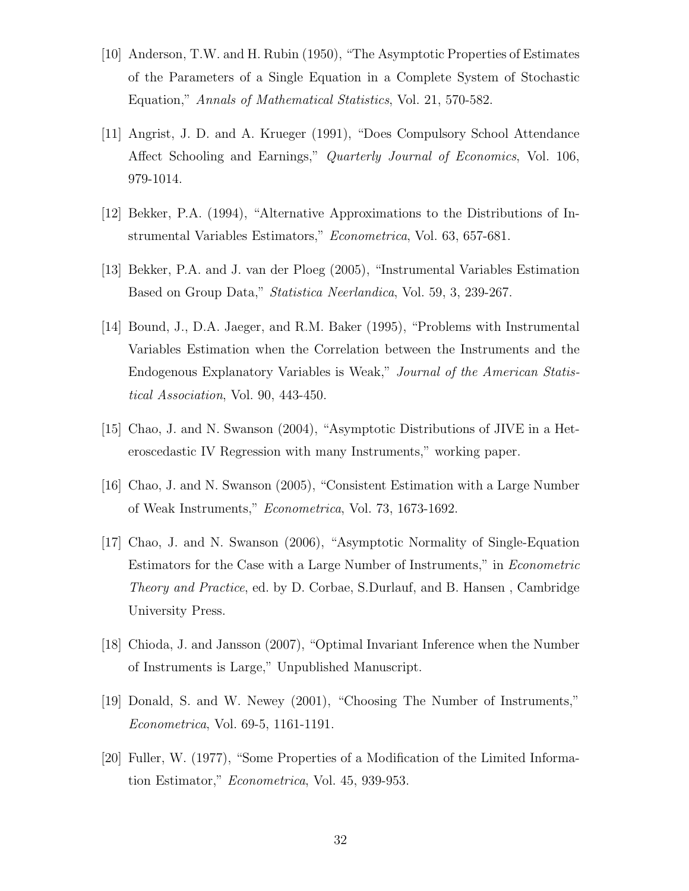[10] Anderson, T.W. and H. Rubin (1950), "The Asymptotic Properties of Estimates of the Parameters of a Single Equation in a Complete System of Stochastic Equation," *Annals of Mathematical Statistics*, Vol. 21, 570-582.

[11] Angrist, J. D. and A. Krueger (1991), "Does Compulsory School Attendance Affect Schooling and Earnings," *Quarterly Journal of Economics*, Vol. 106, 979-1014.

[12] Bekker, P.A. (1994), "Alternative Approximations to the Distributions of Instrumental Variables Estimators," *Econometrica*, Vol. 63, 657-681.

[13] Bekker, P.A. and J. van der Ploeg (2005), "Instrumental Variables Estimation Based on Group Data," *Statistica Neerlandica*, Vol. 59, 3, 239-267.

[14] Bound, J., D.A. Jaeger, and R.M. Baker (1995), "Problems with Instrumental Variables Estimation when the Correlation between the Instruments and the Endogenous Explanatory Variables is Weak," *Journal of the American Statistical Association*, Vol. 90, 443-450.

[15] Chao, J. and N. Swanson (2004), "Asymptotic Distributions of JIVE in a Heteroscedastic IV Regression with many Instruments," working paper.

[16] Chao, J. and N. Swanson (2005), "Consistent Estimation with a Large Number of Weak Instruments," *Econometrica*, Vol. 73, 1673-1692.

[17] Chao, J. and N. Swanson (2006), "Asymptotic Normality of Single-Equation Estimators for the Case with a Large Number of Instruments," in *Econometric Theory and Practice*, ed. by D. Corbae, S.Durlauf, and B. Hansen , Cambridge University Press.

[18] Chioda, J. and Jansson (2007), "Optimal Invariant Inference when the Number of Instruments is Large," Unpublished Manuscript.

[19] Donald, S. and W. Newey (2001), "Choosing The Number of Instruments," *Econometrica*, Vol. 69-5, 1161-1191.

[20] Fuller, W. (1977), "Some Properties of a Modification of the Limited Information Estimator," *Econometrica*, Vol. 45, 939-953.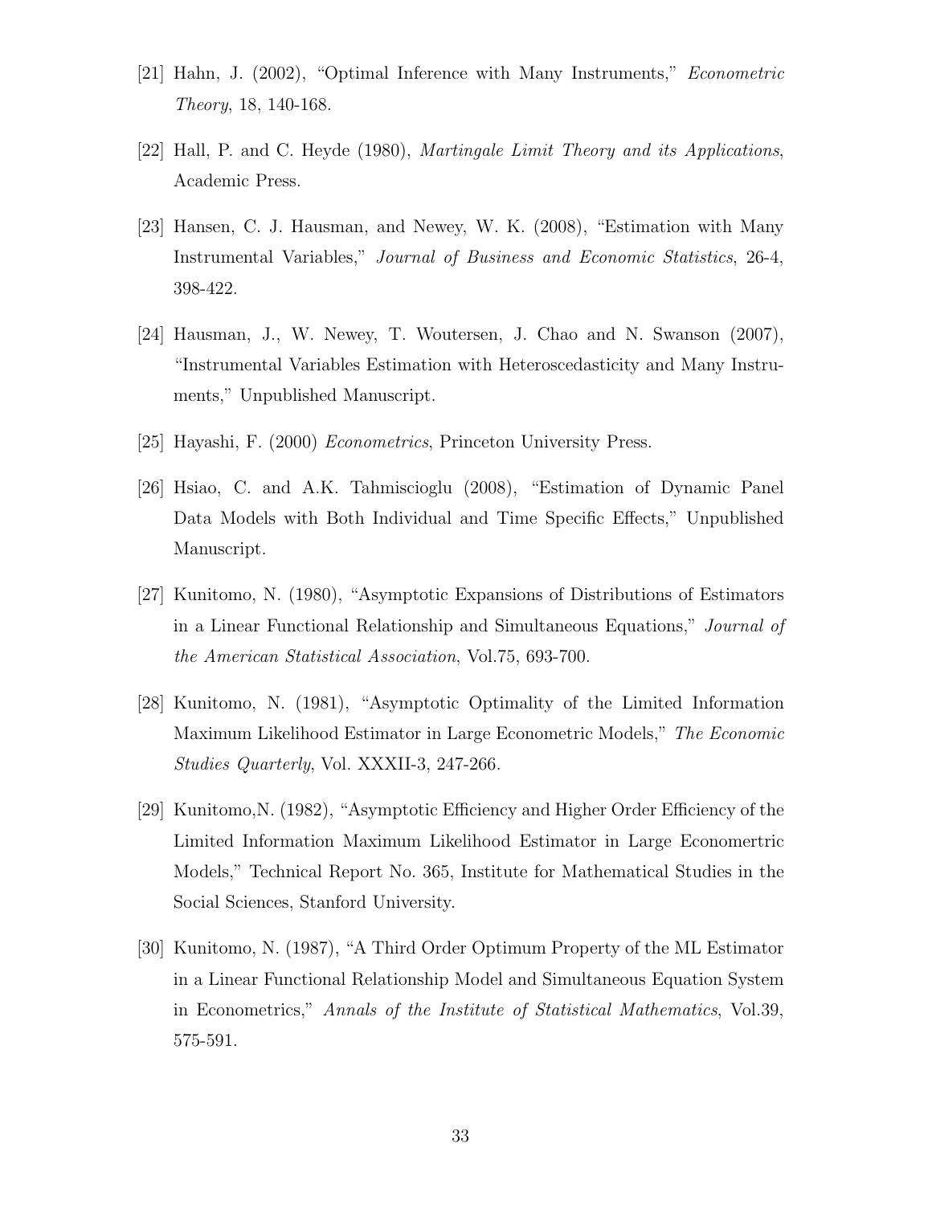[21] Hahn, J. (2002), "Optimal Inference with Many Instruments," *Econometric Theory*, 18, 140-168.

[22] Hall, P. and C. Heyde (1980), *Martingale Limit Theory and its Applications*, Academic Press.

[23] Hansen, C. J. Hausman, and Newey, W. K. (2008), "Estimation with Many Instrumental Variables," *Journal of Business and Economic Statistics*, 26-4, 398-422.

[24] Hausman, J., W. Newey, T. Woutersen, J. Chao and N. Swanson (2007), "Instrumental Variables Estimation with Heteroscedasticity and Many Instruments," Unpublished Manuscript.

[25] Hayashi, F. (2000) *Econometrics*, Princeton University Press.

[26] Hsiao, C. and A.K. Tahmiscioglu (2008), "Estimation of Dynamic Panel Data Models with Both Individual and Time Specific Effects," Unpublished Manuscript.

[27] Kunitomo, N. (1980), "Asymptotic Expansions of Distributions of Estimators in a Linear Functional Relationship and Simultaneous Equations," *Journal of the American Statistical Association*, Vol.75, 693-700.

[28] Kunitomo, N. (1981), "Asymptotic Optimality of the Limited Information Maximum Likelihood Estimator in Large Econometric Models," *The Economic Studies Quarterly*, Vol. XXXII-3, 247-266.

[29] Kunitomo,N. (1982), "Asymptotic Efficiency and Higher Order Efficiency of the Limited Information Maximum Likelihood Estimator in Large Economertric Models," Technical Report No. 365, Institute for Mathematical Studies in the Social Sciences, Stanford University.

[30] Kunitomo, N. (1987), "A Third Order Optimum Property of the ML Estimator in a Linear Functional Relationship Model and Simultaneous Equation System in Econometrics," *Annals of the Institute of Statistical Mathematics*, Vol.39, 575-591.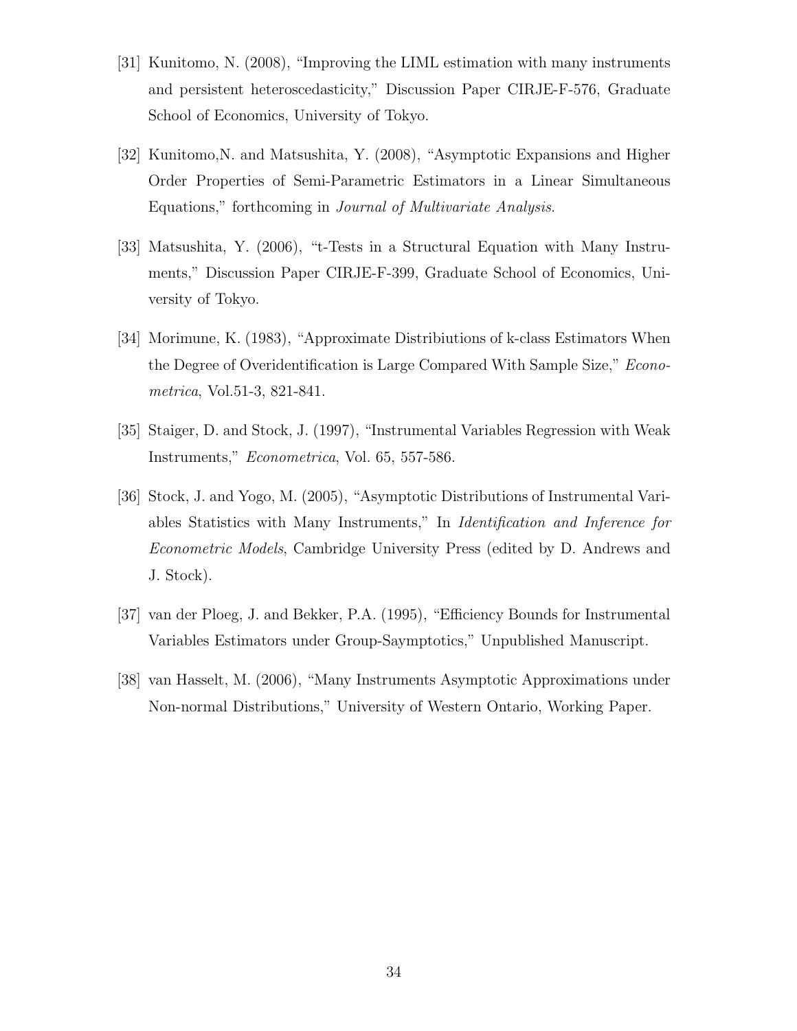[31] Kunitomo, N. (2008), "Improving the LIML estimation with many instruments and persistent heteroscedasticity," Discussion Paper CIRJE-F-576, Graduate School of Economics, University of Tokyo.

[32] Kunitomo,N. and Matsushita, Y. (2008), "Asymptotic Expansions and Higher Order Properties of Semi-Parametric Estimators in a Linear Simultaneous Equations," forthcoming in *Journal of Multivariate Analysis*.

[33] Matsushita, Y. (2006), "t-Tests in a Structural Equation with Many Instruments," Discussion Paper CIRJE-F-399, Graduate School of Economics, University of Tokyo.

[34] Morimune, K. (1983), "Approximate Distribiutions of k-class Estimators When the Degree of Overidentification is Large Compared With Sample Size," *Econometrica*, Vol.51-3, 821-841.

[35] Staiger, D. and Stock, J. (1997), "Instrumental Variables Regression with Weak Instruments," *Econometrica*, Vol. 65, 557-586.

[36] Stock, J. and Yogo, M. (2005), "Asymptotic Distributions of Instrumental Variables Statistics with Many Instruments," In *Identification and Inference for Econometric Models*, Cambridge University Press (edited by D. Andrews and J. Stock).

[37] van der Ploeg, J. and Bekker, P.A. (1995), "Efficiency Bounds for Instrumental Variables Estimators under Group-Saymptotics," Unpublished Manuscript.

[38] van Hasselt, M. (2006), "Many Instruments Asymptotic Approximations under Non-normal Distributions," University of Western Ontario, Working Paper.